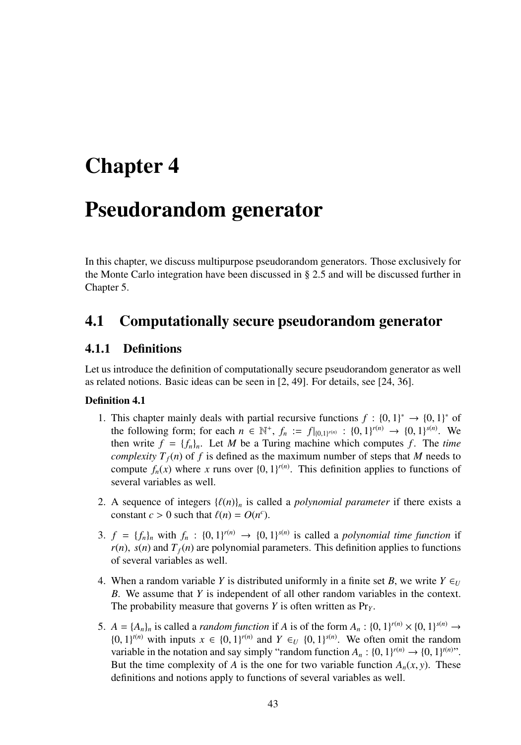# Chapter 4

# Pseudorandom generator

In this chapter, we discuss multipurpose pseudorandom generators. Those exclusively for the Monte Carlo integration have been discussed in § 2.5 and will be discussed further in Chapter 5.

## 4.1 Computationally secure pseudorandom generator

### 4.1.1 Definitions

Let us introduce the definition of computationally secure pseudorandom generator as well as related notions. Basic ideas can be seen in [2, 49]. For details, see [24, 36].

**Definition 4.1**

1. This chapter mainly deals with partial recursive functions $f : \{0,1\}^* \to \{0,1\}^*$ of the following form; for each $n \in \mathbb{N}^+$, $f_n := f|_{\{0,1\}^{r(n)}} : \{0,1\}^{r(n)} \to \{0,1\}^{s(n)}$. We then write $f = \{f_n\}_n$. Let $M$ be a Turing machine which computes $f$. The *time complexity* $T_f(n)$ of $f$ is defined as the maximum number of steps that $M$ needs to compute $f_n(x)$ where $x$ runs over $\{0,1\}^{r(n)}$. This definition applies to functions of several variables as well.

2. A sequence of integers $\{\ell(n)\}_n$ is called a *polynomial parameter* if there exists a constant $c > 0$ such that $\ell(n) = O(n^c)$.

3. $f = \{f_n\}_n$ with $f_n : \{0,1\}^{r(n)} \to \{0,1\}^{s(n)}$ is called a *polynomial time function* if $r(n)$, $s(n)$ and $T_f(n)$ are polynomial parameters. This definition applies to functions of several variables as well.

4. When a random variable $Y$ is distributed uniformly in a finite set $B$, we write $Y \in_U B$. We assume that $Y$ is independent of all other random variables in the context. The probability measure that governs $Y$ is often written as $\Pr_Y$.

5. $A = \{A_n\}_n$ is called a *random function* if $A$ is of the form $A_n : \{0,1\}^{r(n)} \times \{0,1\}^{s(n)} \to \{0,1\}^{t(n)}$ with inputs $x \in \{0,1\}^{r(n)}$ and $Y \in_U \{0,1\}^{s(n)}$. We often omit the random variable in the notation and say simply "random function $A_n : \{0,1\}^{r(n)} \to \{0,1\}^{t(n)}$". But the time complexity of $A$ is the one for two variable function $A_n(x, y)$. These definitions and notions apply to functions of several variables as well.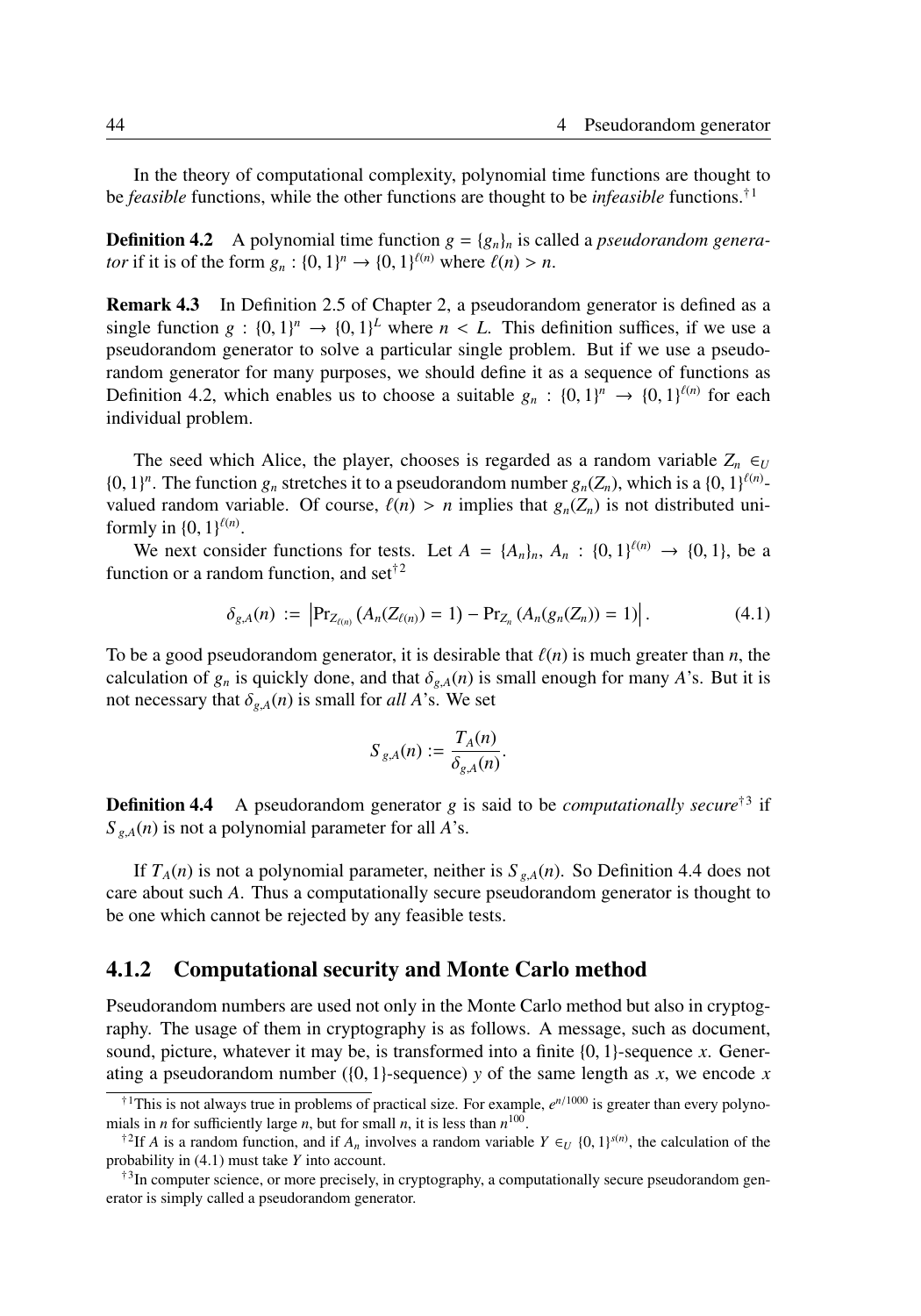In the theory of computational complexity, polynomial time functions are thought to be *feasible* functions, while the other functions are thought to be *infeasible* functions.[†1]

**Definition 4.2** A polynomial time function $g = \{g_n\}_n$ is called a *pseudorandom generator* if it is of the form $g_n : \{0,1\}^n \to \{0,1\}^{\ell(n)}$ where $\ell(n) > n$.

**Remark 4.3** In Definition 2.5 of Chapter 2, a pseudorandom generator is defined as a single function $g : \{0,1\}^n \to \{0,1\}^L$ where $n < L$. This definition suffices, if we use a pseudorandom generator to solve a particular single problem. But if we use a pseudorandom generator for many purposes, we should define it as a sequence of functions as Definition 4.2, which enables us to choose a suitable $g_n : \{0,1\}^n \to \{0,1\}^{\ell(n)}$ for each individual problem.

The seed which Alice, the player, chooses is regarded as a random variable $Z_n \in_U \{0,1\}^n$. The function $g_n$ stretches it to a pseudorandom number $g_n(Z_n)$, which is a $\{0,1\}^{\ell(n)}$-valued random variable. Of course, $\ell(n) > n$ implies that $g_n(Z_n)$ is not distributed uniformly in $\{0,1\}^{\ell(n)}$.

We next consider functions for tests. Let $A = \{A_n\}_n$, $A_n : \{0,1\}^{\ell(n)} \to \{0,1\}$, be a function or a random function, and set[†2]

$$\delta_{g,A}(n) := \left| \Pr_{Z_{\ell(n)}} \left( A_n(Z_{\ell(n)}) = 1 \right) - \Pr_{Z_n} \left( A_n(g_n(Z_n)) = 1 \right) \right|. \tag{4.1}$$

To be a good pseudorandom generator, it is desirable that $\ell(n)$ is much greater than $n$, the calculation of $g_n$ is quickly done, and that $\delta_{g,A}(n)$ is small enough for many $A$'s. But it is not necessary that $\delta_{g,A}(n)$ is small for *all* $A$'s. We set

$$S_{g,A}(n) := \frac{T_A(n)}{\delta_{g,A}(n)}.$$

**Definition 4.4** A pseudorandom generator $g$ is said to be *computationally secure*[†3] if $S_{g,A}(n)$ is not a polynomial parameter for all $A$'s.

If $T_A(n)$ is not a polynomial parameter, neither is $S_{g,A}(n)$. So Definition 4.4 does not care about such $A$. Thus a computationally secure pseudorandom generator is thought to be one which cannot be rejected by any feasible tests.

### 4.1.2 Computational security and Monte Carlo method

Pseudorandom numbers are used not only in the Monte Carlo method but also in cryptography. The usage of them in cryptography is as follows. A message, such as document, sound, picture, whatever it may be, is transformed into a finite $\{0,1\}$-sequence $x$. Generating a pseudorandom number ($\{0,1\}$-sequence) $y$ of the same length as $x$, we encode $x$

---

[†1] This is not always true in problems of practical size. For example, $e^{n/1000}$ is greater than every polynomials in $n$ for sufficiently large $n$, but for small $n$, it is less than $n^{100}$.

[†2] If $A$ is a random function, and if $A_n$ involves a random variable $Y \in_U \{0,1\}^{s(n)}$, the calculation of the probability in (4.1) must take $Y$ into account.

[†3] In computer science, or more precisely, in cryptography, a computationally secure pseudorandom generator is simply called a pseudorandom generator.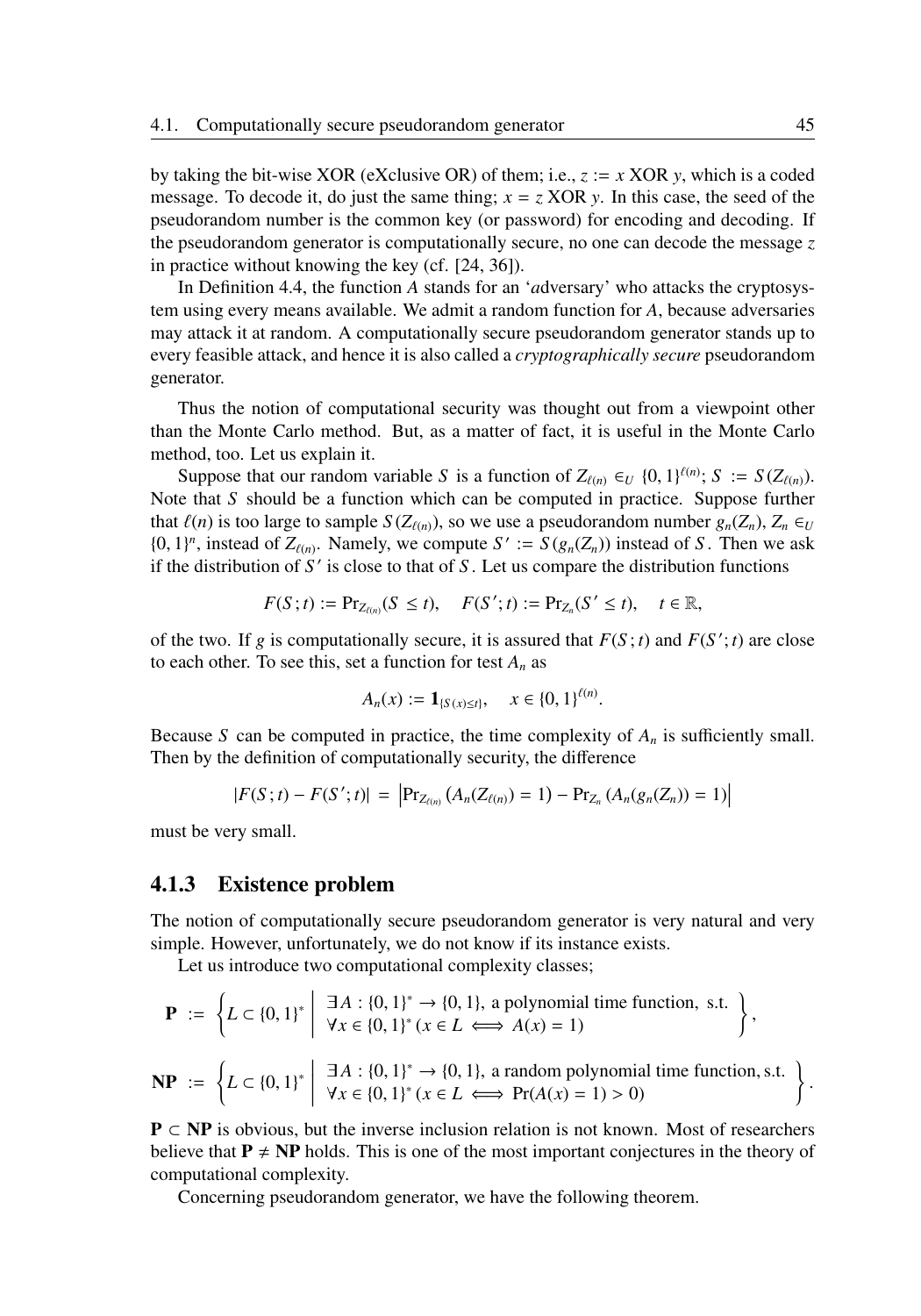by taking the bit-wise XOR (eXclusive OR) of them; i.e., $z := x \text{ XOR } y$, which is a coded message. To decode it, do just the same thing; $x = z \text{ XOR } y$. In this case, the seed of the pseudorandom number is the common key (or password) for encoding and decoding. If the pseudorandom generator is computationally secure, no one can decode the message $z$ in practice without knowing the key (cf. [24, 36]).

In Definition 4.4, the function $A$ stands for an '*a*dversary' who attacks the cryptosystem using every means available. We admit a random function for $A$, because adversaries may attack it at random. A computationally secure pseudorandom generator stands up to every feasible attack, and hence it is also called a *cryptographically secure* pseudorandom generator.

Thus the notion of computational security was thought out from a viewpoint other than the Monte Carlo method. But, as a matter of fact, it is useful in the Monte Carlo method, too. Let us explain it.

Suppose that our random variable $S$ is a function of $Z_{\ell(n)} \in_U \{0,1\}^{\ell(n)}$; $S := S(Z_{\ell(n)})$. Note that $S$ should be a function which can be computed in practice. Suppose further that $\ell(n)$ is too large to sample $S(Z_{\ell(n)})$, so we use a pseudorandom number $g_n(Z_n)$, $Z_n \in_U \{0,1\}^n$, instead of $Z_{\ell(n)}$. Namely, we compute $S' := S(g_n(Z_n))$ instead of $S$. Then we ask if the distribution of $S'$ is close to that of $S$. Let us compare the distribution functions

$$F(S;t) := \mathrm{Pr}_{Z_{\ell(n)}}(S \le t), \quad F(S';t) := \mathrm{Pr}_{Z_n}(S' \le t), \quad t \in \mathbb{R},$$

of the two. If $g$ is computationally secure, it is assured that $F(S;t)$ and $F(S';t)$ are close to each other. To see this, set a function for test $A_n$ as

$$A_n(x) := \mathbf{1}_{\{S(x) \le t\}}, \quad x \in \{0,1\}^{\ell(n)}.$$

Because $S$ can be computed in practice, the time complexity of $A_n$ is sufficiently small. Then by the definition of computationally security, the difference

$$|F(S;t) - F(S';t)| = \left|\mathrm{Pr}_{Z_{\ell(n)}}\left(A_n(Z_{\ell(n)}) = 1\right) - \mathrm{Pr}_{Z_n}\left(A_n(g_n(Z_n)) = 1\right)\right|$$

must be very small.

### 4.1.3 Existence problem

The notion of computationally secure pseudorandom generator is very natural and very simple. However, unfortunately, we do not know if its instance exists.

Let us introduce two computational complexity classes;

$$\mathbf{P} := \left\{ L \subset \{0,1\}^* \;\middle|\; \begin{array}{l} \exists A : \{0,1\}^* \to \{0,1\}, \text{ a polynomial time function, s.t.} \\ \forall x \in \{0,1\}^* \, (x \in L \iff A(x) = 1) \end{array} \right\},$$

$$\mathbf{NP} := \left\{ L \subset \{0,1\}^* \;\middle|\; \begin{array}{l} \exists A : \{0,1\}^* \to \{0,1\}, \text{ a random polynomial time function, s.t.} \\ \forall x \in \{0,1\}^* \, (x \in L \iff \Pr(A(x) = 1) > 0) \end{array} \right\}.$$

$\mathbf{P} \subset \mathbf{NP}$ is obvious, but the inverse inclusion relation is not known. Most of researchers believe that $\mathbf{P} \neq \mathbf{NP}$ holds. This is one of the most important conjectures in the theory of computational complexity.

Concerning pseudorandom generator, we have the following theorem.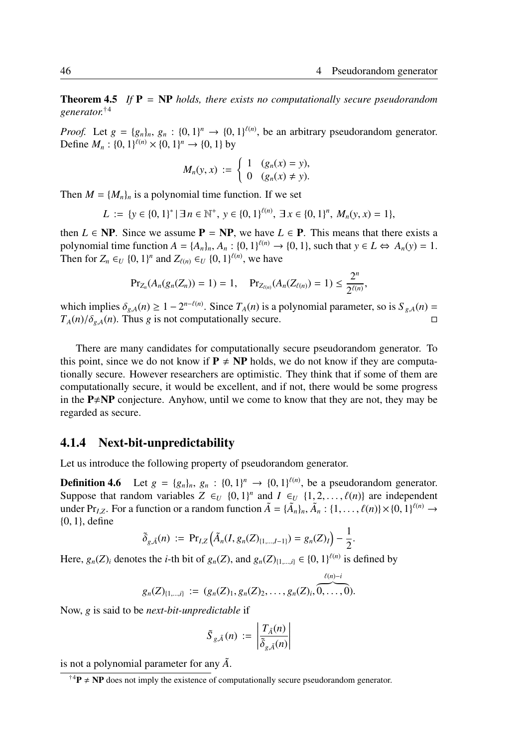**Theorem 4.5** *If* $\mathbf{P} = \mathbf{NP}$ *holds, there exists no computationally secure pseudorandom generator.*[†4]

*Proof.* Let $g = \{g_n\}_n$, $g_n : \{0,1\}^n \to \{0,1\}^{\ell(n)}$, be an arbitrary pseudorandom generator. Define $M_n : \{0,1\}^{\ell(n)} \times \{0,1\}^n \to \{0,1\}$ by

$$M_n(y, x) := \begin{cases} 1 & (g_n(x) = y), \\ 0 & (g_n(x) \neq y). \end{cases}$$

Then $M = \{M_n\}_n$ is a polynomial time function. If we set

$$L := \{y \in \{0,1\}^* \mid \exists\, n \in \mathbb{N}^+,\ y \in \{0,1\}^{\ell(n)},\ \exists\, x \in \{0,1\}^n,\ M_n(y,x) = 1\},$$

then $L \in \mathbf{NP}$. Since we assume $\mathbf{P} = \mathbf{NP}$, we have $L \in \mathbf{P}$. This means that there exists a polynomial time function $A = \{A_n\}_n$, $A_n : \{0,1\}^{\ell(n)} \to \{0,1\}$, such that $y \in L \Leftrightarrow A_n(y) = 1$. Then for $Z_n \in_U \{0,1\}^n$ and $Z_{\ell(n)} \in_U \{0,1\}^{\ell(n)}$, we have

$$\mathrm{Pr}_{Z_n}(A_n(g_n(Z_n)) = 1) = 1, \quad \mathrm{Pr}_{Z_{\ell(n)}}(A_n(Z_{\ell(n)}) = 1) \leq \frac{2^n}{2^{\ell(n)}},$$

which implies $\delta_{g,A}(n) \geq 1 - 2^{n-\ell(n)}$. Since $T_A(n)$ is a polynomial parameter, so is $S_{g,A}(n) = T_A(n)/\delta_{g,A}(n)$. Thus $g$ is not computationally secure. □

There are many candidates for computationally secure pseudorandom generator. To this point, since we do not know if $\mathbf{P} \neq \mathbf{NP}$ holds, we do not know if they are computationally secure. However researchers are optimistic. They think that if some of them are computationally secure, it would be excellent, and if not, there would be some progress in the $\mathbf{P} \neq \mathbf{NP}$ conjecture. Anyhow, until we come to know that they are not, they may be regarded as secure.

### 4.1.4 Next-bit-unpredictability

Let us introduce the following property of pseudorandom generator.

**Definition 4.6** Let $g = \{g_n\}_n$, $g_n : \{0,1\}^n \to \{0,1\}^{\ell(n)}$, be a pseudorandom generator. Suppose that random variables $Z \in_U \{0,1\}^n$ and $I \in_U \{1, 2, \ldots, \ell(n)\}$ are independent under $\mathrm{Pr}_{I,Z}$. For a function or a random function $\tilde{A} = \{\tilde{A}_n\}_n$, $\tilde{A}_n : \{1, \ldots, \ell(n)\} \times \{0,1\}^{\ell(n)} \to \{0,1\}$, define

$$\tilde{\delta}_{g,\tilde{A}}(n) := \mathrm{Pr}_{I,Z}\left(\tilde{A}_n(I, g_n(Z)_{\{1,\ldots,I-1\}}) = g_n(Z)_I\right) - \frac{1}{2}.$$

Here, $g_n(Z)_i$ denotes the $i$-th bit of $g_n(Z)$, and $g_n(Z)_{\{1,\ldots,i\}} \in \{0,1\}^{\ell(n)}$ is defined by

$$g_n(Z)_{\{1,\ldots,i\}} := (g_n(Z)_1, g_n(Z)_2, \ldots, g_n(Z)_i, \overbrace{0, \ldots, 0}^{\ell(n)-i}).$$

Now, $g$ is said to be *next-bit-unpredictable* if

$$\tilde{S}_{g,\tilde{A}}(n) := \left| \frac{T_{\tilde{A}}(n)}{\tilde{\delta}_{g,\tilde{A}}(n)} \right|$$

is not a polynomial parameter for any $\tilde{A}$.

[†4] $\mathbf{P} \neq \mathbf{NP}$ does not imply the existence of computationally secure pseudorandom generator.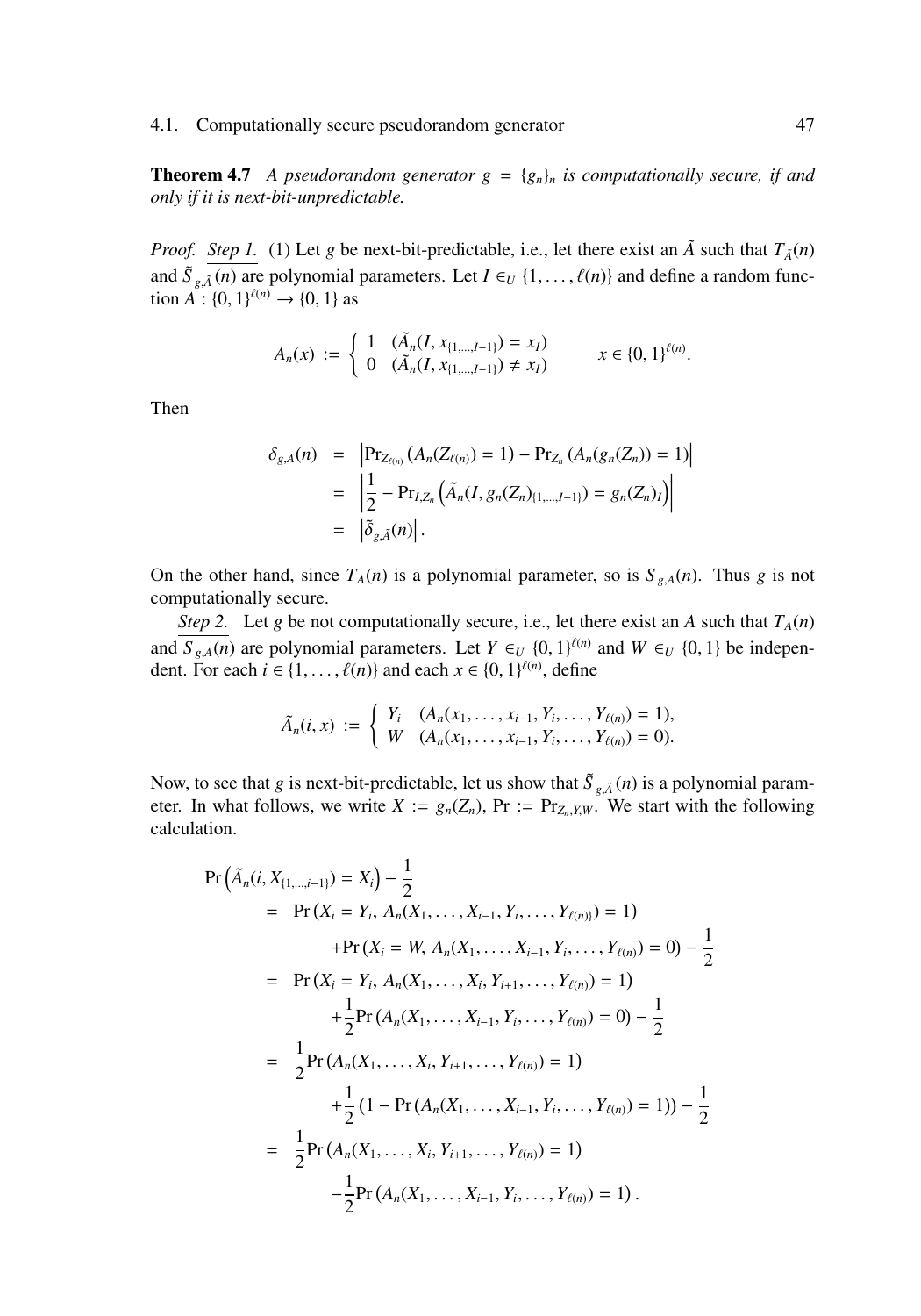**Theorem 4.7** *A pseudorandom generator $g = \{g_n\}_n$ is computationally secure, if and only if it is next-bit-unpredictable.*

*Proof.* Step 1. (1) Let $g$ be next-bit-predictable, i.e., let there exist an $\tilde{A}$ such that $T_{\tilde{A}}(n)$ and $\tilde{S}_{g,\tilde{A}}(n)$ are polynomial parameters. Let $I \in_U \{1, \ldots, \ell(n)\}$ and define a random function $A : \{0,1\}^{\ell(n)} \to \{0,1\}$ as

$$A_n(x) := \begin{cases} 1 & (\tilde{A}_n(I, x_{\{1,\ldots,I-1\}}) = x_I) \\ 0 & (\tilde{A}_n(I, x_{\{1,\ldots,I-1\}}) \neq x_I) \end{cases} \qquad x \in \{0,1\}^{\ell(n)}.$$

Then

$$\begin{aligned}
\delta_{g,A}(n) &= \left|\Pr_{Z_{\ell(n)}}\left(A_n(Z_{\ell(n)}) = 1\right) - \Pr_{Z_n}\left(A_n(g_n(Z_n)) = 1\right)\right| \\
&= \left|\frac{1}{2} - \Pr_{I,Z_n}\left(\tilde{A}_n(I, g_n(Z_n)_{\{1,\ldots,I-1\}}) = g_n(Z_n)_I\right)\right| \\
&= \left|\tilde{\delta}_{g,\tilde{A}}(n)\right|.
\end{aligned}$$

On the other hand, since $T_A(n)$ is a polynomial parameter, so is $S_{g,A}(n)$. Thus $g$ is not computationally secure.

Step 2. Let $g$ be not computationally secure, i.e., let there exist an $A$ such that $T_A(n)$ and $S_{g,A}(n)$ are polynomial parameters. Let $Y \in_U \{0,1\}^{\ell(n)}$ and $W \in_U \{0,1\}$ be independent. For each $i \in \{1, \ldots, \ell(n)\}$ and each $x \in \{0,1\}^{\ell(n)}$, define

$$\tilde{A}_n(i, x) := \begin{cases} Y_i & (A_n(x_1, \ldots, x_{i-1}, Y_i, \ldots, Y_{\ell(n)}) = 1), \\ W & (A_n(x_1, \ldots, x_{i-1}, Y_i, \ldots, Y_{\ell(n)}) = 0). \end{cases}$$

Now, to see that $g$ is next-bit-predictable, let us show that $\tilde{S}_{g,\tilde{A}}(n)$ is a polynomial parameter. In what follows, we write $X := g_n(Z_n)$, $\Pr := \Pr_{Z_n,Y,W}$. We start with the following calculation.

$$\begin{aligned}
&\Pr\left(\tilde{A}_n(i, X_{\{1,\ldots,i-1\}}) = X_i\right) - \frac{1}{2} \\
&\quad= \Pr\left(X_i = Y_i,\, A_n(X_1, \ldots, X_{i-1}, Y_i, \ldots, Y_{\ell(n))}) = 1\right) \\
&\qquad\quad + \Pr\left(X_i = W,\, A_n(X_1, \ldots, X_{i-1}, Y_i, \ldots, Y_{\ell(n)}) = 0\right) - \frac{1}{2} \\
&\quad= \Pr\left(X_i = Y_i,\, A_n(X_1, \ldots, X_i, Y_{i+1}, \ldots, Y_{\ell(n)}) = 1\right) \\
&\qquad\quad + \frac{1}{2}\Pr\left(A_n(X_1, \ldots, X_{i-1}, Y_i, \ldots, Y_{\ell(n)}) = 0\right) - \frac{1}{2} \\
&\quad= \frac{1}{2}\Pr\left(A_n(X_1, \ldots, X_i, Y_{i+1}, \ldots, Y_{\ell(n)}) = 1\right) \\
&\qquad\quad + \frac{1}{2}\left(1 - \Pr\left(A_n(X_1, \ldots, X_{i-1}, Y_i, \ldots, Y_{\ell(n)}) = 1\right)\right) - \frac{1}{2} \\
&\quad= \frac{1}{2}\Pr\left(A_n(X_1, \ldots, X_i, Y_{i+1}, \ldots, Y_{\ell(n)}) = 1\right) \\
&\qquad\quad - \frac{1}{2}\Pr\left(A_n(X_1, \ldots, X_{i-1}, Y_i, \ldots, Y_{\ell(n)}) = 1\right).
\end{aligned}$$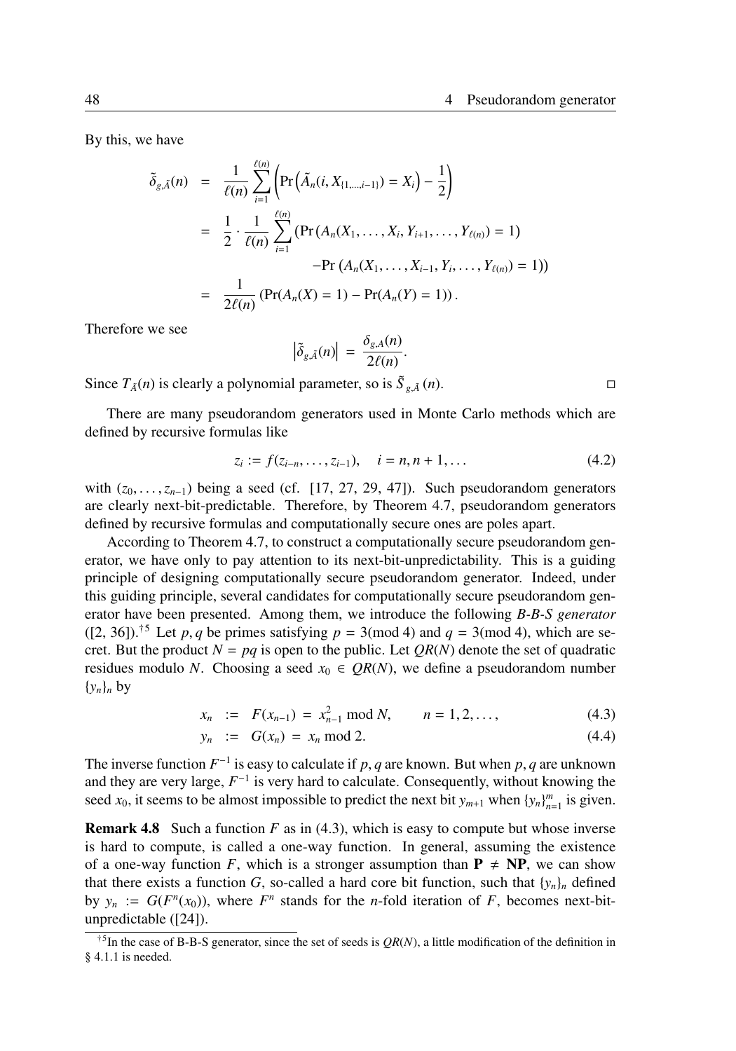By this, we have

$$
\begin{aligned}
\tilde{\delta}_{g,\tilde{A}}(n) &= \frac{1}{\ell(n)} \sum_{i=1}^{\ell(n)} \left( \Pr\left(\tilde{A}_n(i, X_{\{1,\ldots,i-1\}}) = X_i\right) - \frac{1}{2} \right) \\
&= \frac{1}{2} \cdot \frac{1}{\ell(n)} \sum_{i=1}^{\ell(n)} \left( \Pr\left(A_n(X_1, \ldots, X_i, Y_{i+1}, \ldots, Y_{\ell(n)}) = 1\right) \right. \\
&\qquad \left. - \Pr\left(A_n(X_1, \ldots, X_{i-1}, Y_i, \ldots, Y_{\ell(n)}) = 1\right) \right) \\
&= \frac{1}{2\ell(n)} \left( \Pr(A_n(X) = 1) - \Pr(A_n(Y) = 1) \right).
\end{aligned}
$$

Therefore we see

$$
\left| \tilde{\delta}_{g,\tilde{A}}(n) \right| = \frac{\delta_{g,A}(n)}{2\ell(n)}.
$$

Since $T_{\tilde{A}}(n)$ is clearly a polynomial parameter, so is $\tilde{S}_{g,\tilde{A}}(n)$. □

There are many pseudorandom generators used in Monte Carlo methods which are defined by recursive formulas like

$$
z_i := f(z_{i-n}, \ldots, z_{i-1}), \quad i = n, n+1, \ldots \tag{4.2}
$$

with $(z_0, \ldots, z_{n-1})$ being a seed (cf. [17, 27, 29, 47]). Such pseudorandom generators are clearly next-bit-predictable. Therefore, by Theorem 4.7, pseudorandom generators defined by recursive formulas and computationally secure ones are poles apart.

According to Theorem 4.7, to construct a computationally secure pseudorandom generator, we have only to pay attention to its next-bit-unpredictability. This is a guiding principle of designing computationally secure pseudorandom generator. Indeed, under this guiding principle, several candidates for computationally secure pseudorandom generator have been presented. Among them, we introduce the following *B-B-S generator* ([2, 36]).[†5] Let $p, q$ be primes satisfying $p = 3 (\mathrm{mod}\ 4)$ and $q = 3 (\mathrm{mod}\ 4)$, which are secret. But the product $N = pq$ is open to the public. Let $QR(N)$ denote the set of quadratic residues modulo $N$. Choosing a seed $x_0 \in QR(N)$, we define a pseudorandom number $\{y_n\}_n$ by

$$
x_n := F(x_{n-1}) = x_{n-1}^2 \bmod N, \qquad n = 1, 2, \ldots, \tag{4.3}
$$

$$
y_n := G(x_n) = x_n \bmod 2. \tag{4.4}
$$

The inverse function $F^{-1}$ is easy to calculate if $p, q$ are known. But when $p, q$ are unknown and they are very large, $F^{-1}$ is very hard to calculate. Consequently, without knowing the seed $x_0$, it seems to be almost impossible to predict the next bit $y_{m+1}$ when $\{y_n\}_{n=1}^m$ is given.

**Remark 4.8** Such a function $F$ as in (4.3), which is easy to compute but whose inverse is hard to compute, is called a one-way function. In general, assuming the existence of a one-way function $F$, which is a stronger assumption than $\mathbf{P} \neq \mathbf{NP}$, we can show that there exists a function $G$, so-called a hard core bit function, such that $\{y_n\}_n$ defined by $y_n := G(F^n(x_0))$, where $F^n$ stands for the $n$-fold iteration of $F$, becomes next-bit-unpredictable ([24]).

[†5] In the case of B-B-S generator, since the set of seeds is $QR(N)$, a little modification of the definition in § 4.1.1 is needed.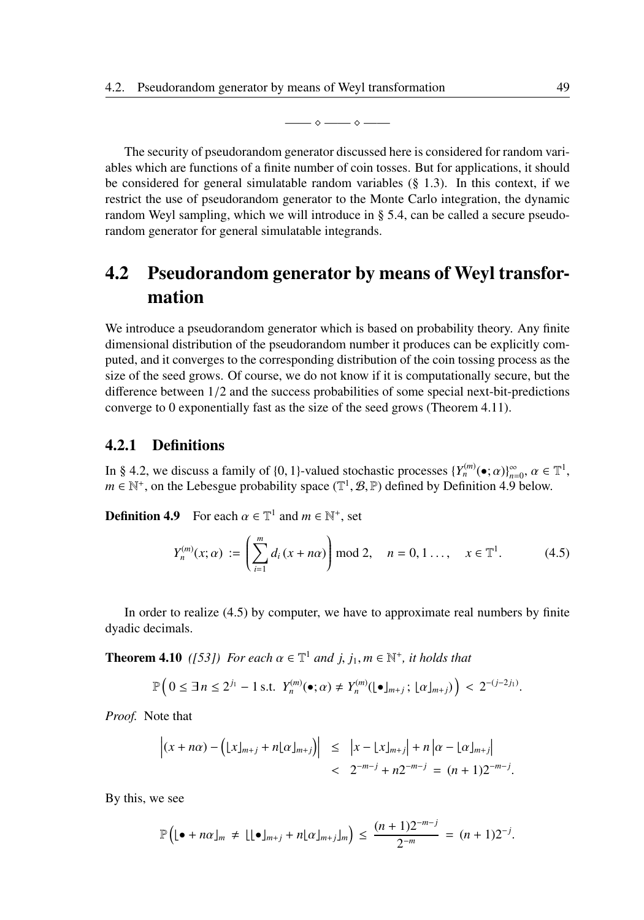—— ⋄ —— ⋄ ——

The security of pseudorandom generator discussed here is considered for random variables which are functions of a finite number of coin tosses. But for applications, it should be considered for general simulatable random variables (§ 1.3). In this context, if we restrict the use of pseudorandom generator to the Monte Carlo integration, the dynamic random Weyl sampling, which we will introduce in § 5.4, can be called a secure pseudorandom generator for general simulatable integrands.

## 4.2 Pseudorandom generator by means of Weyl transformation

We introduce a pseudorandom generator which is based on probability theory. Any finite dimensional distribution of the pseudorandom number it produces can be explicitly computed, and it converges to the corresponding distribution of the coin tossing process as the size of the seed grows. Of course, we do not know if it is computationally secure, but the difference between 1/2 and the success probabilities of some special next-bit-predictions converge to 0 exponentially fast as the size of the seed grows (Theorem 4.11).

### 4.2.1 Definitions

In § 4.2, we discuss a family of $\{0,1\}$-valued stochastic processes $\{Y_n^{(m)}(\bullet;\alpha)\}_{n=0}^{\infty}$, $\alpha \in \mathbb{T}^1$, $m \in \mathbb{N}^+$, on the Lebesgue probability space $(\mathbb{T}^1, \mathcal{B}, \mathbb{P})$ defined by Definition 4.9 below.

**Definition 4.9** For each $\alpha \in \mathbb{T}^1$ and $m \in \mathbb{N}^+$, set

$$Y_n^{(m)}(x;\alpha) := \left(\sum_{i=1}^{m} d_i\,(x+n\alpha)\right) \bmod 2, \quad n = 0, 1 \ldots, \quad x \in \mathbb{T}^1. \tag{4.5}$$

In order to realize (4.5) by computer, we have to approximate real numbers by finite dyadic decimals.

**Theorem 4.10** *([53]) For each $\alpha \in \mathbb{T}^1$ and $j, j_1, m \in \mathbb{N}^+$, it holds that*

$$\mathbb{P}\Big(0 \le \exists\, n \le 2^{j_1} - 1 \text{ s.t. } Y_n^{(m)}(\bullet;\alpha) \ne Y_n^{(m)}(\lfloor \bullet \rfloor_{m+j}\,;\, \lfloor \alpha \rfloor_{m+j})\Big) < 2^{-(j-2j_1)}.$$

*Proof.* Note that

$$\begin{aligned}
\Big|(x+n\alpha) - \big(\lfloor x \rfloor_{m+j} + n\lfloor \alpha \rfloor_{m+j}\big)\Big| &\le \big|x - \lfloor x \rfloor_{m+j}\big| + n\,\big|\alpha - \lfloor \alpha \rfloor_{m+j}\big| \\
&< 2^{-m-j} + n2^{-m-j} = (n+1)2^{-m-j}.
\end{aligned}$$

By this, we see

$$\mathbb{P}\Big(\lfloor \bullet + n\alpha \rfloor_m \ne \lfloor \lfloor \bullet \rfloor_{m+j} + n\lfloor \alpha \rfloor_{m+j} \rfloor_m\Big) \le \frac{(n+1)2^{-m-j}}{2^{-m}} = (n+1)2^{-j}.$$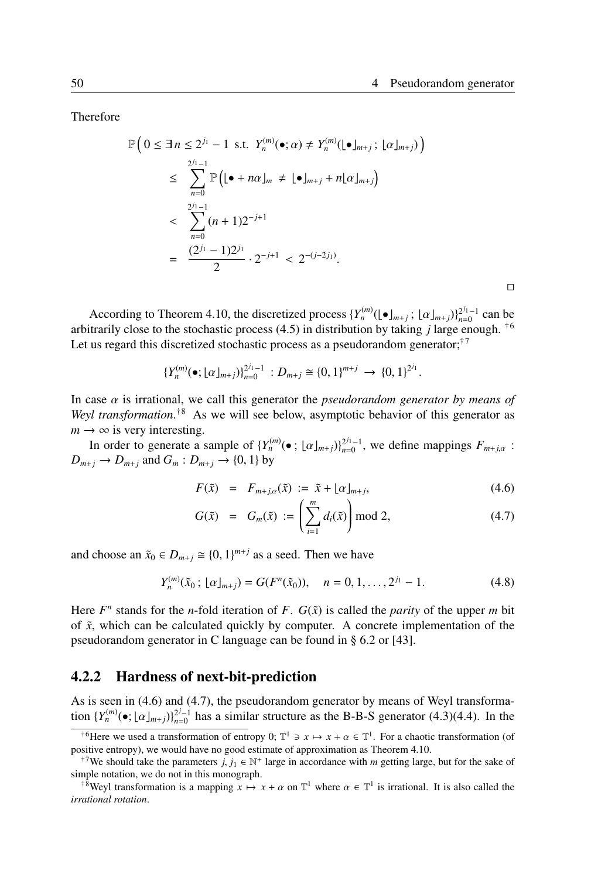Therefore

$$
\begin{aligned}
&\mathbb{P}\Big( 0 \le \exists\, n \le 2^{j_1} - 1 \ \text{ s.t. } \ Y_n^{(m)}(\bullet;\alpha) \neq Y_n^{(m)}(\lfloor \bullet \rfloor_{m+j}\,;\,\lfloor \alpha \rfloor_{m+j}) \Big) \\
&\quad \le \ \sum_{n=0}^{2^{j_1}-1} \mathbb{P}\Big( \lfloor \bullet + n\alpha \rfloor_m \ \neq \ \lfloor \bullet \rfloor_{m+j} + n\lfloor \alpha \rfloor_{m+j} \Big) \\
&\quad < \ \sum_{n=0}^{2^{j_1}-1} (n+1) 2^{-j+1} \\
&\quad = \ \frac{(2^{j_1}-1)2^{j_1}}{2} \cdot 2^{-j+1} \ < \ 2^{-(j-2j_1)}.
\end{aligned}
$$

□

According to Theorem 4.10, the discretized process $\{Y_n^{(m)}(\lfloor \bullet \rfloor_{m+j}\,;\,\lfloor \alpha \rfloor_{m+j})\}_{n=0}^{2^{j_1}-1}$ can be arbitrarily close to the stochastic process (4.5) in distribution by taking $j$ large enough. [†6] Let us regard this discretized stochastic process as a pseudorandom generator;[†7]

$$
\{Y_n^{(m)}(\bullet;\lfloor \alpha \rfloor_{m+j})\}_{n=0}^{2^{j_1}-1} \ : D_{m+j} \cong \{0,1\}^{m+j} \ \to \ \{0,1\}^{2^{j_1}}.
$$

In case $\alpha$ is irrational, we call this generator the *pseudorandom generator by means of Weyl transformation*.[†8] As we will see below, asymptotic behavior of this generator as $m \to \infty$ is very interesting.

In order to generate a sample of $\{Y_n^{(m)}(\bullet\,;\,\lfloor \alpha \rfloor_{m+j})\}_{n=0}^{2^{j_1}-1}$, we define mappings $F_{m+j,\alpha}$ : $D_{m+j} \to D_{m+j}$ and $G_m : D_{m+j} \to \{0,1\}$ by

$$
F(\tilde{x}) \ = \ F_{m+j,\alpha}(\tilde{x}) \ := \ \tilde{x} + \lfloor \alpha \rfloor_{m+j}, \tag{4.6}
$$

$$
G(\tilde{x}) \ = \ G_m(\tilde{x}) \ := \left( \sum_{i=1}^{m} d_i(\tilde{x}) \right) \bmod 2, \tag{4.7}
$$

and choose an $\tilde{x}_0 \in D_{m+j} \cong \{0,1\}^{m+j}$ as a seed. Then we have

$$
Y_n^{(m)}(\tilde{x}_0\,;\,\lfloor \alpha \rfloor_{m+j}) = G(F^n(\tilde{x}_0)), \quad n = 0,1,\ldots,2^{j_1}-1. \tag{4.8}
$$

Here $F^n$ stands for the $n$-fold iteration of $F$. $G(\tilde{x})$ is called the *parity* of the upper $m$ bit of $\tilde{x}$, which can be calculated quickly by computer. A concrete implementation of the pseudorandom generator in C language can be found in § 6.2 or [43].

### 4.2.2 Hardness of next-bit-prediction

As is seen in (4.6) and (4.7), the pseudorandom generator by means of Weyl transformation $\{Y_n^{(m)}(\bullet;\lfloor \alpha \rfloor_{m+j})\}_{n=0}^{2^j-1}$ has a similar structure as the B-B-S generator (4.3)(4.4). In the

---

[†6] Here we used a transformation of entropy 0; $\mathbb{T}^1 \ni x \mapsto x + \alpha \in \mathbb{T}^1$. For a chaotic transformation (of positive entropy), we would have no good estimate of approximation as Theorem 4.10.

[†7] We should take the parameters $j, j_1 \in \mathbb{N}^+$ large in accordance with $m$ getting large, but for the sake of simple notation, we do not in this monograph.

[†8] Weyl transformation is a mapping $x \mapsto x + \alpha$ on $\mathbb{T}^1$ where $\alpha \in \mathbb{T}^1$ is irrational. It is also called the *irrational rotation*.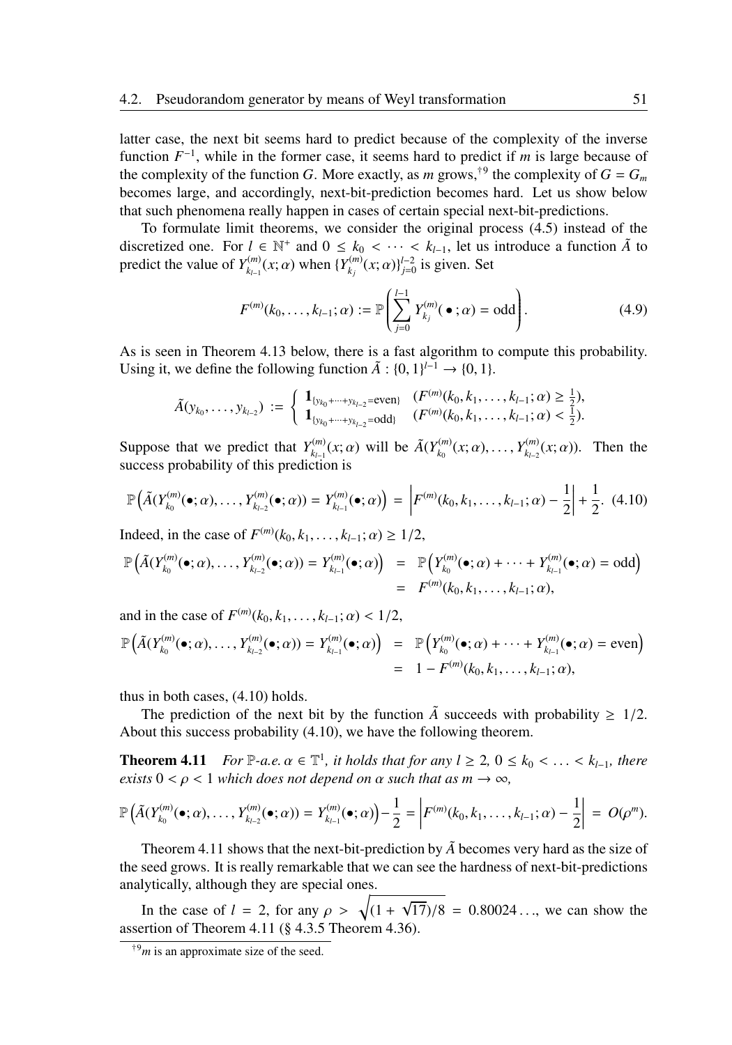latter case, the next bit seems hard to predict because of the complexity of the inverse function $F^{-1}$, while in the former case, it seems hard to predict if $m$ is large because of the complexity of the function $G$. More exactly, as $m$ grows,[†9] the complexity of $G = G_m$ becomes large, and accordingly, next-bit-prediction becomes hard. Let us show below that such phenomena really happen in cases of certain special next-bit-predictions.

To formulate limit theorems, we consider the original process (4.5) instead of the discretized one. For $l \in \mathbb{N}^+$ and $0 \leq k_0 < \cdots < k_{l-1}$, let us introduce a function $\tilde{A}$ to predict the value of $Y^{(m)}_{k_{l-1}}(x;\alpha)$ when $\{Y^{(m)}_{k_j}(x;\alpha)\}_{j=0}^{l-2}$ is given. Set

$$F^{(m)}(k_0,\ldots,k_{l-1};\alpha) := \mathbb{P}\left(\sum_{j=0}^{l-1} Y^{(m)}_{k_j}(\,\bullet\,;\alpha) = \mathrm{odd}\right). \tag{4.9}$$

As is seen in Theorem 4.13 below, there is a fast algorithm to compute this probability. Using it, we define the following function $\tilde{A} : \{0,1\}^{l-1} \to \{0,1\}$.

$$\tilde{A}(y_{k_0},\ldots,y_{k_{l-2}}) := \begin{cases} \mathbf{1}_{\{y_{k_0}+\cdots+y_{k_{l-2}}=\mathrm{even}\}} & (F^{(m)}(k_0,k_1,\ldots,k_{l-1};\alpha) \geq \frac{1}{2}), \\ \mathbf{1}_{\{y_{k_0}+\cdots+y_{k_{l-2}}=\mathrm{odd}\}} & (F^{(m)}(k_0,k_1,\ldots,k_{l-1};\alpha) < \frac{1}{2}). \end{cases}$$

Suppose that we predict that $Y^{(m)}_{k_{l-1}}(x;\alpha)$ will be $\tilde{A}(Y^{(m)}_{k_0}(x;\alpha),\ldots,Y^{(m)}_{k_{l-2}}(x;\alpha))$. Then the success probability of this prediction is

$$\mathbb{P}\left(\tilde{A}(Y^{(m)}_{k_0}(\bullet;\alpha),\ldots,Y^{(m)}_{k_{l-2}}(\bullet;\alpha)) = Y^{(m)}_{k_{l-1}}(\bullet;\alpha)\right) = \left|F^{(m)}(k_0,k_1,\ldots,k_{l-1};\alpha) - \frac{1}{2}\right| + \frac{1}{2}. \tag{4.10}$$

Indeed, in the case of $F^{(m)}(k_0,k_1,\ldots,k_{l-1};\alpha) \geq 1/2$,

$$\begin{aligned} \mathbb{P}\left(\tilde{A}(Y^{(m)}_{k_0}(\bullet;\alpha),\ldots,Y^{(m)}_{k_{l-2}}(\bullet;\alpha)) = Y^{(m)}_{k_{l-1}}(\bullet;\alpha)\right) &= \mathbb{P}\left(Y^{(m)}_{k_0}(\bullet;\alpha)+\cdots+Y^{(m)}_{k_{l-1}}(\bullet;\alpha) = \mathrm{odd}\right) \\ &= F^{(m)}(k_0,k_1,\ldots,k_{l-1};\alpha), \end{aligned}$$

and in the case of $F^{(m)}(k_0,k_1,\ldots,k_{l-1};\alpha) < 1/2$,

$$\begin{aligned} \mathbb{P}\left(\tilde{A}(Y^{(m)}_{k_0}(\bullet;\alpha),\ldots,Y^{(m)}_{k_{l-2}}(\bullet;\alpha)) = Y^{(m)}_{k_{l-1}}(\bullet;\alpha)\right) &= \mathbb{P}\left(Y^{(m)}_{k_0}(\bullet;\alpha)+\cdots+Y^{(m)}_{k_{l-1}}(\bullet;\alpha) = \mathrm{even}\right) \\ &= 1 - F^{(m)}(k_0,k_1,\ldots,k_{l-1};\alpha), \end{aligned}$$

thus in both cases, (4.10) holds.

The prediction of the next bit by the function $\tilde{A}$ succeeds with probability $\geq 1/2$. About this success probability (4.10), we have the following theorem.

**Theorem 4.11** *For $\mathbb{P}$-a.e. $\alpha \in \mathbb{T}^1$, it holds that for any $l \geq 2$, $0 \leq k_0 < \ldots < k_{l-1}$, there exists $0 < \rho < 1$ which does not depend on $\alpha$ such that as $m \to \infty$,*

$$\mathbb{P}\left(\tilde{A}(Y^{(m)}_{k_0}(\bullet;\alpha),\ldots,Y^{(m)}_{k_{l-2}}(\bullet;\alpha)) = Y^{(m)}_{k_{l-1}}(\bullet;\alpha)\right) - \frac{1}{2} = \left|F^{(m)}(k_0,k_1,\ldots,k_{l-1};\alpha) - \frac{1}{2}\right| = O(\rho^m).$$

Theorem 4.11 shows that the next-bit-prediction by $\tilde{A}$ becomes very hard as the size of the seed grows. It is really remarkable that we can see the hardness of next-bit-predictions analytically, although they are special ones.

In the case of $l = 2$, for any $\rho > \sqrt{(1+\sqrt{17})/8} = 0.80024\ldots$, we can show the assertion of Theorem 4.11 (§ 4.3.5 Theorem 4.36).

[†9] $m$ is an approximate size of the seed.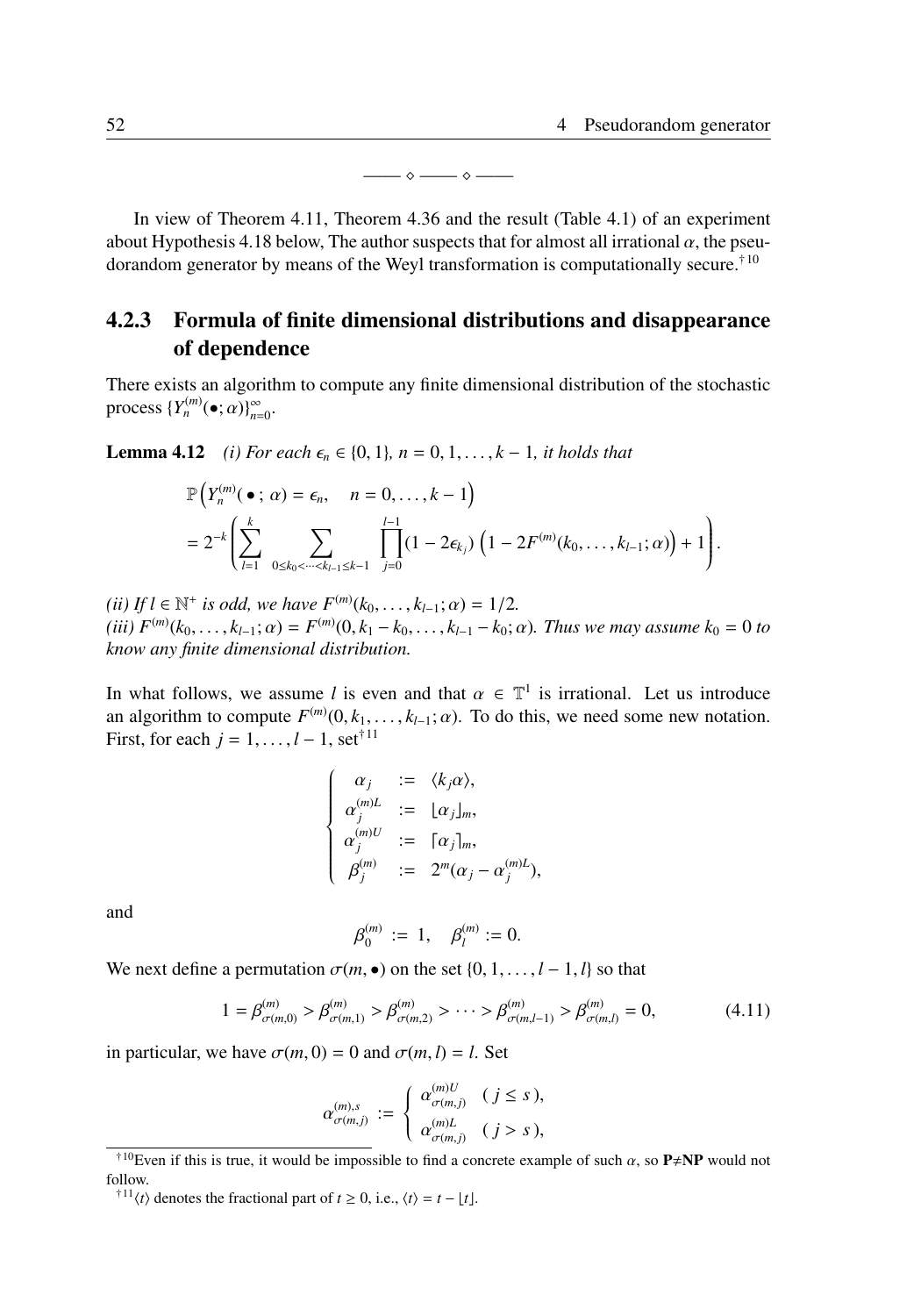——— ◇ ——— ◇ ———

In view of Theorem 4.11, Theorem 4.36 and the result (Table 4.1) of an experiment about Hypothesis 4.18 below, The author suspects that for almost all irrational $\alpha$, the pseudorandom generator by means of the Weyl transformation is computationally secure.[†10]

### 4.2.3 Formula of finite dimensional distributions and disappearance of dependence

There exists an algorithm to compute any finite dimensional distribution of the stochastic process $\{Y_n^{(m)}(\bullet;\alpha)\}_{n=0}^{\infty}$.

**Lemma 4.12** *(i) For each $\epsilon_n \in \{0,1\}$, $n = 0, 1, \ldots, k-1$, it holds that*

$$
\begin{aligned}
&\mathbb{P}\left(Y_n^{(m)}(\,\bullet\,;\,\alpha) = \epsilon_n, \quad n = 0, \ldots, k-1\right) \\
&= 2^{-k}\left(\sum_{l=1}^{k} \sum_{0 \le k_0 < \cdots < k_{l-1} \le k-1} \prod_{j=0}^{l-1}(1 - 2\epsilon_{k_j})\left(1 - 2F^{(m)}(k_0, \ldots, k_{l-1};\alpha)\right) + 1\right).
\end{aligned}
$$

*(ii) If $l \in \mathbb{N}^+$ is odd, we have $F^{(m)}(k_0, \ldots, k_{l-1};\alpha) = 1/2$.*
*(iii) $F^{(m)}(k_0, \ldots, k_{l-1};\alpha) = F^{(m)}(0, k_1 - k_0, \ldots, k_{l-1} - k_0;\alpha)$. Thus we may assume $k_0 = 0$ to know any finite dimensional distribution.*

In what follows, we assume $l$ is even and that $\alpha \in \mathbb{T}^1$ is irrational. Let us introduce an algorithm to compute $F^{(m)}(0, k_1, \ldots, k_{l-1};\alpha)$. To do this, we need some new notation. First, for each $j = 1, \ldots, l-1$, set[†11]

$$
\left\{
\begin{array}{lcl}
\alpha_j & := & \langle k_j \alpha \rangle, \\
\alpha_j^{(m)L} & := & \lfloor \alpha_j \rfloor_m, \\
\alpha_j^{(m)U} & := & \lceil \alpha_j \rceil_m, \\
\beta_j^{(m)} & := & 2^m(\alpha_j - \alpha_j^{(m)L}),
\end{array}
\right.
$$

and

$$
\beta_0^{(m)} := 1, \quad \beta_l^{(m)} := 0.
$$

We next define a permutation $\sigma(m,\bullet)$ on the set $\{0, 1, \ldots, l-1, l\}$ so that

$$
1 = \beta_{\sigma(m,0)}^{(m)} > \beta_{\sigma(m,1)}^{(m)} > \beta_{\sigma(m,2)}^{(m)} > \cdots > \beta_{\sigma(m,l-1)}^{(m)} > \beta_{\sigma(m,l)}^{(m)} = 0, \tag{4.11}
$$

in particular, we have $\sigma(m,0) = 0$ and $\sigma(m,l) = l$. Set

$$
\alpha_{\sigma(m,j)}^{(m),s} := \left\{
\begin{array}{ll}
\alpha_{\sigma(m,j)}^{(m)U} & (\,j \le s\,), \\
\alpha_{\sigma(m,j)}^{(m)L} & (\,j > s\,),
\end{array}
\right.
$$

---

[†10] Even if this is true, it would be impossible to find a concrete example of such $\alpha$, so **P≠NP** would not follow.

[†11] $\langle t \rangle$ denotes the fractional part of $t \ge 0$, i.e., $\langle t \rangle = t - \lfloor t \rfloor$.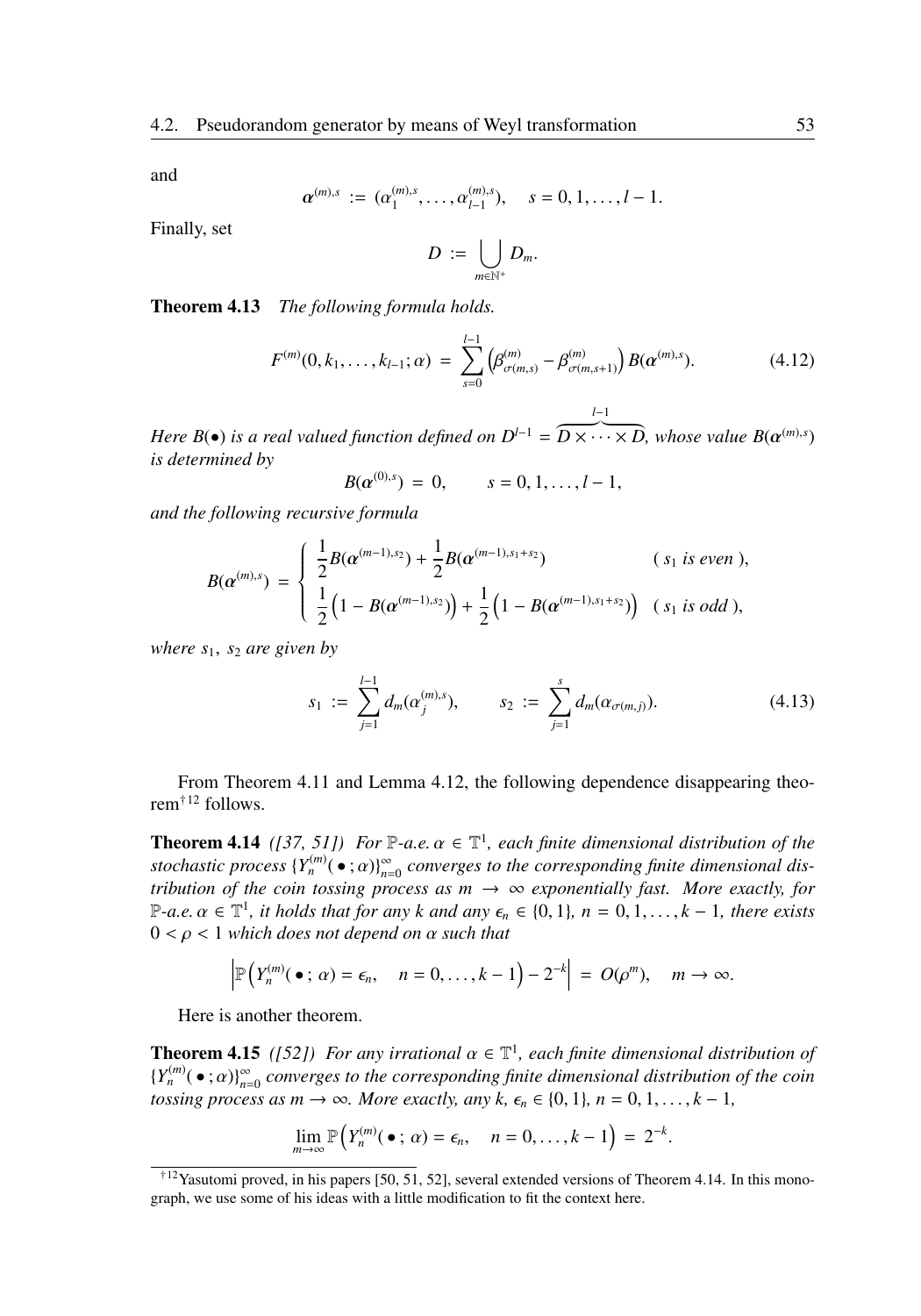and

$$\boldsymbol{\alpha}^{(m),s} := (\alpha_1^{(m),s}, \ldots, \alpha_{l-1}^{(m),s}), \quad s = 0, 1, \ldots, l-1.$$

Finally, set

$$D := \bigcup_{m \in \mathbb{N}^+} D_m.$$

**Theorem 4.13** *The following formula holds.*

$$F^{(m)}(0, k_1, \ldots, k_{l-1}; \alpha) = \sum_{s=0}^{l-1} \left( \beta_{\sigma(m,s)}^{(m)} - \beta_{\sigma(m,s+1)}^{(m)} \right) B(\boldsymbol{\alpha}^{(m),s}). \tag{4.12}$$

*Here $B(\bullet)$ is a real valued function defined on $D^{l-1} = \overbrace{D \times \cdots \times D}^{l-1}$, whose value $B(\boldsymbol{\alpha}^{(m),s})$ is determined by*

$$B(\boldsymbol{\alpha}^{(0),s}) = 0, \qquad s = 0, 1, \ldots, l-1,$$

*and the following recursive formula*

$$B(\boldsymbol{\alpha}^{(m),s}) = \begin{cases} \dfrac{1}{2} B(\boldsymbol{\alpha}^{(m-1),s_2}) + \dfrac{1}{2} B(\boldsymbol{\alpha}^{(m-1),s_1+s_2}) & (\, s_1 \text{ is even }), \\[2mm] \dfrac{1}{2}\left(1 - B(\boldsymbol{\alpha}^{(m-1),s_2})\right) + \dfrac{1}{2}\left(1 - B(\boldsymbol{\alpha}^{(m-1),s_1+s_2})\right) & (\, s_1 \text{ is odd }), \end{cases}$$

*where $s_1$, $s_2$ are given by*

$$s_1 := \sum_{j=1}^{l-1} d_m(\alpha_j^{(m),s}), \qquad s_2 := \sum_{j=1}^{s} d_m(\alpha_{\sigma(m,j)}). \tag{4.13}$$

From Theorem 4.11 and Lemma 4.12, the following dependence disappearing theorem[†12] follows.

**Theorem 4.14** *([37, 51]) For $\mathbb{P}$-a.e. $\alpha \in \mathbb{T}^1$, each finite dimensional distribution of the stochastic process $\{Y_n^{(m)}(\bullet\,;\alpha)\}_{n=0}^{\infty}$ converges to the corresponding finite dimensional distribution of the coin tossing process as $m \to \infty$ exponentially fast. More exactly, for $\mathbb{P}$-a.e. $\alpha \in \mathbb{T}^1$, it holds that for any $k$ and any $\epsilon_n \in \{0, 1\}$, $n = 0, 1, \ldots, k-1$, there exists $0 < \rho < 1$ which does not depend on $\alpha$ such that*

$$\left| \mathbb{P}\left( Y_n^{(m)}(\,\bullet\,;\, \alpha) = \epsilon_n, \quad n = 0, \ldots, k-1 \right) - 2^{-k} \right| = O(\rho^m), \quad m \to \infty.$$

Here is another theorem.

**Theorem 4.15** *([52]) For any irrational $\alpha \in \mathbb{T}^1$, each finite dimensional distribution of $\{Y_n^{(m)}(\,\bullet\,;\alpha)\}_{n=0}^{\infty}$ converges to the corresponding finite dimensional distribution of the coin tossing process as $m \to \infty$. More exactly, any $k$, $\epsilon_n \in \{0, 1\}$, $n = 0, 1, \ldots, k-1$,*

$$\lim_{m \to \infty} \mathbb{P}\left( Y_n^{(m)}(\,\bullet\,;\, \alpha) = \epsilon_n, \quad n = 0, \ldots, k-1 \right) = 2^{-k}.$$

---

[†12] Yasutomi proved, in his papers [50, 51, 52], several extended versions of Theorem 4.14. In this monograph, we use some of his ideas with a little modification to fit the context here.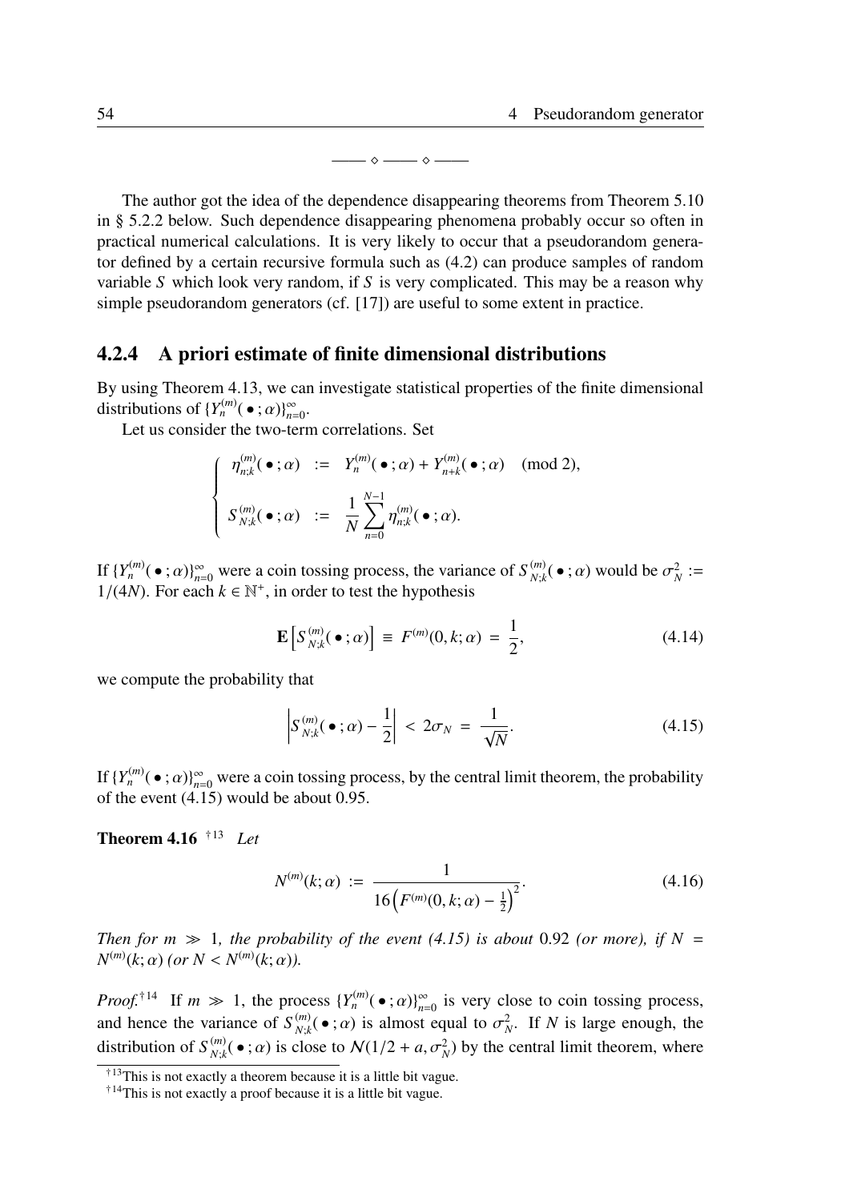—— ⋄ —— ⋄ ——

The author got the idea of the dependence disappearing theorems from Theorem 5.10 in § 5.2.2 below. Such dependence disappearing phenomena probably occur so often in practical numerical calculations. It is very likely to occur that a pseudorandom generator defined by a certain recursive formula such as (4.2) can produce samples of random variable $S$ which look very random, if $S$ is very complicated. This may be a reason why simple pseudorandom generators (cf. [17]) are useful to some extent in practice.

### 4.2.4 A priori estimate of finite dimensional distributions

By using Theorem 4.13, we can investigate statistical properties of the finite dimensional distributions of $\{Y_n^{(m)}(\bullet\,;\alpha)\}_{n=0}^{\infty}$.

Let us consider the two-term correlations. Set

$$
\begin{cases}
\eta_{n;k}^{(m)}(\bullet\,;\alpha) & := \quad Y_n^{(m)}(\bullet\,;\alpha) + Y_{n+k}^{(m)}(\bullet\,;\alpha) \pmod 2, \\[2mm]
S_{N;k}^{(m)}(\bullet\,;\alpha) & := \quad \dfrac{1}{N}\displaystyle\sum_{n=0}^{N-1} \eta_{n;k}^{(m)}(\bullet\,;\alpha).
\end{cases}
$$

If $\{Y_n^{(m)}(\bullet\,;\alpha)\}_{n=0}^{\infty}$ were a coin tossing process, the variance of $S_{N;k}^{(m)}(\bullet\,;\alpha)$ would be $\sigma_N^2 := 1/(4N)$. For each $k \in \mathbb{N}^+$, in order to test the hypothesis

$$
\mathbf{E}\left[S_{N;k}^{(m)}(\bullet\,;\alpha)\right] \equiv F^{(m)}(0,k;\alpha) = \frac{1}{2}, \tag{4.14}
$$

we compute the probability that

$$
\left|S_{N;k}^{(m)}(\bullet\,;\alpha) - \frac{1}{2}\right| < 2\sigma_N = \frac{1}{\sqrt{N}}. \tag{4.15}
$$

If $\{Y_n^{(m)}(\bullet\,;\alpha)\}_{n=0}^{\infty}$ were a coin tossing process, by the central limit theorem, the probability of the event (4.15) would be about 0.95.

**Theorem 4.16** [†13] *Let*

$$
N^{(m)}(k;\alpha) := \frac{1}{16\left(F^{(m)}(0,k;\alpha) - \frac{1}{2}\right)^2}. \tag{4.16}
$$

*Then for $m \gg 1$, the probability of the event (4.15) is about 0.92 (or more), if $N = N^{(m)}(k;\alpha)$ (or $N < N^{(m)}(k;\alpha)$).*

*Proof.*[†14] If $m \gg 1$, the process $\{Y_n^{(m)}(\bullet\,;\alpha)\}_{n=0}^{\infty}$ is very close to coin tossing process, and hence the variance of $S_{N;k}^{(m)}(\bullet\,;\alpha)$ is almost equal to $\sigma_N^2$. If $N$ is large enough, the distribution of $S_{N;k}^{(m)}(\bullet\,;\alpha)$ is close to $\mathcal{N}(1/2 + a, \sigma_N^2)$ by the central limit theorem, where

[†13] This is not exactly a theorem because it is a little bit vague.

[†14] This is not exactly a proof because it is a little bit vague.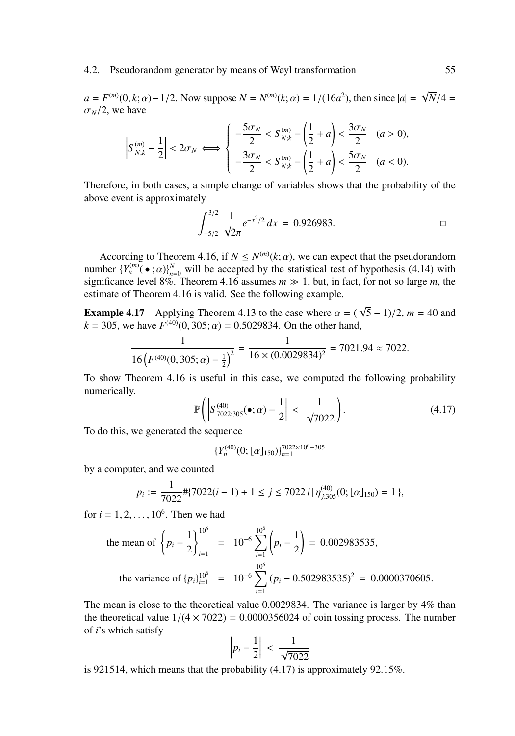$a = F^{(m)}(0, k; \alpha) - 1/2$. Now suppose $N = N^{(m)}(k; \alpha) = 1/(16a^2)$, then since $|a| = \sqrt{N}/4 = \sigma_N/2$, we have

$$\left| S^{(m)}_{N;k} - \frac{1}{2} \right| < 2\sigma_N \iff \left\{ \begin{array}{ll} -\dfrac{5\sigma_N}{2} < S^{(m)}_{N;k} - \left(\dfrac{1}{2} + a\right) < \dfrac{3\sigma_N}{2} & (a > 0), \\ -\dfrac{3\sigma_N}{2} < S^{(m)}_{N;k} - \left(\dfrac{1}{2} + a\right) < \dfrac{5\sigma_N}{2} & (a < 0). \end{array} \right.$$

Therefore, in both cases, a simple change of variables shows that the probability of the above event is approximately

$$\int_{-5/2}^{3/2} \frac{1}{\sqrt{2\pi}} e^{-x^2/2}\, dx \;=\; 0.926983. \qquad \square$$

According to Theorem 4.16, if $N \le N^{(m)}(k; \alpha)$, we can expect that the pseudorandom number $\{Y^{(m)}_n(\,\bullet\,; \alpha)\}_{n=0}^{N}$ will be accepted by the statistical test of hypothesis (4.14) with significance level 8%. Theorem 4.16 assumes $m \gg 1$, but, in fact, for not so large $m$, the estimate of Theorem 4.16 is valid. See the following example.

**Example 4.17** Applying Theorem 4.13 to the case where $\alpha = (\sqrt{5} - 1)/2$, $m = 40$ and $k = 305$, we have $F^{(40)}(0, 305; \alpha) = 0.5029834$. On the other hand,

$$\frac{1}{16\left(F^{(40)}(0, 305; \alpha) - \frac{1}{2}\right)^2} = \frac{1}{16 \times (0.0029834)^2} = 7021.94 \approx 7022.$$

To show Theorem 4.16 is useful in this case, we computed the following probability numerically.

$$\mathbb{P}\left( \left| S^{(40)}_{7022;305}(\bullet; \alpha) - \frac{1}{2} \right| \;<\; \frac{1}{\sqrt{7022}} \right). \tag{4.17}$$

To do this, we generated the sequence

$$\{Y^{(40)}_n(0; \lfloor \alpha \rfloor_{150})\}_{n=1}^{7022 \times 10^6 + 305}$$

by a computer, and we counted

$$p_i := \frac{1}{7022} \#\{7022(i-1) + 1 \le j \le 7022\, i \,|\, \eta^{(40)}_{j;305}(0; \lfloor \alpha \rfloor_{150}) = 1\},$$

for $i = 1, 2, \ldots, 10^6$. Then we had

$$\text{the mean of } \left\{ p_i - \frac{1}{2} \right\}_{i=1}^{10^6} \;=\; 10^{-6} \sum_{i=1}^{10^6} \left( p_i - \frac{1}{2} \right) \;=\; 0.002983535,$$

$$\text{the variance of } \{p_i\}_{i=1}^{10^6} \;=\; 10^{-6} \sum_{i=1}^{10^6} (p_i - 0.502983535)^2 \;=\; 0.0000370605.$$

The mean is close to the theoretical value 0.0029834. The variance is larger by 4% than the theoretical value $1/(4 \times 7022) = 0.0000356024$ of coin tossing process. The number of $i$'s which satisfy

$$\left| p_i - \frac{1}{2} \right| \;<\; \frac{1}{\sqrt{7022}}$$

is 921514, which means that the probability (4.17) is approximately 92.15%.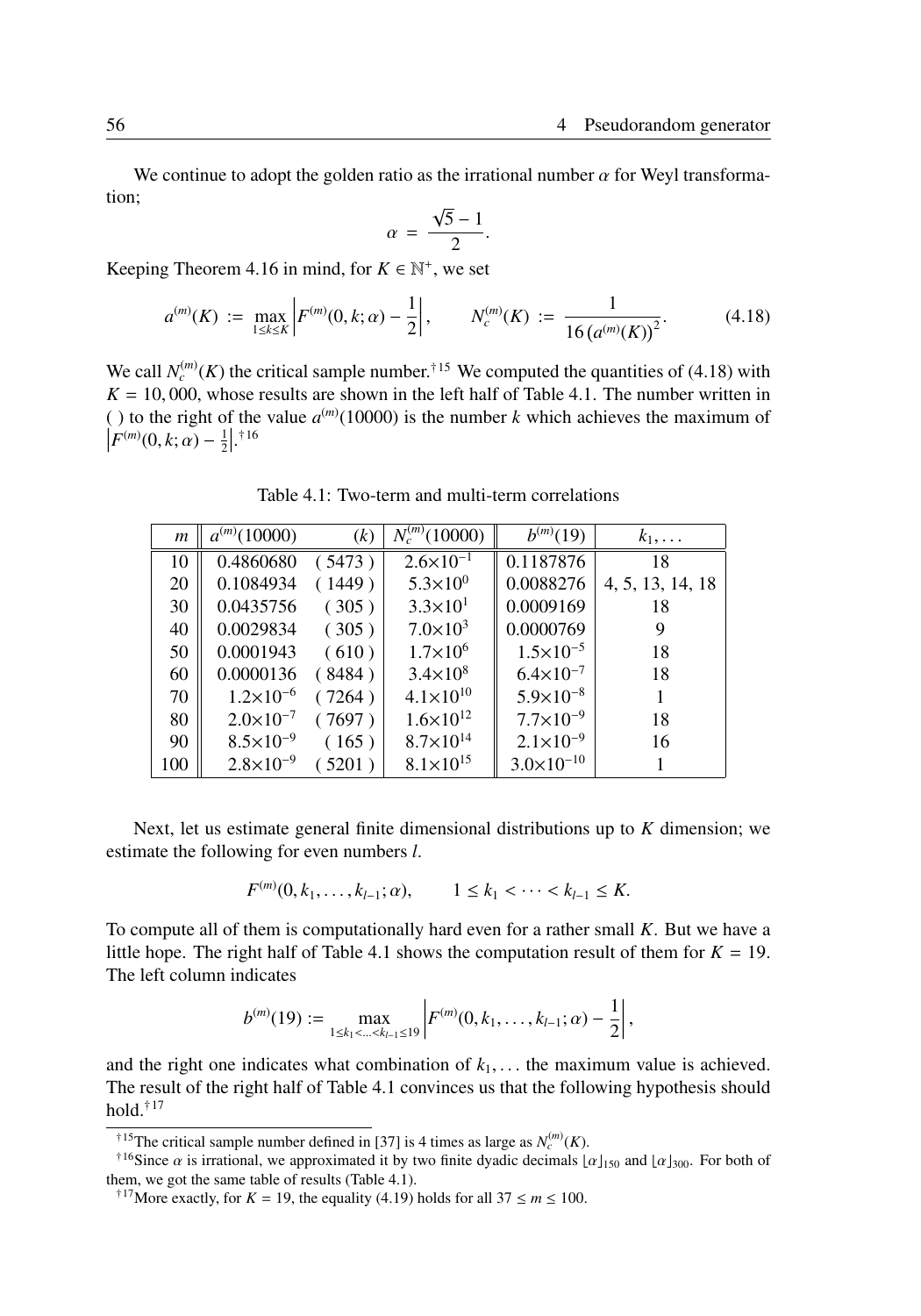We continue to adopt the golden ratio as the irrational number $\alpha$ for Weyl transformation;

$$\alpha = \frac{\sqrt{5}-1}{2}.$$

Keeping Theorem 4.16 in mind, for $K \in \mathbb{N}^+$, we set

$$a^{(m)}(K) := \max_{1 \le k \le K} \left| F^{(m)}(0,k;\alpha) - \frac{1}{2} \right|, \qquad N_c^{(m)}(K) := \frac{1}{16\left(a^{(m)}(K)\right)^2}. \tag{4.18}$$

We call $N_c^{(m)}(K)$ the critical sample number.[†15] We computed the quantities of (4.18) with $K = 10,000$, whose results are shown in the left half of Table 4.1. The number written in ( ) to the right of the value $a^{(m)}(10000)$ is the number $k$ which achieves the maximum of $\left| F^{(m)}(0,k;\alpha) - \frac{1}{2} \right|$.[†16]

Table 4.1: Two-term and multi-term correlations

| $m$ | $a^{(m)}(10000)$ | $(k)$ | $N_c^{(m)}(10000)$ | $b^{(m)}(19)$ | $k_1, \ldots$ |
|---|---|---|---|---|---|
| 10 | 0.4860680 | ( 5473 ) | $2.6\times10^{-1}$ | 0.1187876 | 18 |
| 20 | 0.1084934 | ( 1449 ) | $5.3\times10^{0}$ | 0.0088276 | 4, 5, 13, 14, 18 |
| 30 | 0.0435756 | ( 305 ) | $3.3\times10^{1}$ | 0.0009169 | 18 |
| 40 | 0.0029834 | ( 305 ) | $7.0\times10^{3}$ | 0.0000769 | 9 |
| 50 | 0.0001943 | ( 610 ) | $1.7\times10^{6}$ | $1.5\times10^{-5}$ | 18 |
| 60 | 0.0000136 | ( 8484 ) | $3.4\times10^{8}$ | $6.4\times10^{-7}$ | 18 |
| 70 | $1.2\times10^{-6}$ | ( 7264 ) | $4.1\times10^{10}$ | $5.9\times10^{-8}$ | 1 |
| 80 | $2.0\times10^{-7}$ | ( 7697 ) | $1.6\times10^{12}$ | $7.7\times10^{-9}$ | 18 |
| 90 | $8.5\times10^{-9}$ | ( 165 ) | $8.7\times10^{14}$ | $2.1\times10^{-9}$ | 16 |
| 100 | $2.8\times10^{-9}$ | ( 5201 ) | $8.1\times10^{15}$ | $3.0\times10^{-10}$ | 1 |

Next, let us estimate general finite dimensional distributions up to $K$ dimension; we estimate the following for even numbers $l$.

$$F^{(m)}(0,k_1,\ldots,k_{l-1};\alpha), \qquad 1 \le k_1 < \cdots < k_{l-1} \le K.$$

To compute all of them is computationally hard even for a rather small $K$. But we have a little hope. The right half of Table 4.1 shows the computation result of them for $K = 19$. The left column indicates

$$b^{(m)}(19) := \max_{1 \le k_1 < \ldots < k_{l-1} \le 19} \left| F^{(m)}(0,k_1,\ldots,k_{l-1};\alpha) - \frac{1}{2} \right|,$$

and the right one indicates what combination of $k_1, \ldots$ the maximum value is achieved. The result of the right half of Table 4.1 convinces us that the following hypothesis should hold.[†17]

---

[†15] The critical sample number defined in [37] is 4 times as large as $N_c^{(m)}(K)$.

[†16] Since $\alpha$ is irrational, we approximated it by two finite dyadic decimals $\lfloor \alpha \rfloor_{150}$ and $\lfloor \alpha \rfloor_{300}$. For both of them, we got the same table of results (Table 4.1).

[†17] More exactly, for $K = 19$, the equality (4.19) holds for all $37 \le m \le 100$.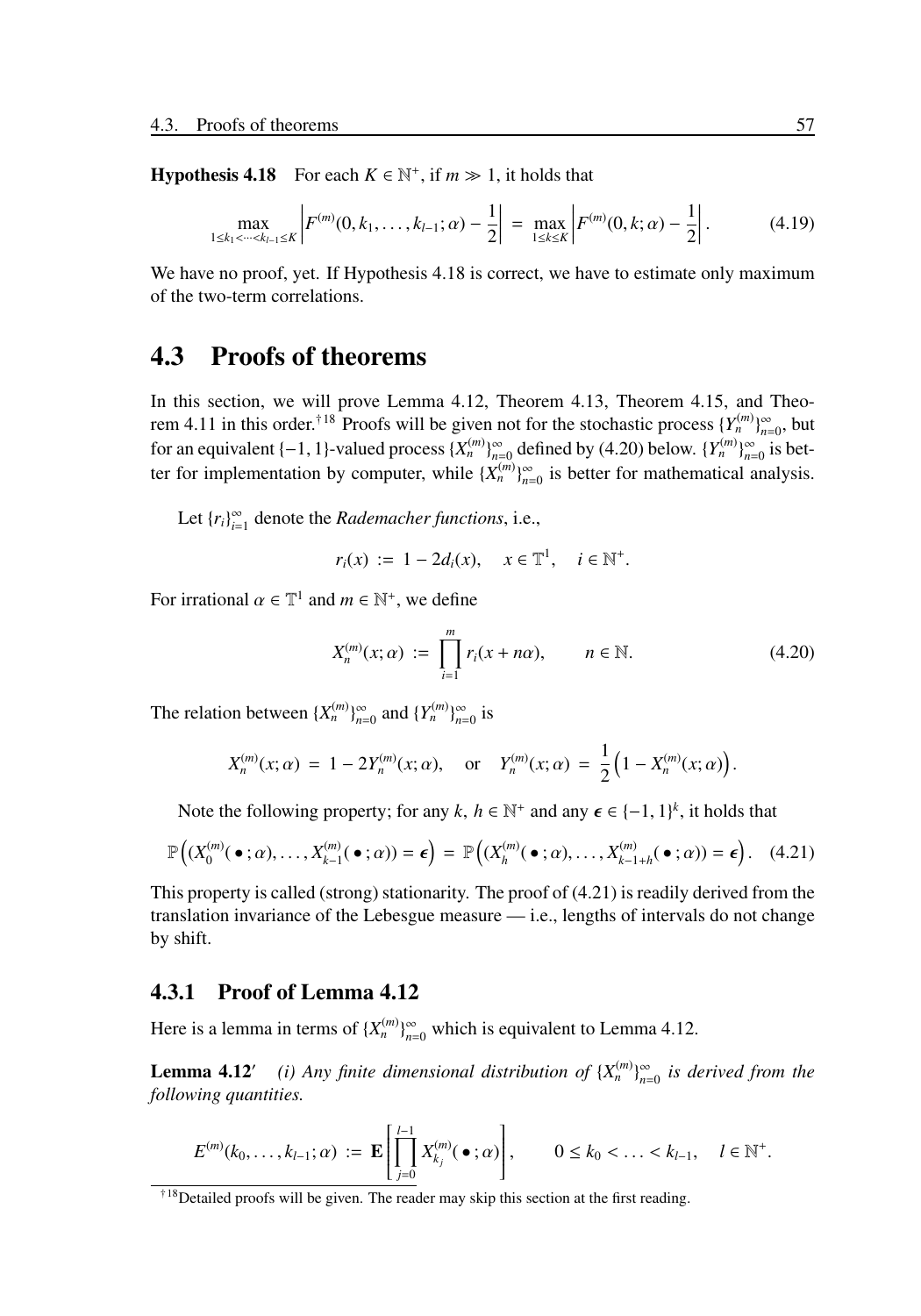**Hypothesis 4.18** For each $K \in \mathbb{N}^+$, if $m \gg 1$, it holds that

$$\max_{1 \le k_1 < \cdots < k_{l-1} \le K} \left| F^{(m)}(0, k_1, \ldots, k_{l-1}; \alpha) - \frac{1}{2} \right| = \max_{1 \le k \le K} \left| F^{(m)}(0, k; \alpha) - \frac{1}{2} \right|. \tag{4.19}$$

We have no proof, yet. If Hypothesis 4.18 is correct, we have to estimate only maximum of the two-term correlations.

## 4.3 Proofs of theorems

In this section, we will prove Lemma 4.12, Theorem 4.13, Theorem 4.15, and Theorem 4.11 in this order.[†18] Proofs will be given not for the stochastic process $\{Y_n^{(m)}\}_{n=0}^{\infty}$, but for an equivalent $\{-1, 1\}$-valued process $\{X_n^{(m)}\}_{n=0}^{\infty}$ defined by (4.20) below. $\{Y_n^{(m)}\}_{n=0}^{\infty}$ is better for implementation by computer, while $\{X_n^{(m)}\}_{n=0}^{\infty}$ is better for mathematical analysis.

Let $\{r_i\}_{i=1}^{\infty}$ denote the *Rademacher functions*, i.e.,

$$r_i(x) := 1 - 2d_i(x), \quad x \in \mathbb{T}^1, \quad i \in \mathbb{N}^+.$$

For irrational $\alpha \in \mathbb{T}^1$ and $m \in \mathbb{N}^+$, we define

$$X_n^{(m)}(x; \alpha) := \prod_{i=1}^{m} r_i(x + n\alpha), \qquad n \in \mathbb{N}. \tag{4.20}$$

The relation between $\{X_n^{(m)}\}_{n=0}^{\infty}$ and $\{Y_n^{(m)}\}_{n=0}^{\infty}$ is

$$X_n^{(m)}(x; \alpha) = 1 - 2Y_n^{(m)}(x; \alpha), \quad \text{or} \quad Y_n^{(m)}(x; \alpha) = \frac{1}{2}\Big(1 - X_n^{(m)}(x; \alpha)\Big).$$

Note the following property; for any $k$, $h \in \mathbb{N}^+$ and any $\boldsymbol{\epsilon} \in \{-1, 1\}^k$, it holds that

$$\mathbb{P}\Big((X_0^{(m)}(\bullet\,; \alpha), \ldots, X_{k-1}^{(m)}(\bullet\,; \alpha)) = \boldsymbol{\epsilon}\Big) = \mathbb{P}\Big((X_h^{(m)}(\bullet\,; \alpha), \ldots, X_{k-1+h}^{(m)}(\bullet\,; \alpha)) = \boldsymbol{\epsilon}\Big). \tag{4.21}$$

This property is called (strong) stationarity. The proof of (4.21) is readily derived from the translation invariance of the Lebesgue measure — i.e., lengths of intervals do not change by shift.

### 4.3.1 Proof of Lemma 4.12

Here is a lemma in terms of $\{X_n^{(m)}\}_{n=0}^{\infty}$ which is equivalent to Lemma 4.12.

**Lemma 4.12′** *(i) Any finite dimensional distribution of $\{X_n^{(m)}\}_{n=0}^{\infty}$ is derived from the following quantities.*

$$E^{(m)}(k_0, \ldots, k_{l-1}; \alpha) := \mathbf{E}\left[\prod_{j=0}^{l-1} X_{k_j}^{(m)}(\bullet\,; \alpha)\right], \qquad 0 \le k_0 < \ldots < k_{l-1}, \quad l \in \mathbb{N}^+.$$

[†18] Detailed proofs will be given. The reader may skip this section at the first reading.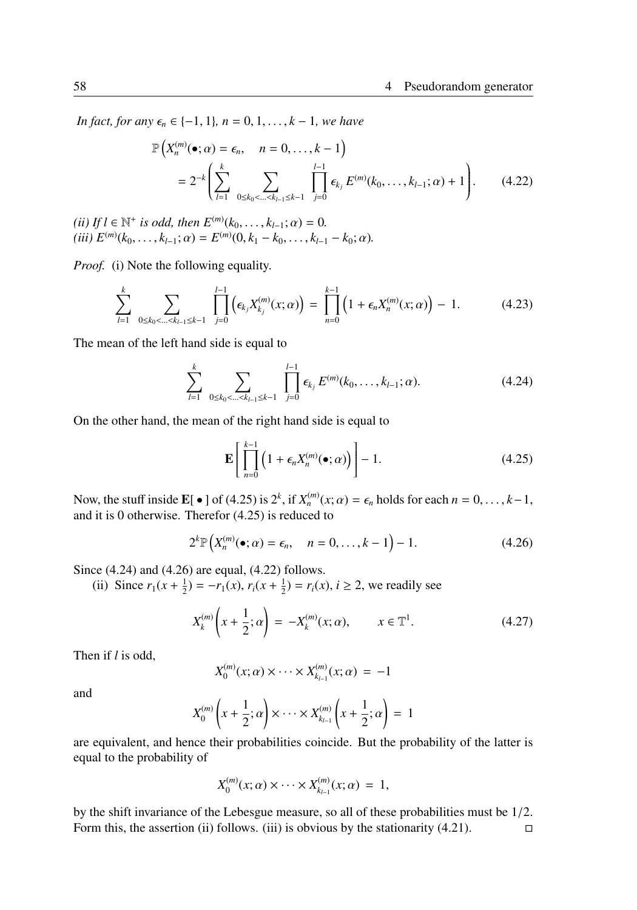*In fact, for any* $\epsilon_n \in \{-1, 1\}$*,* $n = 0, 1, \ldots, k-1$*, we have*

$$\mathbb{P}\left(X_n^{(m)}(\bullet;\alpha) = \epsilon_n, \quad n = 0, \ldots, k-1\right)$$
$$= 2^{-k}\left(\sum_{l=1}^{k} \sum_{0 \le k_0 < \ldots < k_{l-1} \le k-1} \prod_{j=0}^{l-1} \epsilon_{k_j} E^{(m)}(k_0, \ldots, k_{l-1}; \alpha) + 1\right). \tag{4.22}$$

*(ii) If* $l \in \mathbb{N}^+$ *is odd, then* $E^{(m)}(k_0, \ldots, k_{l-1}; \alpha) = 0$*.*
*(iii)* $E^{(m)}(k_0, \ldots, k_{l-1}; \alpha) = E^{(m)}(0, k_1 - k_0, \ldots, k_{l-1} - k_0; \alpha)$*.*

*Proof.* (i) Note the following equality.

$$\sum_{l=1}^{k} \sum_{0 \le k_0 < \ldots < k_{l-1} \le k-1} \prod_{j=0}^{l-1} \left(\epsilon_{k_j} X_{k_j}^{(m)}(x;\alpha)\right) = \prod_{n=0}^{k-1}\left(1 + \epsilon_n X_n^{(m)}(x;\alpha)\right) - 1. \tag{4.23}$$

The mean of the left hand side is equal to

$$\sum_{l=1}^{k} \sum_{0 \le k_0 < \ldots < k_{l-1} \le k-1} \prod_{j=0}^{l-1} \epsilon_{k_j} E^{(m)}(k_0, \ldots, k_{l-1}; \alpha). \tag{4.24}$$

On the other hand, the mean of the right hand side is equal to

$$\mathbf{E}\left[\prod_{n=0}^{k-1}\left(1 + \epsilon_n X_n^{(m)}(\bullet;\alpha)\right)\right] - 1. \tag{4.25}$$

Now, the stuff inside $\mathbf{E}[\,\bullet\,]$ of (4.25) is $2^k$, if $X_n^{(m)}(x;\alpha) = \epsilon_n$ holds for each $n = 0, \ldots, k-1$, and it is 0 otherwise. Therefor (4.25) is reduced to

$$2^k \mathbb{P}\left(X_n^{(m)}(\bullet;\alpha) = \epsilon_n, \quad n = 0, \ldots, k-1\right) - 1. \tag{4.26}$$

Since (4.24) and (4.26) are equal, (4.22) follows.

(ii) Since $r_1(x + \frac{1}{2}) = -r_1(x)$, $r_i(x + \frac{1}{2}) = r_i(x)$, $i \ge 2$, we readily see

$$X_k^{(m)}\left(x + \frac{1}{2};\alpha\right) = -X_k^{(m)}(x;\alpha), \qquad x \in \mathbb{T}^1. \tag{4.27}$$

Then if $l$ is odd,

$$X_0^{(m)}(x;\alpha) \times \cdots \times X_{k_{l-1}}^{(m)}(x;\alpha) = -1$$

and

$$X_0^{(m)}\left(x + \frac{1}{2};\alpha\right) \times \cdots \times X_{k_{l-1}}^{(m)}\left(x + \frac{1}{2};\alpha\right) = 1$$

are equivalent, and hence their probabilities coincide. But the probability of the latter is equal to the probability of

$$X_0^{(m)}(x;\alpha) \times \cdots \times X_{k_{l-1}}^{(m)}(x;\alpha) = 1,$$

by the shift invariance of the Lebesgue measure, so all of these probabilities must be $1/2$. Form this, the assertion (ii) follows. (iii) is obvious by the stationarity (4.21). $\square$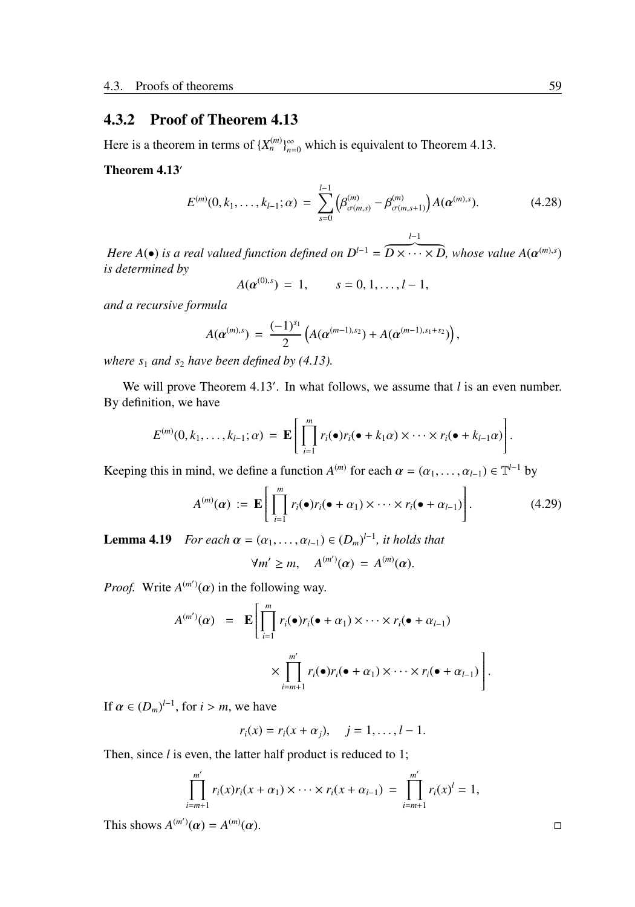### 4.3.2 Proof of Theorem 4.13

Here is a theorem in terms of $\{X_n^{(m)}\}_{n=0}^{\infty}$ which is equivalent to Theorem 4.13.

**Theorem 4.13′**

$$E^{(m)}(0,k_1,\ldots,k_{l-1};\alpha) \;=\; \sum_{s=0}^{l-1}\left(\beta^{(m)}_{\sigma(m,s)} - \beta^{(m)}_{\sigma(m,s+1)}\right)A(\boldsymbol{\alpha}^{(m),s}). \tag{4.28}$$

*Here $A(\bullet)$ is a real valued function defined on $D^{l-1} = \overbrace{D\times\cdots\times D}^{l-1}$, whose value $A(\boldsymbol{\alpha}^{(m),s})$ is determined by*

$$A(\boldsymbol{\alpha}^{(0),s}) \;=\; 1, \qquad s = 0,1,\ldots,l-1,$$

*and a recursive formula*

$$A(\boldsymbol{\alpha}^{(m),s}) \;=\; \frac{(-1)^{s_1}}{2}\left(A(\boldsymbol{\alpha}^{(m-1),s_2}) + A(\boldsymbol{\alpha}^{(m-1),s_1+s_2})\right),$$

*where $s_1$ and $s_2$ have been defined by (4.13).*

We will prove Theorem 4.13′. In what follows, we assume that $l$ is an even number. By definition, we have

$$E^{(m)}(0,k_1,\ldots,k_{l-1};\alpha) \;=\; \mathbf{E}\left[\prod_{i=1}^{m} r_i(\bullet)r_i(\bullet+k_1\alpha)\times\cdots\times r_i(\bullet+k_{l-1}\alpha)\right].$$

Keeping this in mind, we define a function $A^{(m)}$ for each $\boldsymbol{\alpha} = (\alpha_1,\ldots,\alpha_{l-1}) \in \mathbb{T}^{l-1}$ by

$$A^{(m)}(\boldsymbol{\alpha}) \;:=\; \mathbf{E}\left[\prod_{i=1}^{m} r_i(\bullet)r_i(\bullet+\alpha_1)\times\cdots\times r_i(\bullet+\alpha_{l-1})\right]. \tag{4.29}$$

**Lemma 4.19** *For each $\boldsymbol{\alpha} = (\alpha_1,\ldots,\alpha_{l-1}) \in (D_m)^{l-1}$, it holds that*

$$\forall m' \geq m, \quad A^{(m')}(\boldsymbol{\alpha}) \;=\; A^{(m)}(\boldsymbol{\alpha}).$$

*Proof.* Write $A^{(m')}(\boldsymbol{\alpha})$ in the following way.

$$\begin{aligned} A^{(m')}(\boldsymbol{\alpha}) \;&=\; \mathbf{E}\Bigg[\prod_{i=1}^{m} r_i(\bullet)r_i(\bullet+\alpha_1)\times\cdots\times r_i(\bullet+\alpha_{l-1}) \\ &\qquad\quad \times \prod_{i=m+1}^{m'} r_i(\bullet)r_i(\bullet+\alpha_1)\times\cdots\times r_i(\bullet+\alpha_{l-1})\Bigg]. \end{aligned}$$

If $\boldsymbol{\alpha} \in (D_m)^{l-1}$, for $i > m$, we have

$$r_i(x) = r_i(x+\alpha_j), \quad j = 1,\ldots,l-1.$$

Then, since $l$ is even, the latter half product is reduced to 1;

$$\prod_{i=m+1}^{m'} r_i(x)r_i(x+\alpha_1)\times\cdots\times r_i(x+\alpha_{l-1}) \;=\; \prod_{i=m+1}^{m'} r_i(x)^l = 1,$$

This shows $A^{(m')}(\boldsymbol{\alpha}) = A^{(m)}(\boldsymbol{\alpha})$. □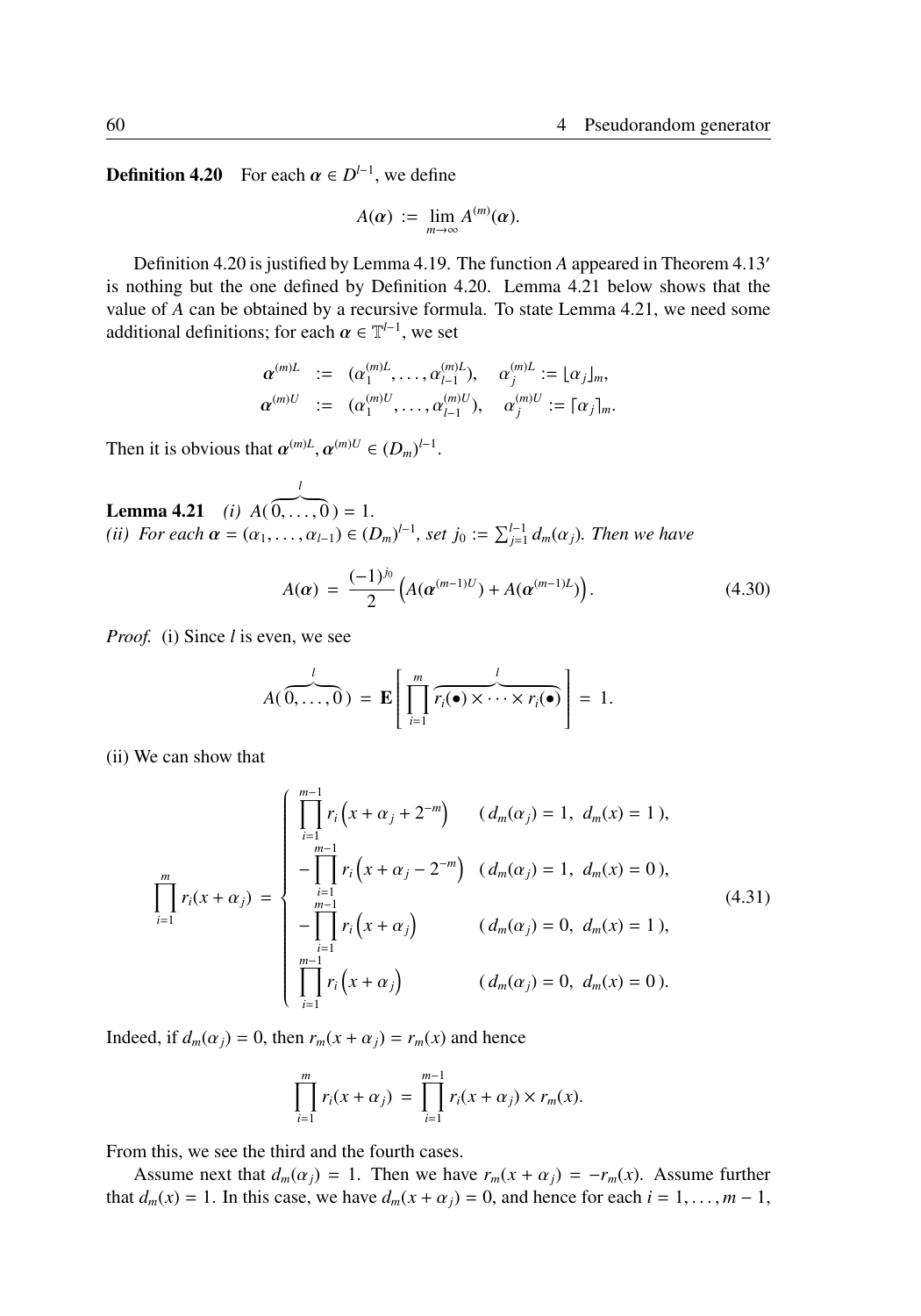**Definition 4.20** For each $\boldsymbol{\alpha} \in D^{l-1}$, we define

$$A(\boldsymbol{\alpha}) := \lim_{m\to\infty} A^{(m)}(\boldsymbol{\alpha}).$$

Definition 4.20 is justified by Lemma 4.19. The function $A$ appeared in Theorem 4.13′ is nothing but the one defined by Definition 4.20. Lemma 4.21 below shows that the value of $A$ can be obtained by a recursive formula. To state Lemma 4.21, we need some additional definitions; for each $\boldsymbol{\alpha} \in \mathbb{T}^{l-1}$, we set

$$\begin{aligned}
\boldsymbol{\alpha}^{(m)L} &:= (\alpha_1^{(m)L}, \ldots, \alpha_{l-1}^{(m)L}), \quad \alpha_j^{(m)L} := \lfloor \alpha_j \rfloor_m, \\
\boldsymbol{\alpha}^{(m)U} &:= (\alpha_1^{(m)U}, \ldots, \alpha_{l-1}^{(m)U}), \quad \alpha_j^{(m)U} := \lceil \alpha_j \rceil_m.
\end{aligned}$$

Then it is obvious that $\boldsymbol{\alpha}^{(m)L}, \boldsymbol{\alpha}^{(m)U} \in (D_m)^{l-1}$.

**Lemma 4.21** *(i)* $A(\overbrace{0,\ldots,0}^{l}) = 1$.
*(ii) For each* $\boldsymbol{\alpha} = (\alpha_1, \ldots, \alpha_{l-1}) \in (D_m)^{l-1}$, *set* $j_0 := \sum_{j=1}^{l-1} d_m(\alpha_j)$. *Then we have*

$$A(\boldsymbol{\alpha}) = \frac{(-1)^{j_0}}{2}\left(A(\boldsymbol{\alpha}^{(m-1)U}) + A(\boldsymbol{\alpha}^{(m-1)L})\right). \tag{4.30}$$

*Proof.* (i) Since $l$ is even, we see

$$A(\overbrace{0,\ldots,0}^{l}) = \mathbf{E}\left[\prod_{i=1}^{m} \overbrace{r_i(\bullet)\times\cdots\times r_i(\bullet)}^{l}\right] = 1.$$

(ii) We can show that

$$\prod_{i=1}^{m} r_i(x+\alpha_j) = \begin{cases}
\displaystyle\prod_{i=1}^{m-1} r_i\left(x+\alpha_j+2^{-m}\right) & (\,d_m(\alpha_j)=1,\ d_m(x)=1\,), \\
\displaystyle-\prod_{i=1}^{m-1} r_i\left(x+\alpha_j-2^{-m}\right) & (\,d_m(\alpha_j)=1,\ d_m(x)=0\,), \\
\displaystyle-\prod_{i=1}^{m-1} r_i\left(x+\alpha_j\right) & (\,d_m(\alpha_j)=0,\ d_m(x)=1\,), \\
\displaystyle\prod_{i=1}^{m-1} r_i\left(x+\alpha_j\right) & (\,d_m(\alpha_j)=0,\ d_m(x)=0\,).
\end{cases} \tag{4.31}$$

Indeed, if $d_m(\alpha_j) = 0$, then $r_m(x+\alpha_j) = r_m(x)$ and hence

$$\prod_{i=1}^{m} r_i(x+\alpha_j) = \prod_{i=1}^{m-1} r_i(x+\alpha_j) \times r_m(x).$$

From this, we see the third and the fourth cases.

Assume next that $d_m(\alpha_j) = 1$. Then we have $r_m(x+\alpha_j) = -r_m(x)$. Assume further that $d_m(x) = 1$. In this case, we have $d_m(x+\alpha_j) = 0$, and hence for each $i = 1, \ldots, m-1$,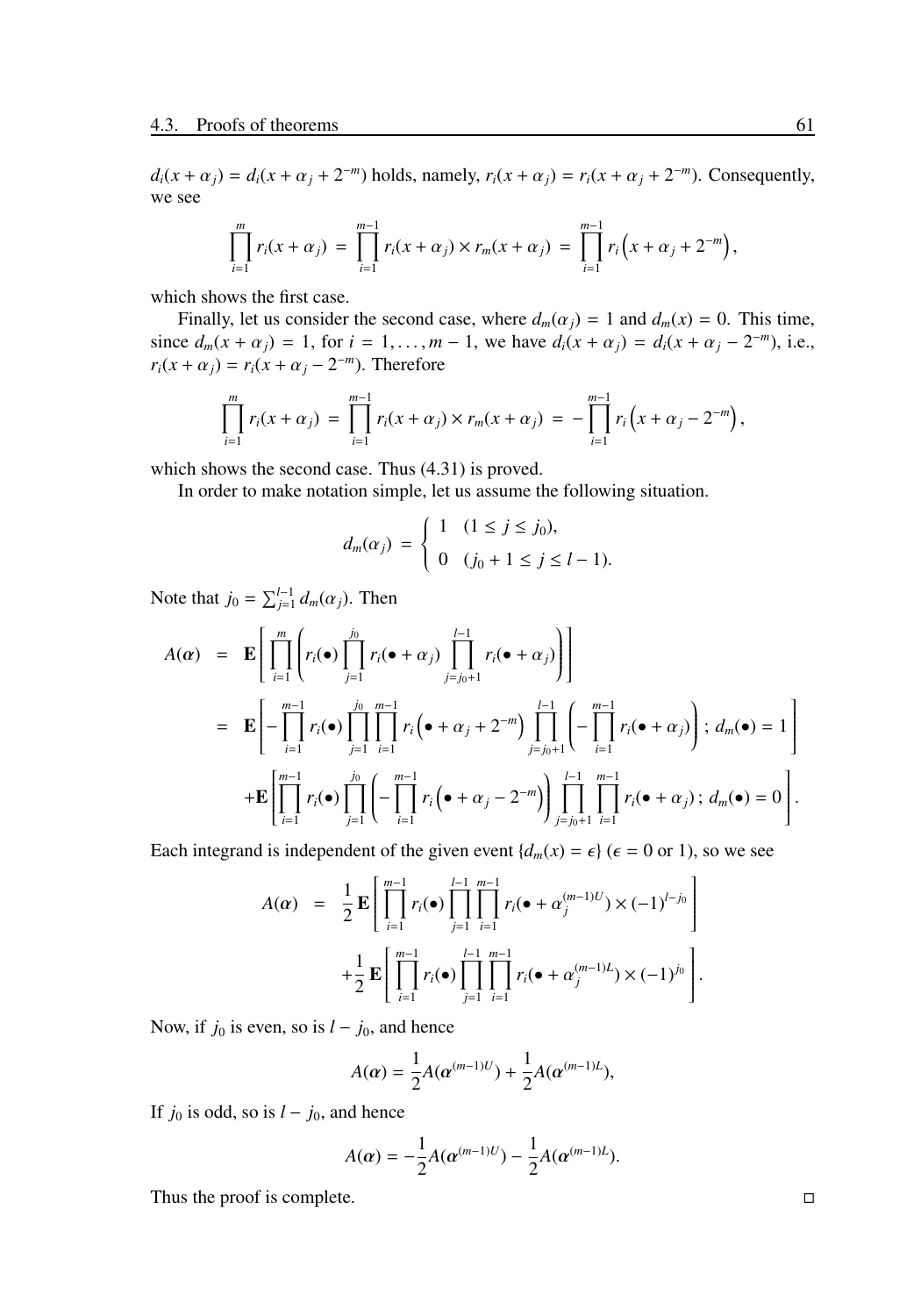$d_i(x+\alpha_j) = d_i(x+\alpha_j+2^{-m})$ holds, namely, $r_i(x+\alpha_j) = r_i(x+\alpha_j+2^{-m})$. Consequently, we see

$$\prod_{i=1}^{m} r_i(x+\alpha_j) = \prod_{i=1}^{m-1} r_i(x+\alpha_j) \times r_m(x+\alpha_j) = \prod_{i=1}^{m-1} r_i\left(x+\alpha_j+2^{-m}\right),$$

which shows the first case.

Finally, let us consider the second case, where $d_m(\alpha_j) = 1$ and $d_m(x) = 0$. This time, since $d_m(x+\alpha_j) = 1$, for $i = 1, \ldots, m-1$, we have $d_i(x+\alpha_j) = d_i(x+\alpha_j-2^{-m})$, i.e., $r_i(x+\alpha_j) = r_i(x+\alpha_j-2^{-m})$. Therefore

$$\prod_{i=1}^{m} r_i(x+\alpha_j) = \prod_{i=1}^{m-1} r_i(x+\alpha_j) \times r_m(x+\alpha_j) = -\prod_{i=1}^{m-1} r_i\left(x+\alpha_j-2^{-m}\right),$$

which shows the second case. Thus (4.31) is proved.

In order to make notation simple, let us assume the following situation.

$$d_m(\alpha_j) = \begin{cases} 1 & (1 \le j \le j_0), \\ 0 & (j_0+1 \le j \le l-1). \end{cases}$$

Note that $j_0 = \sum_{j=1}^{l-1} d_m(\alpha_j)$. Then

$$\begin{aligned}
A(\boldsymbol{\alpha}) &= \mathbf{E}\left[\prod_{i=1}^{m}\left(r_i(\bullet)\prod_{j=1}^{j_0} r_i(\bullet+\alpha_j)\prod_{j=j_0+1}^{l-1} r_i(\bullet+\alpha_j)\right)\right] \\
&= \mathbf{E}\left[-\prod_{i=1}^{m-1} r_i(\bullet)\prod_{j=1}^{j_0}\prod_{i=1}^{m-1} r_i\left(\bullet+\alpha_j+2^{-m}\right)\prod_{j=j_0+1}^{l-1}\left(-\prod_{i=1}^{m-1} r_i(\bullet+\alpha_j)\right);\, d_m(\bullet)=1\right] \\
&\quad +\mathbf{E}\left[\prod_{i=1}^{m-1} r_i(\bullet)\prod_{j=1}^{j_0}\left(-\prod_{i=1}^{m-1} r_i\left(\bullet+\alpha_j-2^{-m}\right)\right)\prod_{j=j_0+1}^{l-1}\prod_{i=1}^{m-1} r_i(\bullet+\alpha_j);\, d_m(\bullet)=0\right].
\end{aligned}$$

Each integrand is independent of the given event $\{d_m(x)=\epsilon\}$ ($\epsilon = 0$ or $1$), so we see

$$\begin{aligned}
A(\boldsymbol{\alpha}) &= \frac{1}{2}\mathbf{E}\left[\prod_{i=1}^{m-1} r_i(\bullet)\prod_{j=1}^{l-1}\prod_{i=1}^{m-1} r_i(\bullet+\alpha_j^{(m-1)U})\times(-1)^{l-j_0}\right] \\
&\quad +\frac{1}{2}\mathbf{E}\left[\prod_{i=1}^{m-1} r_i(\bullet)\prod_{j=1}^{l-1}\prod_{i=1}^{m-1} r_i(\bullet+\alpha_j^{(m-1)L})\times(-1)^{j_0}\right].
\end{aligned}$$

Now, if $j_0$ is even, so is $l-j_0$, and hence

$$A(\boldsymbol{\alpha}) = \frac{1}{2}A(\boldsymbol{\alpha}^{(m-1)U}) + \frac{1}{2}A(\boldsymbol{\alpha}^{(m-1)L}),$$

If $j_0$ is odd, so is $l-j_0$, and hence

$$A(\boldsymbol{\alpha}) = -\frac{1}{2}A(\boldsymbol{\alpha}^{(m-1)U}) - \frac{1}{2}A(\boldsymbol{\alpha}^{(m-1)L}).$$

Thus the proof is complete. □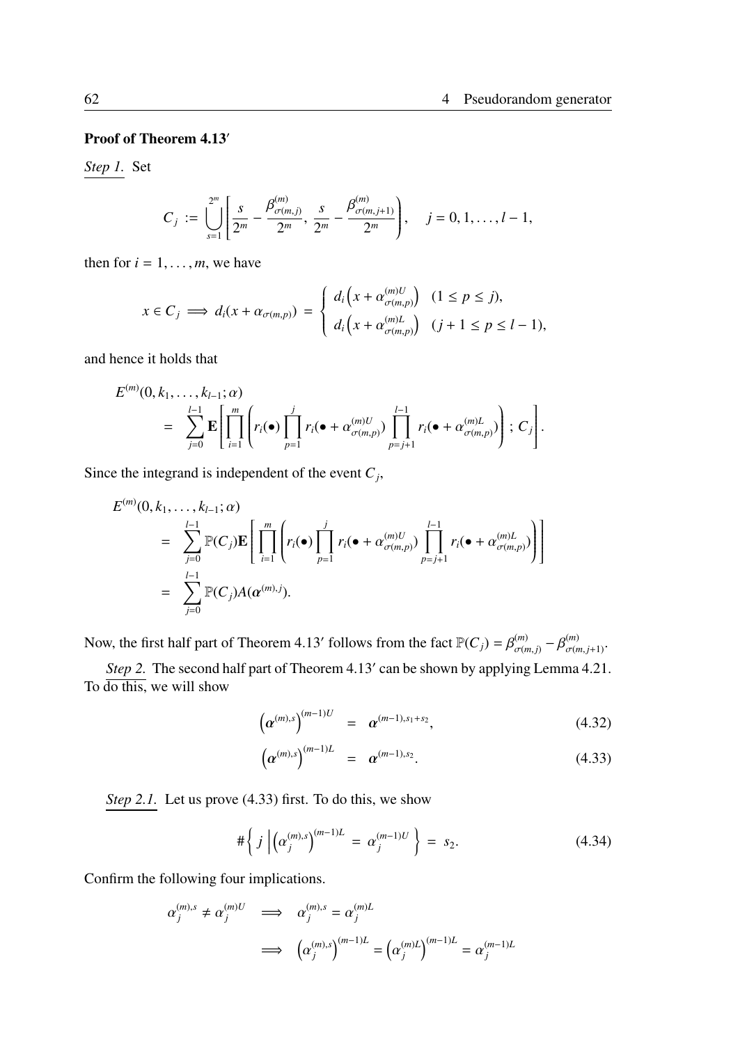**Proof of Theorem 4.13′**

*Step 1.* Set

$$C_j := \bigcup_{s=1}^{2^m} \left[ \frac{s}{2^m} - \frac{\beta^{(m)}_{\sigma(m,j)}}{2^m},\ \frac{s}{2^m} - \frac{\beta^{(m)}_{\sigma(m,j+1)}}{2^m} \right), \quad j = 0, 1, \ldots, l-1,$$

then for $i = 1, \ldots, m$, we have

$$x \in C_j \implies d_i(x + \alpha_{\sigma(m,p)}) = \begin{cases} d_i\left(x + \alpha^{(m)U}_{\sigma(m,p)}\right) & (1 \leq p \leq j), \\ d_i\left(x + \alpha^{(m)L}_{\sigma(m,p)}\right) & (j+1 \leq p \leq l-1), \end{cases}$$

and hence it holds that

$$\begin{aligned} & E^{(m)}(0, k_1, \ldots, k_{l-1}; \alpha) \\ &\quad = \sum_{j=0}^{l-1} \mathbf{E}\left[ \prod_{i=1}^{m} \left( r_i(\bullet) \prod_{p=1}^{j} r_i(\bullet + \alpha^{(m)U}_{\sigma(m,p)}) \prod_{p=j+1}^{l-1} r_i(\bullet + \alpha^{(m)L}_{\sigma(m,p)}) \right) ;\, C_j \right]. \end{aligned}$$

Since the integrand is independent of the event $C_j$,

$$\begin{aligned} & E^{(m)}(0, k_1, \ldots, k_{l-1}; \alpha) \\ &\quad = \sum_{j=0}^{l-1} \mathbb{P}(C_j) \mathbf{E}\left[ \prod_{i=1}^{m} \left( r_i(\bullet) \prod_{p=1}^{j} r_i(\bullet + \alpha^{(m)U}_{\sigma(m,p)}) \prod_{p=j+1}^{l-1} r_i(\bullet + \alpha^{(m)L}_{\sigma(m,p)}) \right) \right] \\ &\quad = \sum_{j=0}^{l-1} \mathbb{P}(C_j) A(\boldsymbol{\alpha}^{(m),j}). \end{aligned}$$

Now, the first half part of Theorem 4.13′ follows from the fact $\mathbb{P}(C_j) = \beta^{(m)}_{\sigma(m,j)} - \beta^{(m)}_{\sigma(m,j+1)}$.

*Step 2.* The second half part of Theorem 4.13′ can be shown by applying Lemma 4.21. To do this, we will show

$$\left(\boldsymbol{\alpha}^{(m),s}\right)^{(m-1)U} = \boldsymbol{\alpha}^{(m-1),s_1+s_2}, \tag{4.32}$$

$$\left(\boldsymbol{\alpha}^{(m),s}\right)^{(m-1)L} = \boldsymbol{\alpha}^{(m-1),s_2}. \tag{4.33}$$

*Step 2.1.* Let us prove (4.33) first. To do this, we show

$$\#\left\{ j \,\middle|\, \left(\alpha^{(m),s}_j\right)^{(m-1)L} = \alpha^{(m-1)U}_j \right\} = s_2. \tag{4.34}$$

Confirm the following four implications.

$$\begin{aligned} \alpha^{(m),s}_j \neq \alpha^{(m)U}_j &\implies \alpha^{(m),s}_j = \alpha^{(m)L}_j \\ &\implies \left(\alpha^{(m),s}_j\right)^{(m-1)L} = \left(\alpha^{(m)L}_j\right)^{(m-1)L} = \alpha^{(m-1)L}_j \end{aligned}$$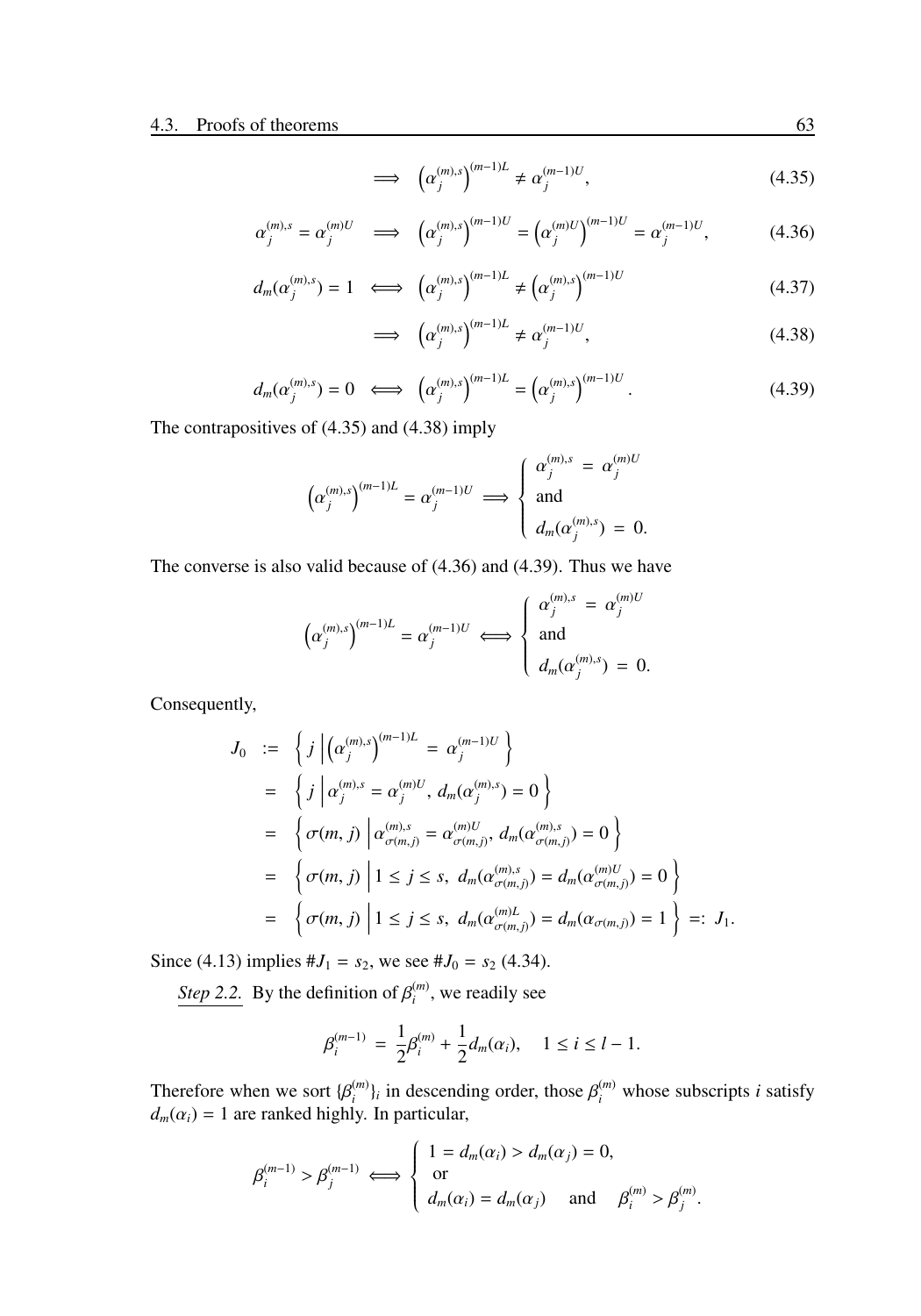$$\Longrightarrow \quad \left(\alpha_j^{(m),s}\right)^{(m-1)L} \neq \alpha_j^{(m-1)U}, \tag{4.35}$$

$$\alpha_j^{(m),s} = \alpha_j^{(m)U} \quad \Longrightarrow \quad \left(\alpha_j^{(m),s}\right)^{(m-1)U} = \left(\alpha_j^{(m)U}\right)^{(m-1)U} = \alpha_j^{(m-1)U}, \tag{4.36}$$

$$d_m(\alpha_j^{(m),s}) = 1 \quad \Longleftrightarrow \quad \left(\alpha_j^{(m),s}\right)^{(m-1)L} \neq \left(\alpha_j^{(m),s}\right)^{(m-1)U} \tag{4.37}$$

$$\Longrightarrow \quad \left(\alpha_j^{(m),s}\right)^{(m-1)L} \neq \alpha_j^{(m-1)U}, \tag{4.38}$$

$$d_m(\alpha_j^{(m),s}) = 0 \quad \Longleftrightarrow \quad \left(\alpha_j^{(m),s}\right)^{(m-1)L} = \left(\alpha_j^{(m),s}\right)^{(m-1)U}. \tag{4.39}$$

The contrapositives of (4.35) and (4.38) imply

$$\left(\alpha_j^{(m),s}\right)^{(m-1)L} = \alpha_j^{(m-1)U} \Longrightarrow \begin{cases} \alpha_j^{(m),s} \;=\; \alpha_j^{(m)U} \\ \text{and} \\ d_m(\alpha_j^{(m),s}) \;=\; 0. \end{cases}$$

The converse is also valid because of (4.36) and (4.39). Thus we have

$$\left(\alpha_j^{(m),s}\right)^{(m-1)L} = \alpha_j^{(m-1)U} \Longleftrightarrow \begin{cases} \alpha_j^{(m),s} \;=\; \alpha_j^{(m)U} \\ \text{and} \\ d_m(\alpha_j^{(m),s}) \;=\; 0. \end{cases}$$

Consequently,

$$\begin{aligned}
J_0 \;&:=\; \left\{ j \;\middle|\; \left(\alpha_j^{(m),s}\right)^{(m-1)L} \;=\; \alpha_j^{(m-1)U} \right\} \\
&=\; \left\{ j \;\middle|\; \alpha_j^{(m),s} = \alpha_j^{(m)U},\, d_m(\alpha_j^{(m),s}) = 0 \right\} \\
&=\; \left\{ \sigma(m,j) \;\middle|\; \alpha_{\sigma(m,j)}^{(m),s} = \alpha_{\sigma(m,j)}^{(m)U},\, d_m(\alpha_{\sigma(m,j)}^{(m),s}) = 0 \right\} \\
&=\; \left\{ \sigma(m,j) \;\middle|\; 1 \le j \le s,\; d_m(\alpha_{\sigma(m,j)}^{(m),s}) = d_m(\alpha_{\sigma(m,j)}^{(m)U}) = 0 \right\} \\
&=\; \left\{ \sigma(m,j) \;\middle|\; 1 \le j \le s,\; d_m(\alpha_{\sigma(m,j)}^{(m)L}) = d_m(\alpha_{\sigma(m,j)}) = 1 \right\} \;=:\; J_1.
\end{aligned}$$

Since (4.13) implies $\#J_1 = s_2$, we see $\#J_0 = s_2$ (4.34).

<u>*Step 2.2.*</u> By the definition of $\beta_i^{(m)}$, we readily see

$$\beta_i^{(m-1)} \;=\; \frac{1}{2}\beta_i^{(m)} + \frac{1}{2}d_m(\alpha_i), \quad 1 \le i \le l-1.$$

Therefore when we sort $\{\beta_i^{(m)}\}_i$ in descending order, those $\beta_i^{(m)}$ whose subscripts $i$ satisfy $d_m(\alpha_i) = 1$ are ranked highly. In particular,

$$\beta_i^{(m-1)} > \beta_j^{(m-1)} \Longleftrightarrow \begin{cases} 1 = d_m(\alpha_i) > d_m(\alpha_j) = 0, \\ \text{or} \\ d_m(\alpha_i) = d_m(\alpha_j) \quad \text{and} \quad \beta_i^{(m)} > \beta_j^{(m)}. \end{cases}$$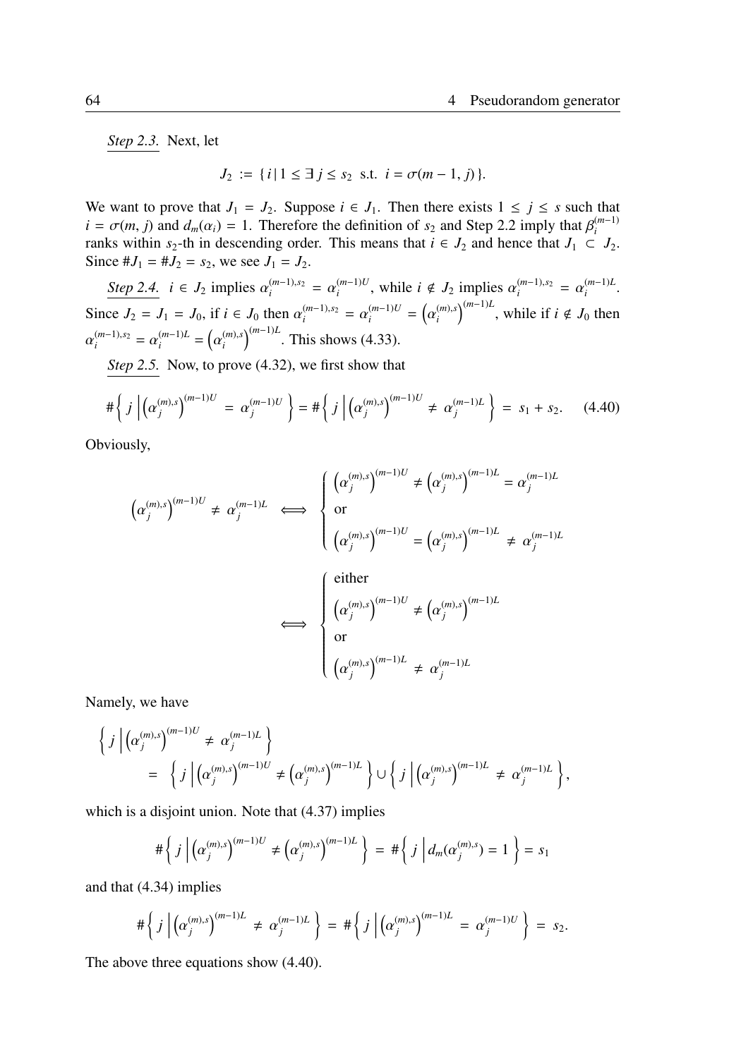*Step 2.3.* Next, let

$$J_2 := \{ i \,|\, 1 \leq \exists\, j \leq s_2 \text{ s.t. } i = \sigma(m-1, j) \}.$$

We want to prove that $J_1 = J_2$. Suppose $i \in J_1$. Then there exists $1 \leq j \leq s$ such that $i = \sigma(m, j)$ and $d_m(\alpha_i) = 1$. Therefore the definition of $s_2$ and Step 2.2 imply that $\beta_i^{(m-1)}$ ranks within $s_2$-th in descending order. This means that $i \in J_2$ and hence that $J_1 \subset J_2$. Since $\# J_1 = \# J_2 = s_2$, we see $J_1 = J_2$.

*Step 2.4.* $i \in J_2$ implies $\alpha_i^{(m-1),s_2} = \alpha_i^{(m-1)U}$, while $i \notin J_2$ implies $\alpha_i^{(m-1),s_2} = \alpha_i^{(m-1)L}$. Since $J_2 = J_1 = J_0$, if $i \in J_0$ then $\alpha_i^{(m-1),s_2} = \alpha_i^{(m-1)U} = \left(\alpha_i^{(m),s}\right)^{(m-1)L}$, while if $i \notin J_0$ then $\alpha_i^{(m-1),s_2} = \alpha_i^{(m-1)L} = \left(\alpha_i^{(m),s}\right)^{(m-1)L}$. This shows (4.33).

*Step 2.5.* Now, to prove (4.32), we first show that

$$\#\left\{ j \,\middle|\, \left(\alpha_j^{(m),s}\right)^{(m-1)U} = \alpha_j^{(m-1)U} \right\} = \#\left\{ j \,\middle|\, \left(\alpha_j^{(m),s}\right)^{(m-1)U} \neq \alpha_j^{(m-1)L} \right\} = s_1 + s_2. \tag{4.40}$$

Obviously,

$$\left(\alpha_j^{(m),s}\right)^{(m-1)U} \neq \alpha_j^{(m-1)L} \iff \begin{cases} \left(\alpha_j^{(m),s}\right)^{(m-1)U} \neq \left(\alpha_j^{(m),s}\right)^{(m-1)L} = \alpha_j^{(m-1)L} \\ \text{or} \\ \left(\alpha_j^{(m),s}\right)^{(m-1)U} = \left(\alpha_j^{(m),s}\right)^{(m-1)L} \neq \alpha_j^{(m-1)L} \end{cases}$$

$$\iff \begin{cases} \text{either} \\ \left(\alpha_j^{(m),s}\right)^{(m-1)U} \neq \left(\alpha_j^{(m),s}\right)^{(m-1)L} \\ \text{or} \\ \left(\alpha_j^{(m),s}\right)^{(m-1)L} \neq \alpha_j^{(m-1)L} \end{cases}$$

Namely, we have

$$\begin{aligned} &\left\{ j \,\middle|\, \left(\alpha_j^{(m),s}\right)^{(m-1)U} \neq \alpha_j^{(m-1)L} \right\} \\ &\quad = \left\{ j \,\middle|\, \left(\alpha_j^{(m),s}\right)^{(m-1)U} \neq \left(\alpha_j^{(m),s}\right)^{(m-1)L} \right\} \cup \left\{ j \,\middle|\, \left(\alpha_j^{(m),s}\right)^{(m-1)L} \neq \alpha_j^{(m-1)L} \right\}, \end{aligned}$$

which is a disjoint union. Note that (4.37) implies

$$\#\left\{ j \,\middle|\, \left(\alpha_j^{(m),s}\right)^{(m-1)U} \neq \left(\alpha_j^{(m),s}\right)^{(m-1)L} \right\} = \#\left\{ j \,\middle|\, d_m(\alpha_j^{(m),s}) = 1 \right\} = s_1$$

and that (4.34) implies

$$\#\left\{ j \,\middle|\, \left(\alpha_j^{(m),s}\right)^{(m-1)L} \neq \alpha_j^{(m-1)L} \right\} = \#\left\{ j \,\middle|\, \left(\alpha_j^{(m),s}\right)^{(m-1)L} = \alpha_j^{(m-1)U} \right\} = s_2.$$

The above three equations show (4.40).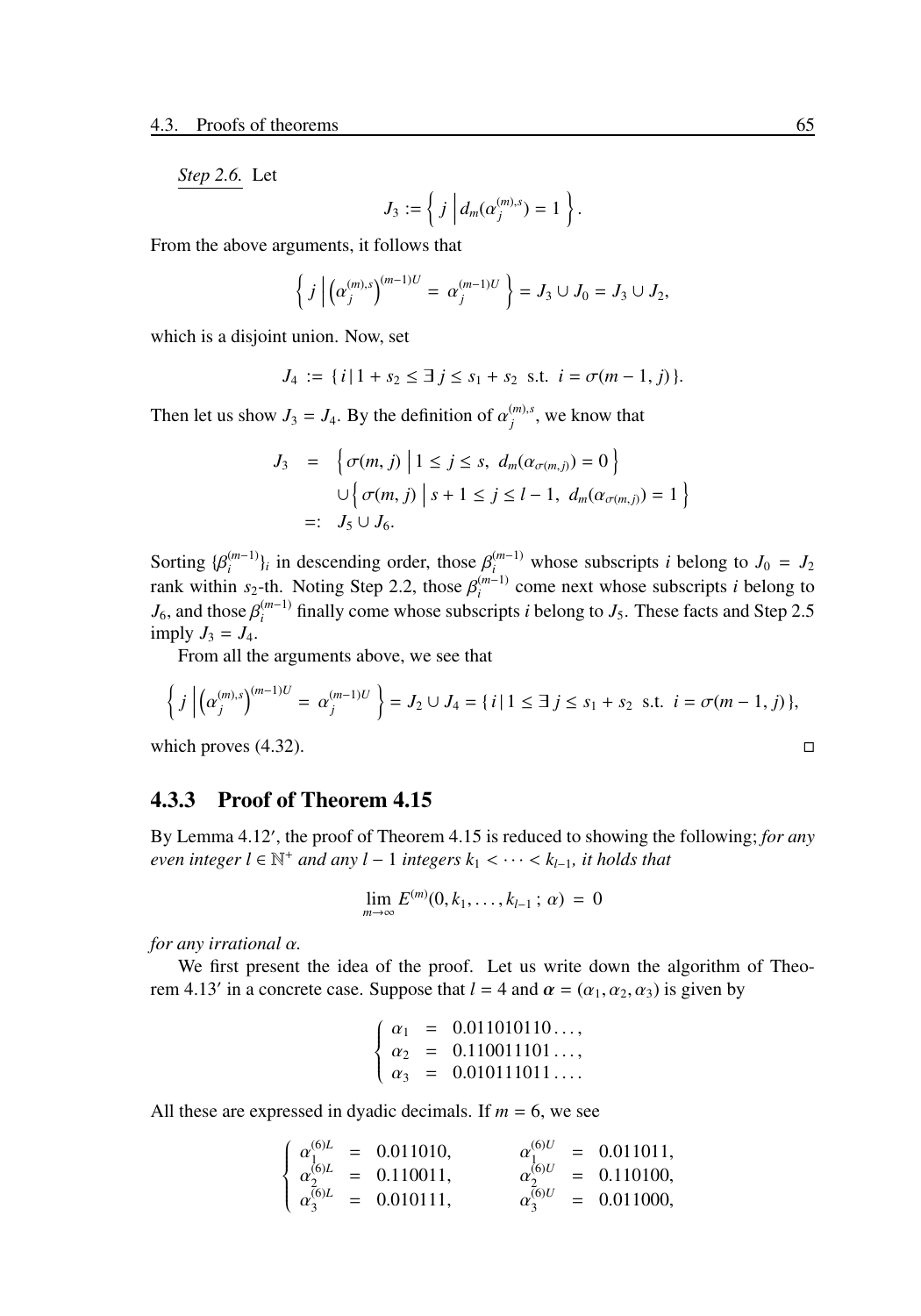*Step 2.6.* Let

$$J_3 := \left\{ j \,\middle|\, d_m(\alpha_j^{(m),s}) = 1 \right\}.$$

From the above arguments, it follows that

$$\left\{ j \,\middle|\, \left(\alpha_j^{(m),s}\right)^{(m-1)U} = \alpha_j^{(m-1)U} \right\} = J_3 \cup J_0 = J_3 \cup J_2,$$

which is a disjoint union. Now, set

$$J_4 := \{ i \,|\, 1 + s_2 \leq \exists\, j \leq s_1 + s_2 \text{ s.t. } i = \sigma(m-1, j) \}.$$

Then let us show $J_3 = J_4$. By the definition of $\alpha_j^{(m),s}$, we know that

$$\begin{aligned} J_3 &= \left\{ \sigma(m, j) \,\middle|\, 1 \leq j \leq s,\ d_m(\alpha_{\sigma(m,j)}) = 0 \right\} \\ &\quad \cup \left\{ \sigma(m, j) \,\middle|\, s + 1 \leq j \leq l - 1,\ d_m(\alpha_{\sigma(m,j)}) = 1 \right\} \\ &=: J_5 \cup J_6. \end{aligned}$$

Sorting $\{\beta_i^{(m-1)}\}_i$ in descending order, those $\beta_i^{(m-1)}$ whose subscripts $i$ belong to $J_0 = J_2$ rank within $s_2$-th. Noting Step 2.2, those $\beta_i^{(m-1)}$ come next whose subscripts $i$ belong to $J_6$, and those $\beta_i^{(m-1)}$ finally come whose subscripts $i$ belong to $J_5$. These facts and Step 2.5 imply $J_3 = J_4$.

From all the arguments above, we see that

$$\left\{ j \,\middle|\, \left(\alpha_j^{(m),s}\right)^{(m-1)U} = \alpha_j^{(m-1)U} \right\} = J_2 \cup J_4 = \{ i \,|\, 1 \leq \exists\, j \leq s_1 + s_2 \text{ s.t. } i = \sigma(m-1, j) \},$$

which proves (4.32). □

### 4.3.3 Proof of Theorem 4.15

By Lemma 4.12′, the proof of Theorem 4.15 is reduced to showing the following; *for any even integer $l \in \mathbb{N}^+$ and any $l-1$ integers $k_1 < \cdots < k_{l-1}$, it holds that*

$$\lim_{m \to \infty} E^{(m)}(0, k_1, \ldots, k_{l-1}\,;\, \alpha) = 0$$

*for any irrational $\alpha$.*

We first present the idea of the proof. Let us write down the algorithm of Theorem 4.13′ in a concrete case. Suppose that $l = 4$ and $\boldsymbol{\alpha} = (\alpha_1, \alpha_2, \alpha_3)$ is given by

$$\left\{ \begin{array}{lcl} \alpha_1 &=& 0.011010110\ldots, \\ \alpha_2 &=& 0.110011101\ldots, \\ \alpha_3 &=& 0.010111011\ldots. \end{array} \right.$$

All these are expressed in dyadic decimals. If $m = 6$, we see

$$\left\{ \begin{array}{lclclcl} \alpha_1^{(6)L} &=& 0.011010, & \quad & \alpha_1^{(6)U} &=& 0.011011, \\ \alpha_2^{(6)L} &=& 0.110011, & & \alpha_2^{(6)U} &=& 0.110100, \\ \alpha_3^{(6)L} &=& 0.010111, & & \alpha_3^{(6)U} &=& 0.011000, \end{array} \right.$$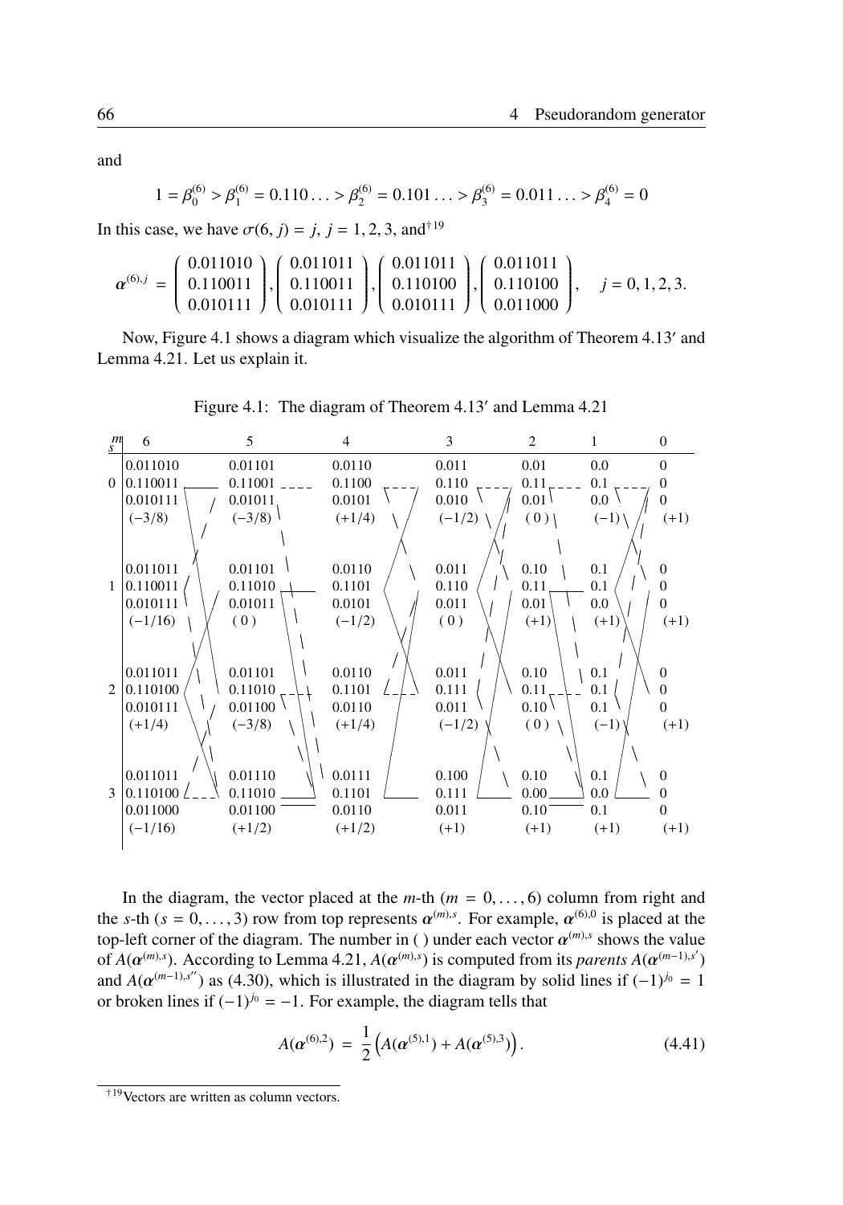and

$$1 = \beta_0^{(6)} > \beta_1^{(6)} = 0.110\ldots > \beta_2^{(6)} = 0.101\ldots > \beta_3^{(6)} = 0.011\ldots > \beta_4^{(6)} = 0$$

In this case, we have $\sigma(6, j) = j$, $j = 1, 2, 3$, and[†19]

$$\boldsymbol{\alpha}^{(6),j} = \begin{pmatrix} 0.011010 \\ 0.110011 \\ 0.010111 \end{pmatrix}, \begin{pmatrix} 0.011011 \\ 0.110011 \\ 0.010111 \end{pmatrix}, \begin{pmatrix} 0.011011 \\ 0.110100 \\ 0.010111 \end{pmatrix}, \begin{pmatrix} 0.011011 \\ 0.110100 \\ 0.011000 \end{pmatrix}, \quad j = 0, 1, 2, 3.$$

Now, Figure 4.1 shows a diagram which visualize the algorithm of Theorem 4.13′ and Lemma 4.21. Let us explain it.

Figure 4.1: The diagram of Theorem 4.13′ and Lemma 4.21

| $s$ \ $m$ | 6 | 5 | 4 | 3 | 2 | 1 | 0 |
|---|---|---|---|---|---|---|---|
| 0 | 0.011010<br>0.110011<br>0.010111<br>$(-3/8)$ | 0.01101<br>0.11001<br>0.01011<br>$(-3/8)$ | 0.0110<br>0.1100<br>0.0101<br>$(+1/4)$ | 0.011<br>0.110<br>0.010<br>$(-1/2)$ | 0.01<br>0.11<br>0.01<br>$(0)$ | 0.0<br>0.1<br>0.0<br>$(-1)$ | 0<br>0<br>0<br>$(+1)$ |
| 1 | 0.011011<br>0.110011<br>0.010111<br>$(-1/16)$ | 0.01101<br>0.11010<br>0.01011<br>$(0)$ | 0.0110<br>0.1101<br>0.0101<br>$(-1/2)$ | 0.011<br>0.110<br>0.011<br>$(0)$ | 0.10<br>0.11<br>0.01<br>$(+1)$ | 0.1<br>0.1<br>0.0<br>$(+1)$ | 0<br>0<br>0<br>$(+1)$ |
| 2 | 0.011011<br>0.110100<br>0.010111<br>$(+1/4)$ | 0.01101<br>0.11010<br>0.01100<br>$(-3/8)$ | 0.0110<br>0.1101<br>0.0110<br>$(+1/4)$ | 0.011<br>0.111<br>0.011<br>$(-1/2)$ | 0.10<br>0.11<br>0.10<br>$(0)$ | 0.1<br>0.1<br>0.1<br>$(-1)$ | 0<br>0<br>0<br>$(+1)$ |
| 3 | 0.011011<br>0.110100<br>0.011000<br>$(-1/16)$ | 0.01110<br>0.11010<br>0.01100<br>$(+1/2)$ | 0.0111<br>0.1101<br>0.0110<br>$(+1/2)$ | 0.100<br>0.111<br>0.011<br>$(+1)$ | 0.10<br>0.00<br>0.10<br>$(+1)$ | 0.1<br>0.0<br>0.1<br>$(+1)$ | 0<br>0<br>0<br>$(+1)$ |

In the diagram, the vector placed at the $m$-th ($m = 0, \ldots, 6$) column from right and the $s$-th ($s = 0, \ldots, 3$) row from top represents $\boldsymbol{\alpha}^{(m),s}$. For example, $\boldsymbol{\alpha}^{(6),0}$ is placed at the top-left corner of the diagram. The number in ( ) under each vector $\boldsymbol{\alpha}^{(m),s}$ shows the value of $A(\boldsymbol{\alpha}^{(m),s})$. According to Lemma 4.21, $A(\boldsymbol{\alpha}^{(m),s})$ is computed from its *parents* $A(\boldsymbol{\alpha}^{(m-1),s'})$ and $A(\boldsymbol{\alpha}^{(m-1),s''})$ as (4.30), which is illustrated in the diagram by solid lines if $(-1)^{j_0} = 1$ or broken lines if $(-1)^{j_0} = -1$. For example, the diagram tells that

$$A(\boldsymbol{\alpha}^{(6),2}) = \frac{1}{2}\left(A(\boldsymbol{\alpha}^{(5),1}) + A(\boldsymbol{\alpha}^{(5),3})\right). \tag{4.41}$$

[†19] Vectors are written as column vectors.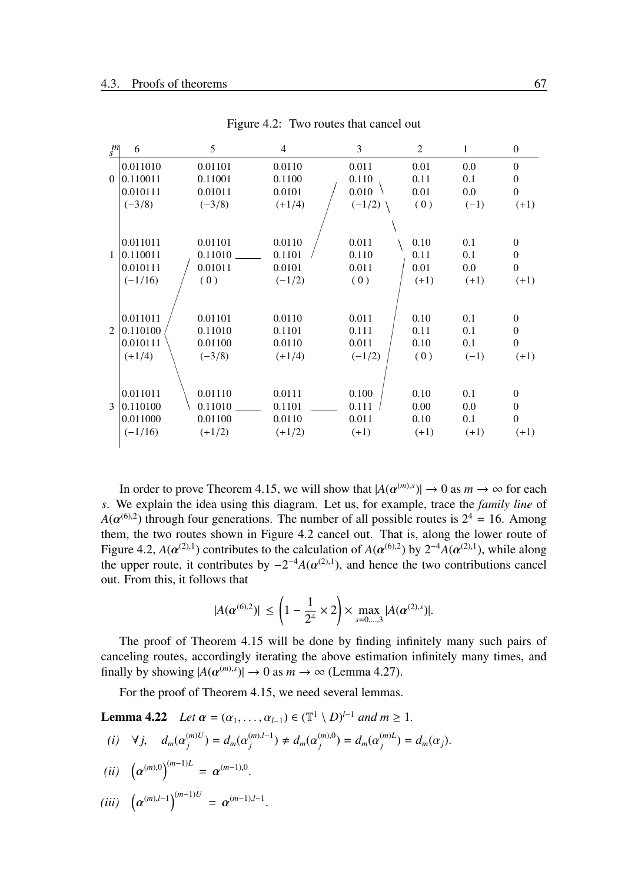Figure 4.2: Two routes that cancel out

| $s$ \ $m$ | 6 | 5 | 4 | 3 | 2 | 1 | 0 |
|---|---|---|---|---|---|---|---|
| 0 | 0.011010<br>0.110011<br>0.010111<br>$(-3/8)$ | 0.01101<br>0.11001<br>0.01011<br>$(-3/8)$ | 0.0110<br>0.1100<br>0.0101<br>$(+1/4)$ | 0.011<br>0.110<br>0.010<br>$(-1/2)$ | 0.01<br>0.11<br>0.01<br>$(0)$ | 0.0<br>0.1<br>0.0<br>$(-1)$ | 0<br>0<br>0<br>$(+1)$ |
| 1 | 0.011011<br>0.110011<br>0.010111<br>$(-1/16)$ | 0.01101<br>0.11010<br>0.01011<br>$(0)$ | 0.0110<br>0.1101<br>0.0101<br>$(-1/2)$ | 0.011<br>0.110<br>0.011<br>$(0)$ | 0.10<br>0.11<br>0.01<br>$(+1)$ | 0.1<br>0.1<br>0.0<br>$(+1)$ | 0<br>0<br>0<br>$(+1)$ |
| 2 | 0.011011<br>0.110100<br>0.010111<br>$(+1/4)$ | 0.01101<br>0.11010<br>0.01100<br>$(-3/8)$ | 0.0110<br>0.1101<br>0.0110<br>$(+1/4)$ | 0.011<br>0.111<br>0.011<br>$(-1/2)$ | 0.10<br>0.11<br>0.10<br>$(0)$ | 0.1<br>0.1<br>0.1<br>$(-1)$ | 0<br>0<br>0<br>$(+1)$ |
| 3 | 0.011011<br>0.110100<br>0.011000<br>$(-1/16)$ | 0.01110<br>0.11010<br>0.01100<br>$(+1/2)$ | 0.0111<br>0.1101<br>0.0110<br>$(+1/2)$ | 0.100<br>0.111<br>0.011<br>$(+1)$ | 0.10<br>0.00<br>0.10<br>$(+1)$ | 0.1<br>0.0<br>0.1<br>$(+1)$ | 0<br>0<br>0<br>$(+1)$ |

In order to prove Theorem 4.15, we will show that $|A(\boldsymbol{\alpha}^{(m),s})| \to 0$ as $m \to \infty$ for each $s$. We explain the idea using this diagram. Let us, for example, trace the *family line* of $A(\boldsymbol{\alpha}^{(6),2})$ through four generations. The number of all possible routes is $2^4 = 16$. Among them, the two routes shown in Figure 4.2 cancel out. That is, along the lower route of Figure 4.2, $A(\boldsymbol{\alpha}^{(2),1})$ contributes to the calculation of $A(\boldsymbol{\alpha}^{(6),2})$ by $2^{-4}A(\boldsymbol{\alpha}^{(2),1})$, while along the upper route, it contributes by $-2^{-4}A(\boldsymbol{\alpha}^{(2),1})$, and hence the two contributions cancel out. From this, it follows that

$$|A(\boldsymbol{\alpha}^{(6),2})| \leq \left(1 - \frac{1}{2^4} \times 2\right) \times \max_{s=0,\ldots,3} |A(\boldsymbol{\alpha}^{(2),s})|.$$

The proof of Theorem 4.15 will be done by finding infinitely many such pairs of canceling routes, accordingly iterating the above estimation infinitely many times, and finally by showing $|A(\boldsymbol{\alpha}^{(m),s})| \to 0$ as $m \to \infty$ (Lemma 4.27).

For the proof of Theorem 4.15, we need several lemmas.

**Lemma 4.22** *Let* $\boldsymbol{\alpha} = (\alpha_1, \ldots, \alpha_{l-1}) \in (\mathbb{T}^1 \setminus D)^{l-1}$ *and* $m \geq 1$.

*(i)* $\forall j, \quad d_m(\alpha_j^{(m)U}) = d_m(\alpha_j^{(m),l-1}) \neq d_m(\alpha_j^{(m),0}) = d_m(\alpha_j^{(m)L}) = d_m(\alpha_j)$.

*(ii)* $\left(\boldsymbol{\alpha}^{(m),0}\right)^{(m-1)L} = \boldsymbol{\alpha}^{(m-1),0}$.

*(iii)* $\left(\boldsymbol{\alpha}^{(m),l-1}\right)^{(m-1)U} = \boldsymbol{\alpha}^{(m-1),l-1}$.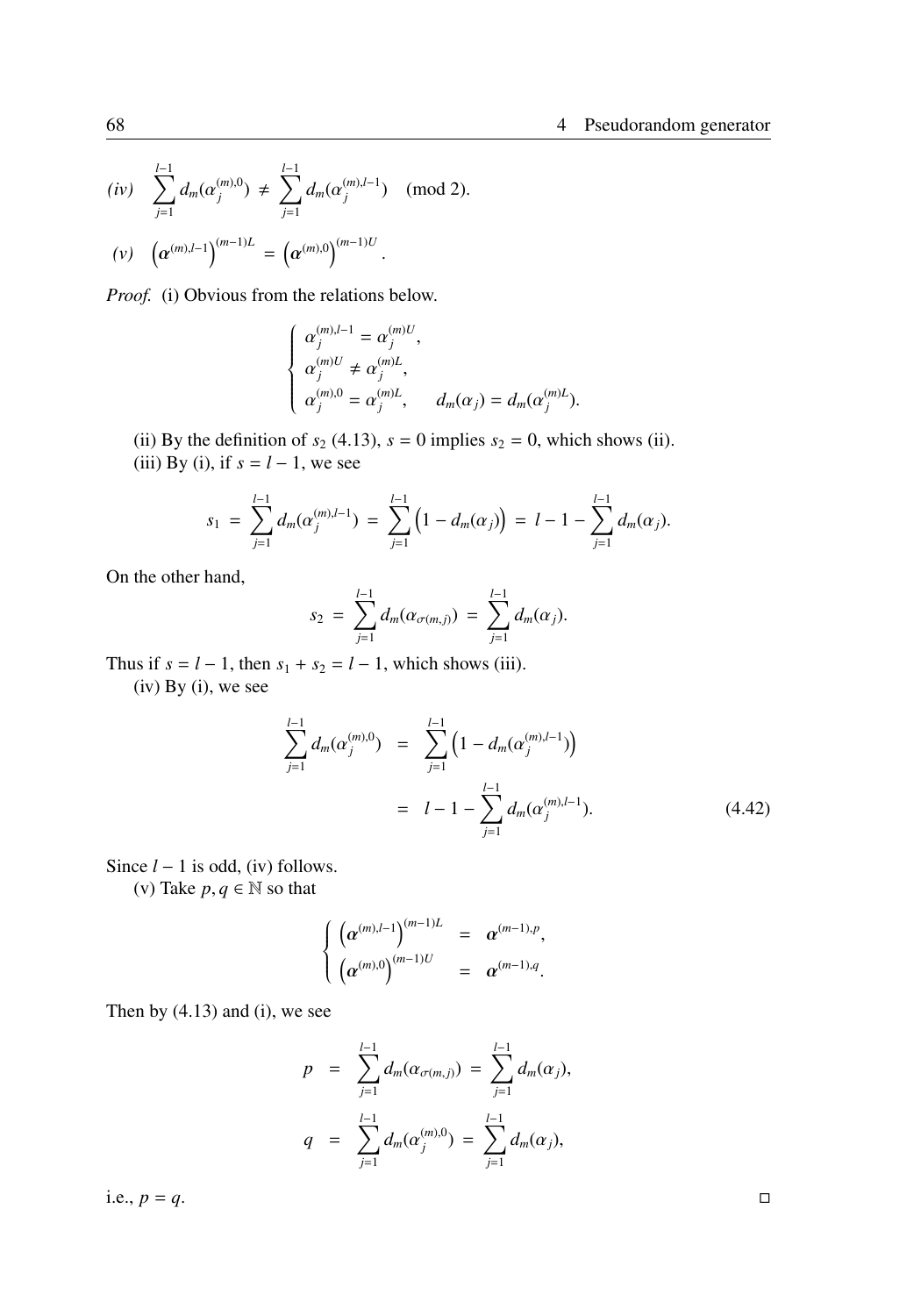*(iv)* $\displaystyle\sum_{j=1}^{l-1} d_m(\alpha_j^{(m),0}) \neq \sum_{j=1}^{l-1} d_m(\alpha_j^{(m),l-1}) \pmod 2.$

*(v)* $\left(\boldsymbol{\alpha}^{(m),l-1}\right)^{(m-1)L} = \left(\boldsymbol{\alpha}^{(m),0}\right)^{(m-1)U}.$

*Proof.* (i) Obvious from the relations below.

$$
\begin{cases}
\alpha_j^{(m),l-1} = \alpha_j^{(m)U}, \\
\alpha_j^{(m)U} \neq \alpha_j^{(m)L}, \\
\alpha_j^{(m),0} = \alpha_j^{(m)L}, \qquad d_m(\alpha_j) = d_m(\alpha_j^{(m)L}).
\end{cases}
$$

(ii) By the definition of $s_2$ (4.13), $s = 0$ implies $s_2 = 0$, which shows (ii).

(iii) By (i), if $s = l - 1$, we see

$$
s_1 = \sum_{j=1}^{l-1} d_m(\alpha_j^{(m),l-1}) = \sum_{j=1}^{l-1}\left(1 - d_m(\alpha_j)\right) = l - 1 - \sum_{j=1}^{l-1} d_m(\alpha_j).
$$

On the other hand,

$$
s_2 = \sum_{j=1}^{l-1} d_m(\alpha_{\sigma(m,j)}) = \sum_{j=1}^{l-1} d_m(\alpha_j).
$$

Thus if $s = l - 1$, then $s_1 + s_2 = l - 1$, which shows (iii).

(iv) By (i), we see

$$
\begin{aligned}
\sum_{j=1}^{l-1} d_m(\alpha_j^{(m),0}) &= \sum_{j=1}^{l-1}\left(1 - d_m(\alpha_j^{(m),l-1})\right) \\
&= l - 1 - \sum_{j=1}^{l-1} d_m(\alpha_j^{(m),l-1}).
\end{aligned} \tag{4.42}
$$

Since $l - 1$ is odd, (iv) follows.

(v) Take $p, q \in \mathbb{N}$ so that

$$
\begin{cases}
\left(\boldsymbol{\alpha}^{(m),l-1}\right)^{(m-1)L} = \boldsymbol{\alpha}^{(m-1),p}, \\
\left(\boldsymbol{\alpha}^{(m),0}\right)^{(m-1)U} = \boldsymbol{\alpha}^{(m-1),q}.
\end{cases}
$$

Then by (4.13) and (i), we see

$$
\begin{aligned}
p &= \sum_{j=1}^{l-1} d_m(\alpha_{\sigma(m,j)}) = \sum_{j=1}^{l-1} d_m(\alpha_j), \\
q &= \sum_{j=1}^{l-1} d_m(\alpha_j^{(m),0}) = \sum_{j=1}^{l-1} d_m(\alpha_j),
\end{aligned}
$$

i.e., $p = q$. □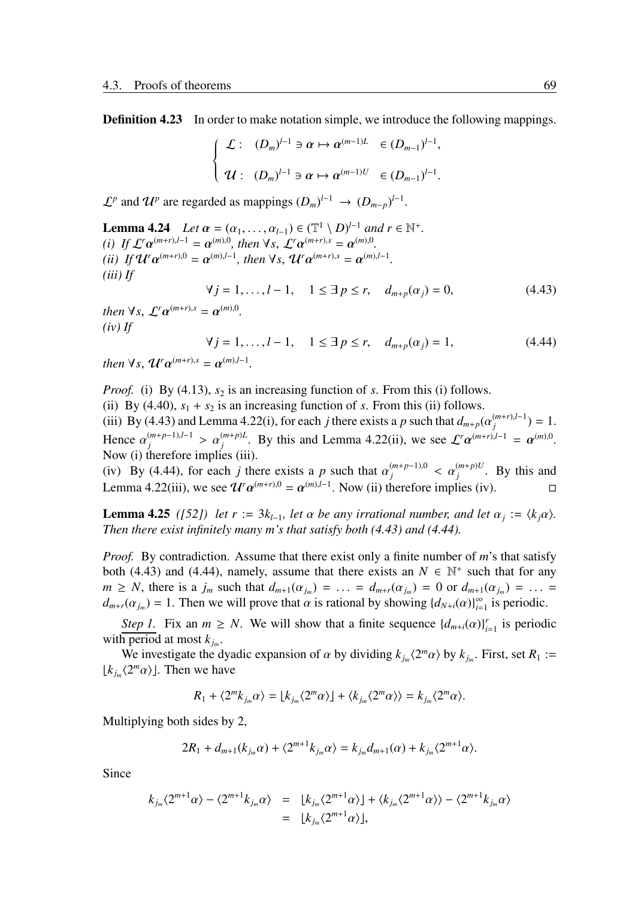**Definition 4.23** In order to make notation simple, we introduce the following mappings.

$$
\begin{cases}
\mathcal{L}: \quad (D_m)^{l-1} \ni \boldsymbol{\alpha} \mapsto \boldsymbol{\alpha}^{(m-1)L} \quad \in (D_{m-1})^{l-1}, \\[2ex]
\mathcal{U}: \quad (D_m)^{l-1} \ni \boldsymbol{\alpha} \mapsto \boldsymbol{\alpha}^{(m-1)U} \quad \in (D_{m-1})^{l-1}.
\end{cases}
$$

$\mathcal{L}^p$ and $\mathcal{U}^p$ are regarded as mappings $(D_m)^{l-1} \to (D_{m-p})^{l-1}$.

**Lemma 4.24** *Let $\boldsymbol{\alpha} = (\alpha_1, \ldots, \alpha_{l-1}) \in (\mathbb{T}^1 \setminus D)^{l-1}$ and $r \in \mathbb{N}^+$.*
*(i) If $\mathcal{L}^r \boldsymbol{\alpha}^{(m+r),l-1} = \boldsymbol{\alpha}^{(m),0}$, then $\forall s$, $\mathcal{L}^r \boldsymbol{\alpha}^{(m+r),s} = \boldsymbol{\alpha}^{(m),0}$.*
*(ii) If $\mathcal{U}^r \boldsymbol{\alpha}^{(m+r),0} = \boldsymbol{\alpha}^{(m),l-1}$, then $\forall s$, $\mathcal{U}^r \boldsymbol{\alpha}^{(m+r),s} = \boldsymbol{\alpha}^{(m),l-1}$.*
*(iii) If*

$$
\forall j = 1, \ldots, l-1, \quad 1 \le \exists\, p \le r, \quad d_{m+p}(\alpha_j) = 0, \tag{4.43}
$$

*then $\forall s$, $\mathcal{L}^r \boldsymbol{\alpha}^{(m+r),s} = \boldsymbol{\alpha}^{(m),0}$.*
*(iv) If*

$$
\forall j = 1, \ldots, l-1, \quad 1 \le \exists\, p \le r, \quad d_{m+p}(\alpha_j) = 1, \tag{4.44}
$$

*then $\forall s$, $\mathcal{U}^r \boldsymbol{\alpha}^{(m+r),s} = \boldsymbol{\alpha}^{(m),l-1}$.*

*Proof.* (i) By (4.13), $s_2$ is an increasing function of $s$. From this (i) follows.
(ii) By (4.40), $s_1 + s_2$ is an increasing function of $s$. From this (ii) follows.
(iii) By (4.43) and Lemma 4.22(i), for each $j$ there exists a $p$ such that $d_{m+p}(\alpha_j^{(m+r),l-1}) = 1$. Hence $\alpha_j^{(m+p-1),l-1} > \alpha_j^{(m+p)L}$. By this and Lemma 4.22(ii), we see $\mathcal{L}^r \boldsymbol{\alpha}^{(m+r),l-1} = \boldsymbol{\alpha}^{(m),0}$. Now (i) therefore implies (iii).
(iv) By (4.44), for each $j$ there exists a $p$ such that $\alpha_j^{(m+p-1),0} < \alpha_j^{(m+p)U}$. By this and Lemma 4.22(iii), we see $\mathcal{U}^r \boldsymbol{\alpha}^{(m+r),0} = \boldsymbol{\alpha}^{(m),l-1}$. Now (ii) therefore implies (iv). □

**Lemma 4.25** *([52]) let $r := 3k_{l-1}$, let $\alpha$ be any irrational number, and let $\alpha_j := \langle k_j \alpha \rangle$. Then there exist infinitely many $m$'s that satisfy both (4.43) and (4.44).*

*Proof.* By contradiction. Assume that there exist only a finite number of $m$'s that satisfy both (4.43) and (4.44), namely, assume that there exists an $N \in \mathbb{N}^+$ such that for any $m \ge N$, there is a $j_m$ such that $d_{m+1}(\alpha_{j_m}) = \ldots = d_{m+r}(\alpha_{j_m}) = 0$ or $d_{m+1}(\alpha_{j_m}) = \ldots = d_{m+r}(\alpha_{j_m}) = 1$. Then we will prove that $\alpha$ is rational by showing $\{d_{N+i}(\alpha)\}_{i=1}^{\infty}$ is periodic.

*Step 1.* Fix an $m \ge N$. We will show that a finite sequence $\{d_{m+i}(\alpha)\}_{i=1}^{r}$ is periodic with period at most $k_{j_m}$.

We investigate the dyadic expansion of $\alpha$ by dividing $k_{j_m}\langle 2^m \alpha \rangle$ by $k_{j_m}$. First, set $R_1 := \lfloor k_{j_m} \langle 2^m \alpha \rangle \rfloor$. Then we have

$$
R_1 + \langle 2^m k_{j_m} \alpha \rangle = \lfloor k_{j_m} \langle 2^m \alpha \rangle \rfloor + \langle k_{j_m} \langle 2^m \alpha \rangle \rangle = k_{j_m} \langle 2^m \alpha \rangle.
$$

Multiplying both sides by 2,

$$
2R_1 + d_{m+1}(k_{j_m}\alpha) + \langle 2^{m+1} k_{j_m} \alpha \rangle = k_{j_m} d_{m+1}(\alpha) + k_{j_m} \langle 2^{m+1} \alpha \rangle.
$$

Since

$$
\begin{aligned}
k_{j_m} \langle 2^{m+1} \alpha \rangle - \langle 2^{m+1} k_{j_m} \alpha \rangle &= \lfloor k_{j_m} \langle 2^{m+1} \alpha \rangle \rfloor + \langle k_{j_m} \langle 2^{m+1} \alpha \rangle \rangle - \langle 2^{m+1} k_{j_m} \alpha \rangle \\
&= \lfloor k_{j_m} \langle 2^{m+1} \alpha \rangle \rfloor,
\end{aligned}
$$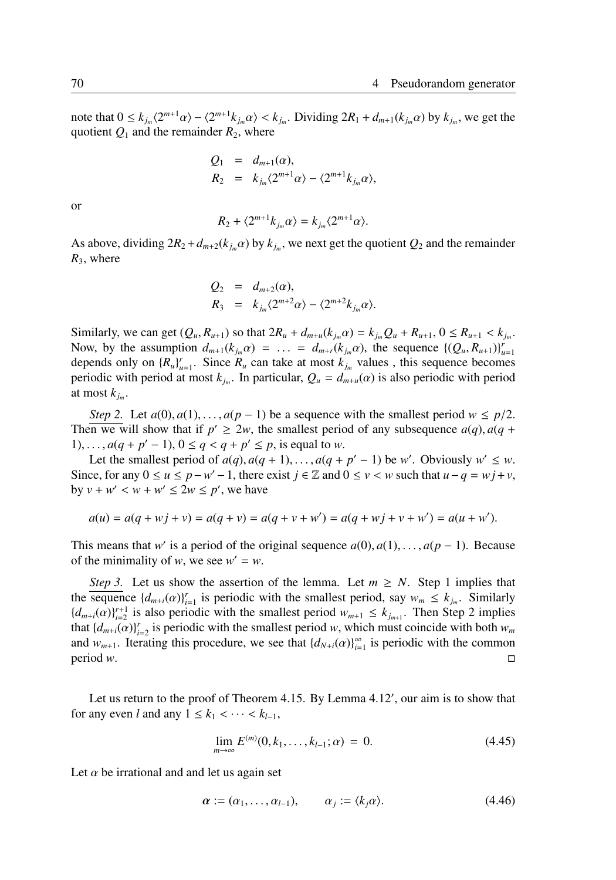note that $0 \leq k_{j_m}\langle 2^{m+1}\alpha\rangle - \langle 2^{m+1}k_{j_m}\alpha\rangle < k_{j_m}$. Dividing $2R_1 + d_{m+1}(k_{j_m}\alpha)$ by $k_{j_m}$, we get the quotient $Q_1$ and the remainder $R_2$, where

$$
\begin{aligned}
Q_1 &= d_{m+1}(\alpha),\\
R_2 &= k_{j_m}\langle 2^{m+1}\alpha\rangle - \langle 2^{m+1}k_{j_m}\alpha\rangle,
\end{aligned}
$$

or

$$
R_2 + \langle 2^{m+1}k_{j_m}\alpha\rangle = k_{j_m}\langle 2^{m+1}\alpha\rangle.
$$

As above, dividing $2R_2 + d_{m+2}(k_{j_m}\alpha)$ by $k_{j_m}$, we next get the quotient $Q_2$ and the remainder $R_3$, where

$$
\begin{aligned}
Q_2 &= d_{m+2}(\alpha),\\
R_3 &= k_{j_m}\langle 2^{m+2}\alpha\rangle - \langle 2^{m+2}k_{j_m}\alpha\rangle.
\end{aligned}
$$

Similarly, we can get $(Q_u, R_{u+1})$ so that $2R_u + d_{m+u}(k_{j_m}\alpha) = k_{j_m}Q_u + R_{u+1}$, $0 \leq R_{u+1} < k_{j_m}$. Now, by the assumption $d_{m+1}(k_{j_m}\alpha) = \ldots = d_{m+r}(k_{j_m}\alpha)$, the sequence $\{(Q_u, R_{u+1})\}_{u=1}^{r}$ depends only on $\{R_u\}_{u=1}^{r}$. Since $R_u$ can take at most $k_{j_m}$ values , this sequence becomes periodic with period at most $k_{j_m}$. In particular, $Q_u = d_{m+u}(\alpha)$ is also periodic with period at most $k_{j_m}$.

*Step 2.* Let $a(0), a(1), \ldots, a(p-1)$ be a sequence with the smallest period $w \leq p/2$. Then we will show that if $p' \geq 2w$, the smallest period of any subsequence $a(q), a(q+1), \ldots, a(q+p'-1)$, $0 \leq q < q+p' \leq p$, is equal to $w$.

Let the smallest period of $a(q), a(q+1), \ldots, a(q+p'-1)$ be $w'$. Obviously $w' \leq w$. Since, for any $0 \leq u \leq p-w'-1$, there exist $j \in \mathbb{Z}$ and $0 \leq v < w$ such that $u-q = wj+v$, by $v + w' < w + w' \leq 2w \leq p'$, we have

$$
a(u) = a(q+wj+v) = a(q+v) = a(q+v+w') = a(q+wj+v+w') = a(u+w').
$$

This means that $w'$ is a period of the original sequence $a(0), a(1), \ldots, a(p-1)$. Because of the minimality of $w$, we see $w' = w$.

*Step 3.* Let us show the assertion of the lemma. Let $m \geq N$. Step 1 implies that the sequence $\{d_{m+i}(\alpha)\}_{i=1}^{r}$ is periodic with the smallest period, say $w_m \leq k_{j_m}$. Similarly $\{d_{m+i}(\alpha)\}_{i=2}^{r+1}$ is also periodic with the smallest period $w_{m+1} \leq k_{j_{m+1}}$. Then Step 2 implies that $\{d_{m+i}(\alpha)\}_{i=2}^{r}$ is periodic with the smallest period $w$, which must coincide with both $w_m$ and $w_{m+1}$. Iterating this procedure, we see that $\{d_{N+i}(\alpha)\}_{i=1}^{\infty}$ is periodic with the common period $w$. □

Let us return to the proof of Theorem 4.15. By Lemma 4.12′, our aim is to show that for any even $l$ and any $1 \leq k_1 < \cdots < k_{l-1}$,

$$
\lim_{m\to\infty} E^{(m)}(0, k_1, \ldots, k_{l-1}; \alpha) = 0. \tag{4.45}
$$

Let $\alpha$ be irrational and and let us again set

$$
\boldsymbol{\alpha} := (\alpha_1, \ldots, \alpha_{l-1}), \qquad \alpha_j := \langle k_j\alpha\rangle. \tag{4.46}
$$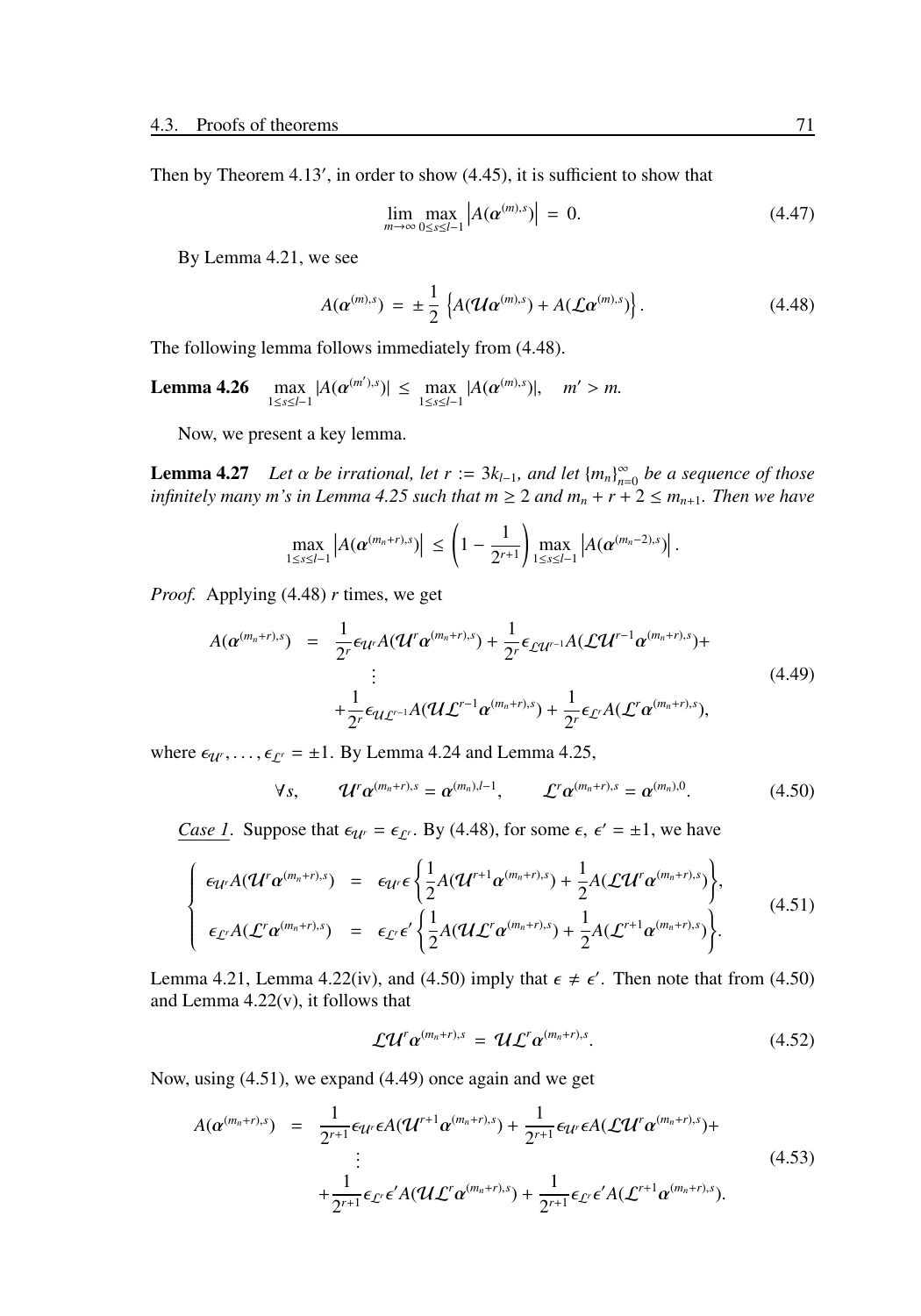Then by Theorem 4.13′, in order to show (4.45), it is sufficient to show that

$$\lim_{m\to\infty} \max_{0\le s\le l-1} \left| A(\boldsymbol{\alpha}^{(m),s}) \right| = 0. \tag{4.47}$$

By Lemma 4.21, we see

$$A(\boldsymbol{\alpha}^{(m),s}) = \pm \frac{1}{2} \left\{ A(\mathcal{U}\boldsymbol{\alpha}^{(m),s}) + A(\mathcal{L}\boldsymbol{\alpha}^{(m),s}) \right\}. \tag{4.48}$$

The following lemma follows immediately from (4.48).

**Lemma 4.26** $\max_{1\le s\le l-1} |A(\boldsymbol{\alpha}^{(m'),s})| \le \max_{1\le s\le l-1} |A(\boldsymbol{\alpha}^{(m),s})|, \quad m' > m.$

Now, we present a key lemma.

**Lemma 4.27** *Let $\alpha$ be irrational, let $r := 3k_{l-1}$, and let $\{m_n\}_{n=0}^{\infty}$ be a sequence of those infinitely many $m$'s in Lemma 4.25 such that $m \ge 2$ and $m_n + r + 2 \le m_{n+1}$. Then we have*

$$\max_{1\le s\le l-1} \left| A(\boldsymbol{\alpha}^{(m_n+r),s}) \right| \le \left( 1 - \frac{1}{2^{r+1}} \right) \max_{1\le s\le l-1} \left| A(\boldsymbol{\alpha}^{(m_n-2),s}) \right|.$$

*Proof.* Applying (4.48) $r$ times, we get

$$\begin{aligned} A(\boldsymbol{\alpha}^{(m_n+r),s}) &= \frac{1}{2^r}\epsilon_{\mathcal{U}^r} A(\mathcal{U}^r\boldsymbol{\alpha}^{(m_n+r),s}) + \frac{1}{2^r}\epsilon_{\mathcal{L}\mathcal{U}^{r-1}} A(\mathcal{L}\mathcal{U}^{r-1}\boldsymbol{\alpha}^{(m_n+r),s}) + \\ &\quad \vdots \\ &\quad + \frac{1}{2^r}\epsilon_{\mathcal{U}\mathcal{L}^{r-1}} A(\mathcal{U}\mathcal{L}^{r-1}\boldsymbol{\alpha}^{(m_n+r),s}) + \frac{1}{2^r}\epsilon_{\mathcal{L}^r} A(\mathcal{L}^r\boldsymbol{\alpha}^{(m_n+r),s}), \end{aligned} \tag{4.49}$$

where $\epsilon_{\mathcal{U}^r}, \ldots, \epsilon_{\mathcal{L}^r} = \pm 1$. By Lemma 4.24 and Lemma 4.25,

$$\forall s, \qquad \mathcal{U}^r\boldsymbol{\alpha}^{(m_n+r),s} = \boldsymbol{\alpha}^{(m_n),l-1}, \qquad \mathcal{L}^r\boldsymbol{\alpha}^{(m_n+r),s} = \boldsymbol{\alpha}^{(m_n),0}. \tag{4.50}$$

<u>*Case 1*</u>. Suppose that $\epsilon_{\mathcal{U}^r} = \epsilon_{\mathcal{L}^r}$. By (4.48), for some $\epsilon$, $\epsilon' = \pm 1$, we have

$$\begin{cases} \epsilon_{\mathcal{U}^r} A(\mathcal{U}^r\boldsymbol{\alpha}^{(m_n+r),s}) = \epsilon_{\mathcal{U}^r}\epsilon \left\{ \frac{1}{2}A(\mathcal{U}^{r+1}\boldsymbol{\alpha}^{(m_n+r),s}) + \frac{1}{2}A(\mathcal{L}\mathcal{U}^r\boldsymbol{\alpha}^{(m_n+r),s}) \right\}, \\ \epsilon_{\mathcal{L}^r} A(\mathcal{L}^r\boldsymbol{\alpha}^{(m_n+r),s}) = \epsilon_{\mathcal{L}^r}\epsilon' \left\{ \frac{1}{2}A(\mathcal{U}\mathcal{L}^r\boldsymbol{\alpha}^{(m_n+r),s}) + \frac{1}{2}A(\mathcal{L}^{r+1}\boldsymbol{\alpha}^{(m_n+r),s}) \right\}. \end{cases} \tag{4.51}$$

Lemma 4.21, Lemma 4.22(iv), and (4.50) imply that $\epsilon \neq \epsilon'$. Then note that from (4.50) and Lemma 4.22(v), it follows that

$$\mathcal{L}\mathcal{U}^r\boldsymbol{\alpha}^{(m_n+r),s} = \mathcal{U}\mathcal{L}^r\boldsymbol{\alpha}^{(m_n+r),s}. \tag{4.52}$$

Now, using (4.51), we expand (4.49) once again and we get

$$\begin{aligned} A(\boldsymbol{\alpha}^{(m_n+r),s}) &= \frac{1}{2^{r+1}}\epsilon_{\mathcal{U}^r}\epsilon A(\mathcal{U}^{r+1}\boldsymbol{\alpha}^{(m_n+r),s}) + \frac{1}{2^{r+1}}\epsilon_{\mathcal{U}^r}\epsilon A(\mathcal{L}\mathcal{U}^r\boldsymbol{\alpha}^{(m_n+r),s}) + \\ &\quad \vdots \\ &\quad + \frac{1}{2^{r+1}}\epsilon_{\mathcal{L}^r}\epsilon' A(\mathcal{U}\mathcal{L}^r\boldsymbol{\alpha}^{(m_n+r),s}) + \frac{1}{2^{r+1}}\epsilon_{\mathcal{L}^r}\epsilon' A(\mathcal{L}^{r+1}\boldsymbol{\alpha}^{(m_n+r),s}). \end{aligned} \tag{4.53}$$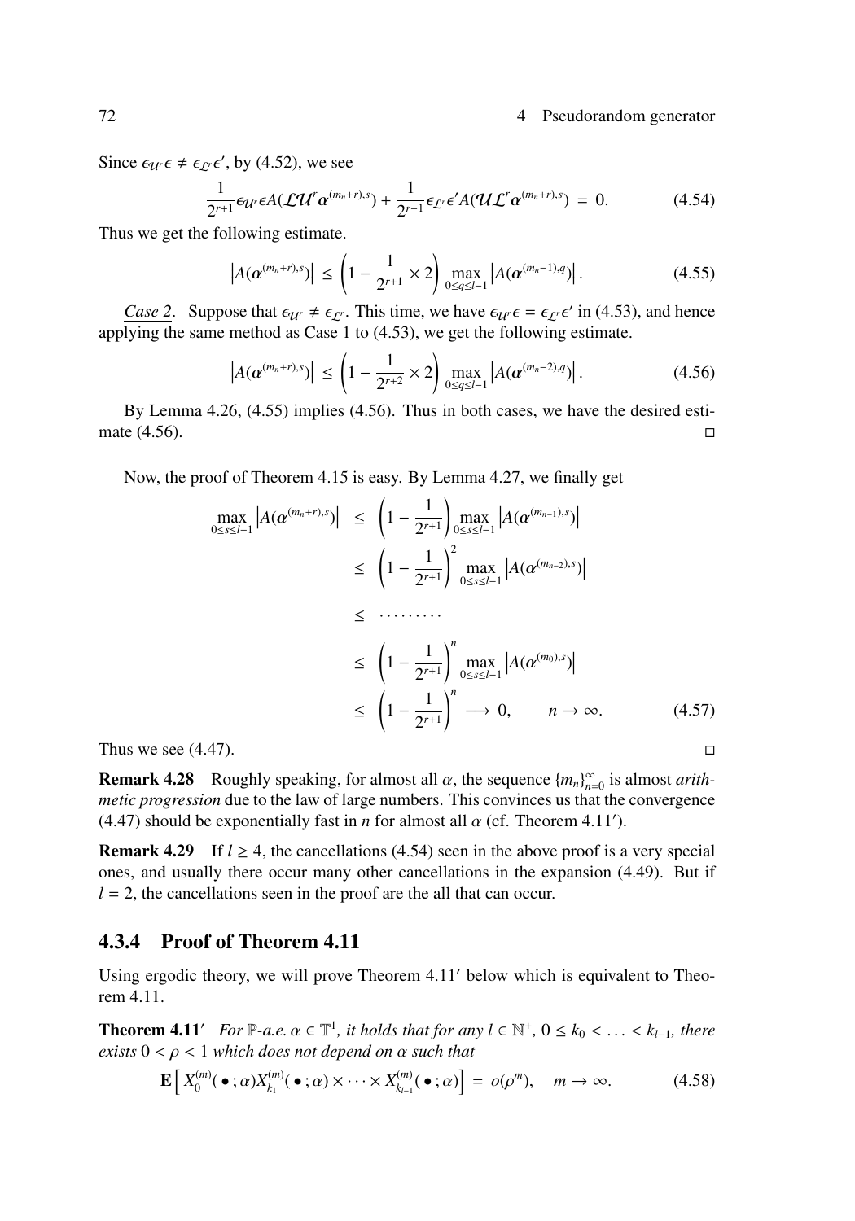Since $\epsilon_{\mathcal{U}^r}\epsilon \neq \epsilon_{\mathcal{L}^r}\epsilon'$, by (4.52), we see

$$\frac{1}{2^{r+1}}\epsilon_{\mathcal{U}^r}\epsilon A(\mathcal{L}\mathcal{U}^r\boldsymbol{\alpha}^{(m_n+r),s}) + \frac{1}{2^{r+1}}\epsilon_{\mathcal{L}^r}\epsilon' A(\mathcal{U}\mathcal{L}^r\boldsymbol{\alpha}^{(m_n+r),s}) \;=\; 0. \tag{4.54}$$

Thus we get the following estimate.

$$\left|A(\boldsymbol{\alpha}^{(m_n+r),s})\right| \leq \left(1 - \frac{1}{2^{r+1}} \times 2\right) \max_{0\leq q\leq l-1} \left|A(\boldsymbol{\alpha}^{(m_n-1),q})\right|. \tag{4.55}$$

*Case 2*. Suppose that $\epsilon_{\mathcal{U}^r} \neq \epsilon_{\mathcal{L}^r}$. This time, we have $\epsilon_{\mathcal{U}^r}\epsilon = \epsilon_{\mathcal{L}^r}\epsilon'$ in (4.53), and hence applying the same method as Case 1 to (4.53), we get the following estimate.

$$\left|A(\boldsymbol{\alpha}^{(m_n+r),s})\right| \leq \left(1 - \frac{1}{2^{r+2}} \times 2\right) \max_{0\leq q\leq l-1} \left|A(\boldsymbol{\alpha}^{(m_n-2),q})\right|. \tag{4.56}$$

By Lemma 4.26, (4.55) implies (4.56). Thus in both cases, we have the desired estimate (4.56). □

Now, the proof of Theorem 4.15 is easy. By Lemma 4.27, we finally get

$$\begin{aligned}
\max_{0\leq s\leq l-1} \left|A(\boldsymbol{\alpha}^{(m_n+r),s})\right| &\leq \left(1 - \frac{1}{2^{r+1}}\right) \max_{0\leq s\leq l-1} \left|A(\boldsymbol{\alpha}^{(m_{n-1}),s})\right| \\
&\leq \left(1 - \frac{1}{2^{r+1}}\right)^2 \max_{0\leq s\leq l-1} \left|A(\boldsymbol{\alpha}^{(m_{n-2}),s})\right| \\
&\leq \cdots\cdots\cdots \\
&\leq \left(1 - \frac{1}{2^{r+1}}\right)^n \max_{0\leq s\leq l-1} \left|A(\boldsymbol{\alpha}^{(m_0),s})\right| \\
&\leq \left(1 - \frac{1}{2^{r+1}}\right)^n \longrightarrow 0, \qquad n \to \infty.
\end{aligned} \tag{4.57}$$

Thus we see (4.47). □

**Remark 4.28** Roughly speaking, for almost all $\alpha$, the sequence $\{m_n\}_{n=0}^{\infty}$ is almost *arithmetic progression* due to the law of large numbers. This convinces us that the convergence (4.47) should be exponentially fast in $n$ for almost all $\alpha$ (cf. Theorem 4.11′).

**Remark 4.29** If $l \geq 4$, the cancellations (4.54) seen in the above proof is a very special ones, and usually there occur many other cancellations in the expansion (4.49). But if $l = 2$, the cancellations seen in the proof are the all that can occur.

### 4.3.4 Proof of Theorem 4.11

Using ergodic theory, we will prove Theorem 4.11′ below which is equivalent to Theorem 4.11.

**Theorem 4.11′** *For $\mathbb{P}$-a.e. $\alpha \in \mathbb{T}^1$, it holds that for any $l \in \mathbb{N}^+$, $0 \leq k_0 < \ldots < k_{l-1}$, there exists $0 < \rho < 1$ which does not depend on $\alpha$ such that*

$$\mathbf{E}\left[\, X_0^{(m)}(\,\bullet\,;\alpha)X_{k_1}^{(m)}(\,\bullet\,;\alpha) \times \cdots \times X_{k_{l-1}}^{(m)}(\,\bullet\,;\alpha)\right] \;=\; o(\rho^m), \quad m \to \infty. \tag{4.58}$$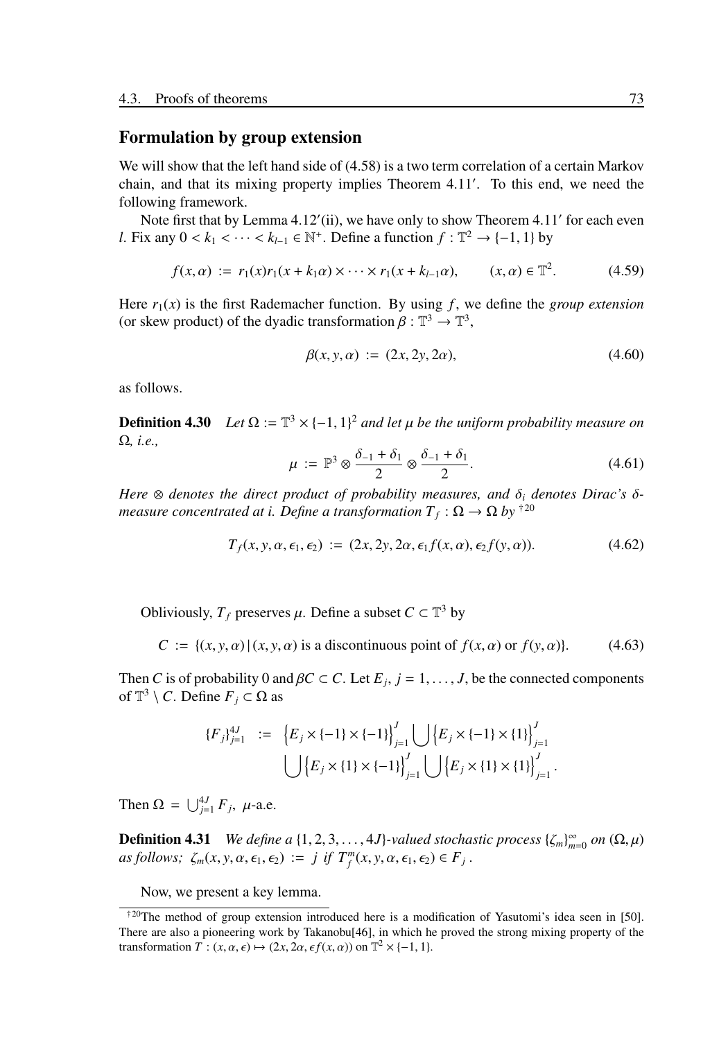## Formulation by group extension

We will show that the left hand side of (4.58) is a two term correlation of a certain Markov chain, and that its mixing property implies Theorem 4.11′. To this end, we need the following framework.

Note first that by Lemma 4.12′(ii), we have only to show Theorem 4.11′ for each even $l$. Fix any $0 < k_1 < \cdots < k_{l-1} \in \mathbb{N}^+$. Define a function $f : \mathbb{T}^2 \to \{-1, 1\}$ by

$$f(x, \alpha) := r_1(x) r_1(x + k_1\alpha) \times \cdots \times r_1(x + k_{l-1}\alpha), \qquad (x, \alpha) \in \mathbb{T}^2. \tag{4.59}$$

Here $r_1(x)$ is the first Rademacher function. By using $f$, we define the *group extension* (or skew product) of the dyadic transformation $\beta : \mathbb{T}^3 \to \mathbb{T}^3$,

$$\beta(x, y, \alpha) := (2x, 2y, 2\alpha), \tag{4.60}$$

as follows.

**Definition 4.30** *Let $\Omega := \mathbb{T}^3 \times \{-1, 1\}^2$ and let $\mu$ be the uniform probability measure on $\Omega$, i.e.,*

$$\mu := \mathbb{P}^3 \otimes \frac{\delta_{-1} + \delta_1}{2} \otimes \frac{\delta_{-1} + \delta_1}{2}. \tag{4.61}$$

*Here $\otimes$ denotes the direct product of probability measures, and $\delta_i$ denotes Dirac's $\delta$-measure concentrated at $i$. Define a transformation $T_f : \Omega \to \Omega$ by* [†20]

$$T_f(x, y, \alpha, \epsilon_1, \epsilon_2) := (2x, 2y, 2\alpha, \epsilon_1 f(x, \alpha), \epsilon_2 f(y, \alpha)). \tag{4.62}$$

Obliviously, $T_f$ preserves $\mu$. Define a subset $C \subset \mathbb{T}^3$ by

$$C := \{(x, y, \alpha) \,|\, (x, y, \alpha) \text{ is a discontinuous point of } f(x, \alpha) \text{ or } f(y, \alpha)\}. \tag{4.63}$$

Then $C$ is of probability 0 and $\beta C \subset C$. Let $E_j$, $j = 1, \ldots, J$, be the connected components of $\mathbb{T}^3 \setminus C$. Define $F_j \subset \Omega$ as

$$\begin{aligned}\{F_j\}_{j=1}^{4J} \;:=\; &\left\{E_j \times \{-1\} \times \{-1\}\right\}_{j=1}^{J} \bigcup \left\{E_j \times \{-1\} \times \{1\}\right\}_{j=1}^{J} \\ &\bigcup \left\{E_j \times \{1\} \times \{-1\}\right\}_{j=1}^{J} \bigcup \left\{E_j \times \{1\} \times \{1\}\right\}_{j=1}^{J}.\end{aligned}$$

Then $\Omega = \bigcup_{j=1}^{4J} F_j$, $\mu$-a.e.

**Definition 4.31** *We define a $\{1, 2, 3, \ldots, 4J\}$-valued stochastic process $\{\zeta_m\}_{m=0}^{\infty}$ on $(\Omega, \mu)$ as follows; $\zeta_m(x, y, \alpha, \epsilon_1, \epsilon_2) := j$ if $T_f^m(x, y, \alpha, \epsilon_1, \epsilon_2) \in F_j$.*

Now, we present a key lemma.

---

[†20] The method of group extension introduced here is a modification of Yasutomi's idea seen in [50]. There are also a pioneering work by Takanobu[46], in which he proved the strong mixing property of the transformation $T : (x, \alpha, \epsilon) \mapsto (2x, 2\alpha, \epsilon f(x, \alpha))$ on $\mathbb{T}^2 \times \{-1, 1\}$.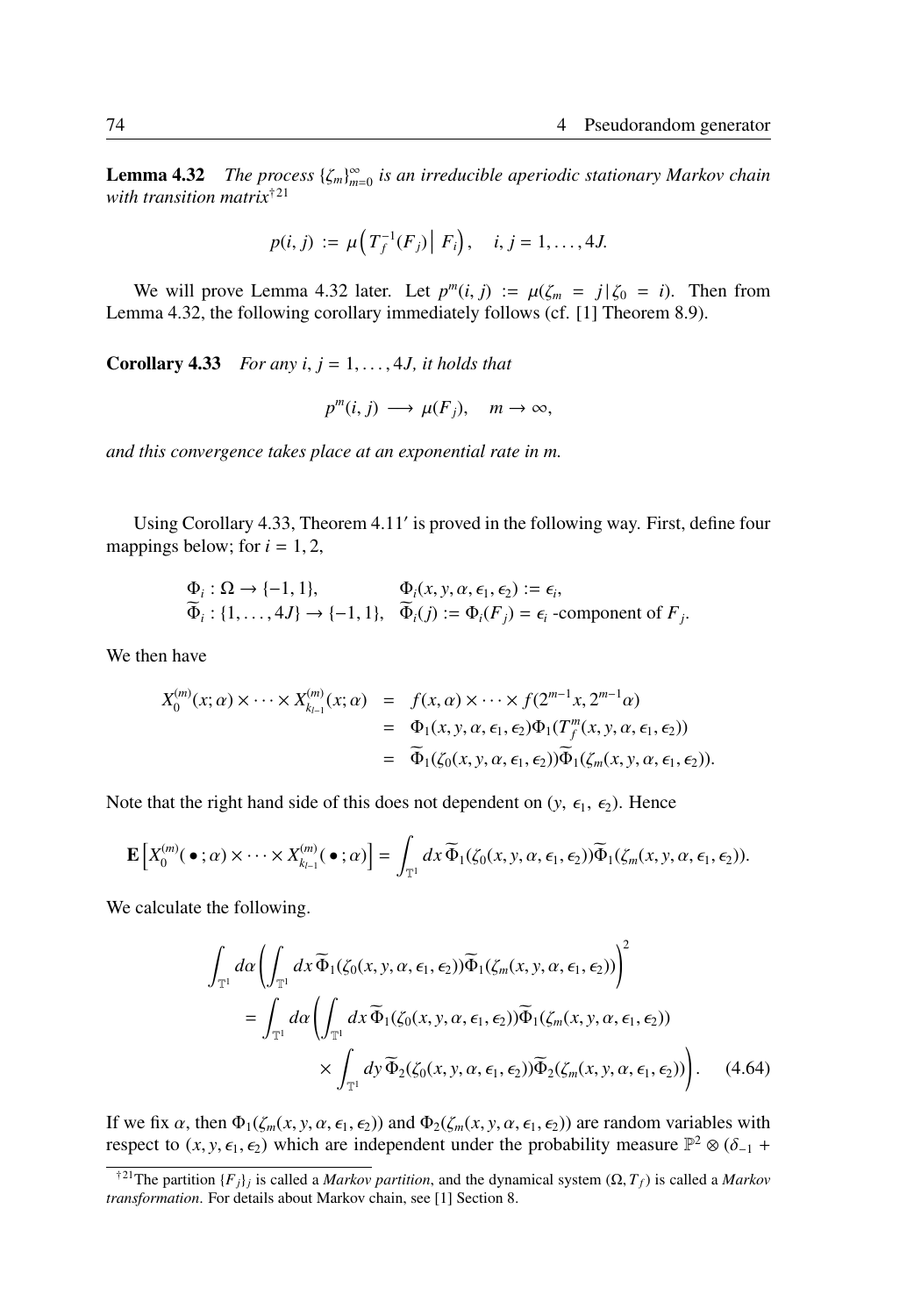**Lemma 4.32** *The process $\{\zeta_m\}_{m=0}^{\infty}$ is an irreducible aperiodic stationary Markov chain with transition matrix*[†21]

$$p(i,j) := \mu\Big(T_f^{-1}(F_j)\Big|\, F_i\Big), \quad i,j = 1,\ldots,4J.$$

We will prove Lemma 4.32 later. Let $p^m(i,j) := \mu(\zeta_m = j \,|\, \zeta_0 = i)$. Then from Lemma 4.32, the following corollary immediately follows (cf. [1] Theorem 8.9).

**Corollary 4.33** *For any $i, j = 1,\ldots,4J$, it holds that*

$$p^m(i,j) \longrightarrow \mu(F_j), \quad m \to \infty,$$

*and this convergence takes place at an exponential rate in $m$.*

Using Corollary 4.33, Theorem 4.11′ is proved in the following way. First, define four mappings below; for $i = 1, 2$,

$$\begin{array}{ll} \Phi_i : \Omega \to \{-1,1\}, & \Phi_i(x,y,\alpha,\epsilon_1,\epsilon_2) := \epsilon_i, \\ \widetilde{\Phi}_i : \{1,\ldots,4J\} \to \{-1,1\}, & \widetilde{\Phi}_i(j) := \Phi_i(F_j) = \epsilon_i \text{ -component of } F_j. \end{array}$$

We then have

$$\begin{aligned} X_0^{(m)}(x;\alpha) \times \cdots \times X_{k_{l-1}}^{(m)}(x;\alpha) &= f(x,\alpha) \times \cdots \times f(2^{m-1}x, 2^{m-1}\alpha) \\ &= \Phi_1(x,y,\alpha,\epsilon_1,\epsilon_2)\Phi_1(T_f^m(x,y,\alpha,\epsilon_1,\epsilon_2)) \\ &= \widetilde{\Phi}_1(\zeta_0(x,y,\alpha,\epsilon_1,\epsilon_2))\widetilde{\Phi}_1(\zeta_m(x,y,\alpha,\epsilon_1,\epsilon_2)). \end{aligned}$$

Note that the right hand side of this does not dependent on $(y,\ \epsilon_1,\ \epsilon_2)$. Hence

$$\mathbf{E}\Big[X_0^{(m)}(\,\bullet\,;\alpha) \times \cdots \times X_{k_{l-1}}^{(m)}(\,\bullet\,;\alpha)\Big] = \int_{\mathbb{T}^1} dx\, \widetilde{\Phi}_1(\zeta_0(x,y,\alpha,\epsilon_1,\epsilon_2))\widetilde{\Phi}_1(\zeta_m(x,y,\alpha,\epsilon_1,\epsilon_2)).$$

We calculate the following.

$$\begin{aligned} &\int_{\mathbb{T}^1} d\alpha \left( \int_{\mathbb{T}^1} dx\, \widetilde{\Phi}_1(\zeta_0(x,y,\alpha,\epsilon_1,\epsilon_2))\widetilde{\Phi}_1(\zeta_m(x,y,\alpha,\epsilon_1,\epsilon_2)) \right)^2 \\ &\quad = \int_{\mathbb{T}^1} d\alpha \left( \int_{\mathbb{T}^1} dx\, \widetilde{\Phi}_1(\zeta_0(x,y,\alpha,\epsilon_1,\epsilon_2))\widetilde{\Phi}_1(\zeta_m(x,y,\alpha,\epsilon_1,\epsilon_2)) \right. \\ &\qquad\qquad \left. \times \int_{\mathbb{T}^1} dy\, \widetilde{\Phi}_2(\zeta_0(x,y,\alpha,\epsilon_1,\epsilon_2))\widetilde{\Phi}_2(\zeta_m(x,y,\alpha,\epsilon_1,\epsilon_2)) \right). \qquad (4.64) \end{aligned}$$

If we fix $\alpha$, then $\Phi_1(\zeta_m(x,y,\alpha,\epsilon_1,\epsilon_2))$ and $\Phi_2(\zeta_m(x,y,\alpha,\epsilon_1,\epsilon_2))$ are random variables with respect to $(x,y,\epsilon_1,\epsilon_2)$ which are independent under the probability measure $\mathbb{P}^2 \otimes (\delta_{-1} +$

---

[†21] The partition $\{F_j\}_j$ is called a *Markov partition*, and the dynamical system $(\Omega, T_f)$ is called a *Markov transformation*. For details about Markov chain, see [1] Section 8.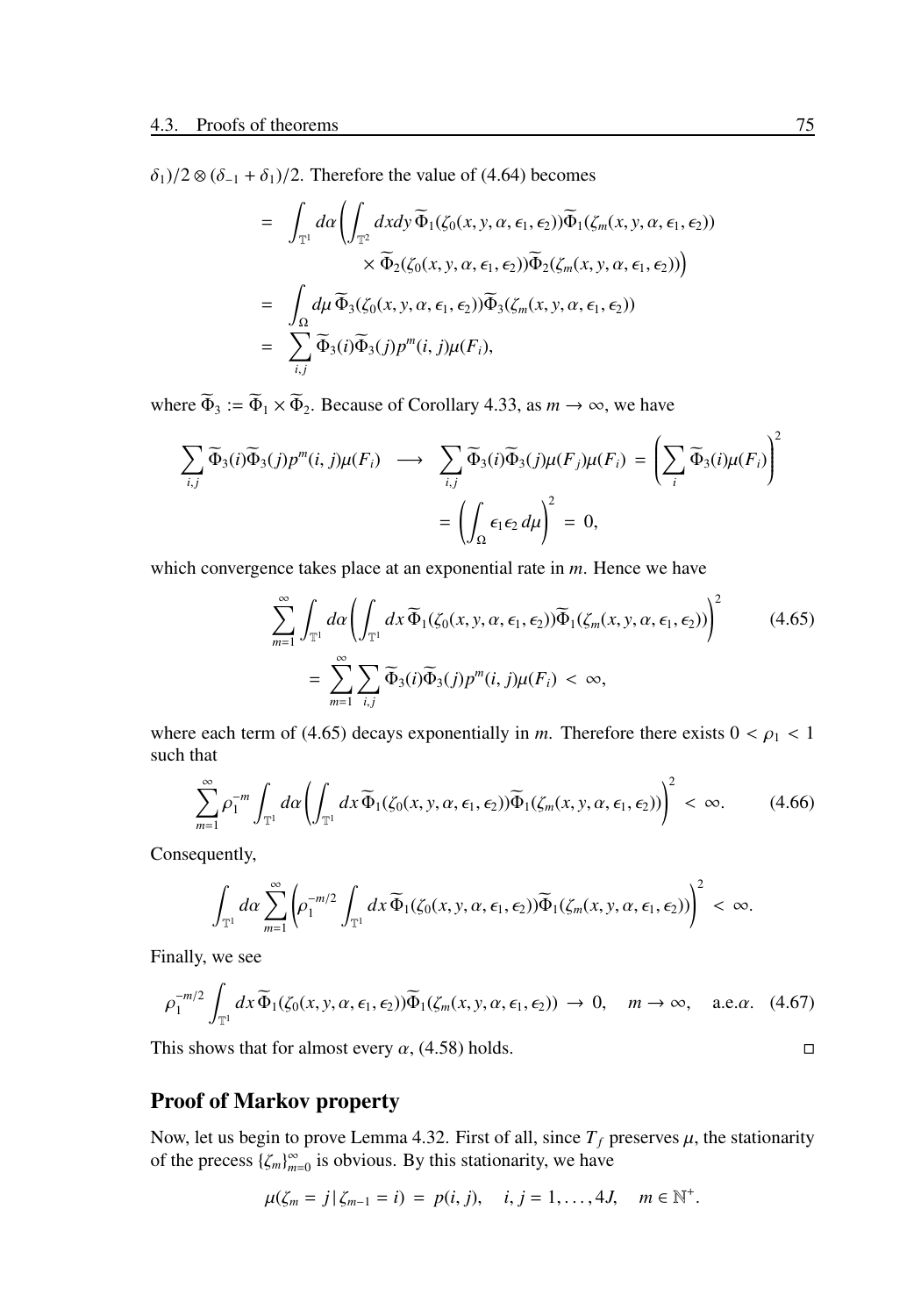$\delta_1)/2 \otimes (\delta_{-1} + \delta_1)/2$. Therefore the value of (4.64) becomes

$$
\begin{aligned}
&= \int_{\mathbb{T}^1} d\alpha \left( \int_{\mathbb{T}^2} dxdy\, \widetilde{\Phi}_1(\zeta_0(x,y,\alpha,\epsilon_1,\epsilon_2))\widetilde{\Phi}_1(\zeta_m(x,y,\alpha,\epsilon_1,\epsilon_2)) \right. \\
&\qquad\qquad \left. \times\, \widetilde{\Phi}_2(\zeta_0(x,y,\alpha,\epsilon_1,\epsilon_2))\widetilde{\Phi}_2(\zeta_m(x,y,\alpha,\epsilon_1,\epsilon_2)) \right) \\
&= \int_{\Omega} d\mu\, \widetilde{\Phi}_3(\zeta_0(x,y,\alpha,\epsilon_1,\epsilon_2))\widetilde{\Phi}_3(\zeta_m(x,y,\alpha,\epsilon_1,\epsilon_2)) \\
&= \sum_{i,j} \widetilde{\Phi}_3(i)\widetilde{\Phi}_3(j)p^m(i,j)\mu(F_i),
\end{aligned}
$$

where $\widetilde{\Phi}_3 := \widetilde{\Phi}_1 \times \widetilde{\Phi}_2$. Because of Corollary 4.33, as $m \to \infty$, we have

$$
\begin{aligned}
\sum_{i,j} \widetilde{\Phi}_3(i)\widetilde{\Phi}_3(j)p^m(i,j)\mu(F_i) \;\longrightarrow\; \sum_{i,j} \widetilde{\Phi}_3(i)\widetilde{\Phi}_3(j)\mu(F_j)\mu(F_i) &= \left( \sum_i \widetilde{\Phi}_3(i)\mu(F_i) \right)^2 \\
&= \left( \int_{\Omega} \epsilon_1\epsilon_2\, d\mu \right)^2 = 0,
\end{aligned}
$$

which convergence takes place at an exponential rate in $m$. Hence we have

$$
\begin{aligned}
&\sum_{m=1}^{\infty} \int_{\mathbb{T}^1} d\alpha \left( \int_{\mathbb{T}^1} dx\, \widetilde{\Phi}_1(\zeta_0(x,y,\alpha,\epsilon_1,\epsilon_2))\widetilde{\Phi}_1(\zeta_m(x,y,\alpha,\epsilon_1,\epsilon_2)) \right)^2 \qquad (4.65) \\
&\qquad = \sum_{m=1}^{\infty} \sum_{i,j} \widetilde{\Phi}_3(i)\widetilde{\Phi}_3(j)p^m(i,j)\mu(F_i) < \infty,
\end{aligned}
$$

where each term of (4.65) decays exponentially in $m$. Therefore there exists $0 < \rho_1 < 1$ such that

$$
\sum_{m=1}^{\infty} \rho_1^{-m} \int_{\mathbb{T}^1} d\alpha \left( \int_{\mathbb{T}^1} dx\, \widetilde{\Phi}_1(\zeta_0(x,y,\alpha,\epsilon_1,\epsilon_2))\widetilde{\Phi}_1(\zeta_m(x,y,\alpha,\epsilon_1,\epsilon_2)) \right)^2 < \infty. \qquad (4.66)
$$

Consequently,

$$
\int_{\mathbb{T}^1} d\alpha \sum_{m=1}^{\infty} \left( \rho_1^{-m/2} \int_{\mathbb{T}^1} dx\, \widetilde{\Phi}_1(\zeta_0(x,y,\alpha,\epsilon_1,\epsilon_2))\widetilde{\Phi}_1(\zeta_m(x,y,\alpha,\epsilon_1,\epsilon_2)) \right)^2 < \infty.
$$

Finally, we see

$$
\rho_1^{-m/2} \int_{\mathbb{T}^1} dx\, \widetilde{\Phi}_1(\zeta_0(x,y,\alpha,\epsilon_1,\epsilon_2))\widetilde{\Phi}_1(\zeta_m(x,y,\alpha,\epsilon_1,\epsilon_2)) \to 0, \quad m \to \infty, \quad \text{a.e.}\alpha. \quad (4.67)
$$

This shows that for almost every $\alpha$, (4.58) holds. □

## Proof of Markov property

Now, let us begin to prove Lemma 4.32. First of all, since $T_f$ preserves $\mu$, the stationarity of the precess $\{\zeta_m\}_{m=0}^{\infty}$ is obvious. By this stationarity, we have

$$
\mu(\zeta_m = j \,|\, \zeta_{m-1} = i) = p(i,j), \quad i,j = 1,\ldots,4J, \quad m \in \mathbb{N}^+.
$$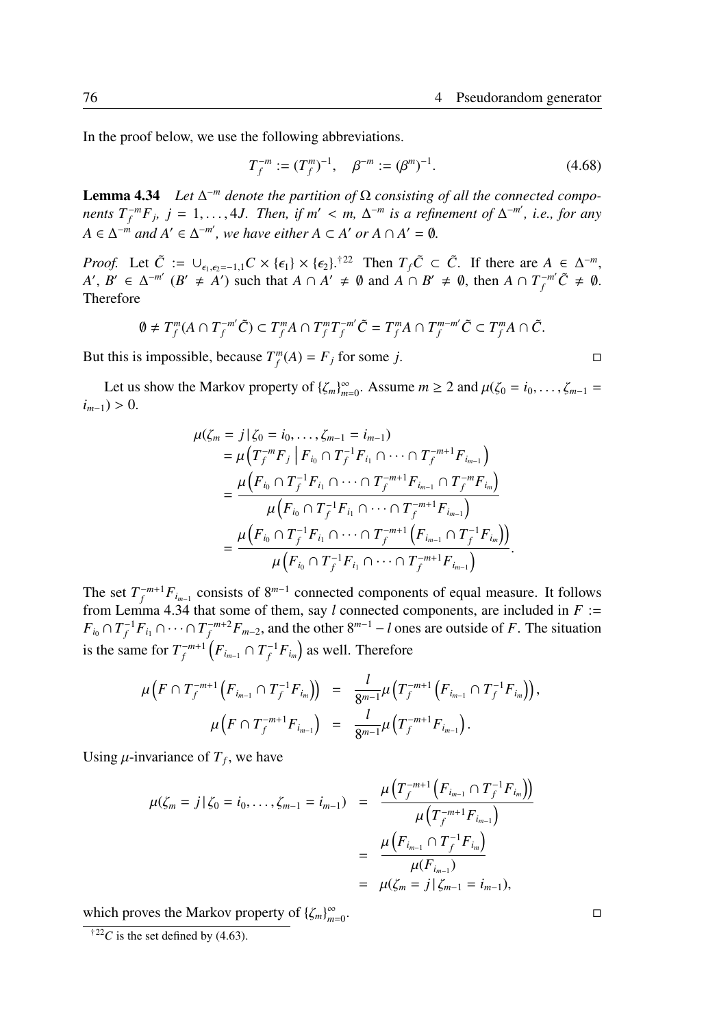In the proof below, we use the following abbreviations.

$$T_f^{-m} := (T_f^m)^{-1}, \quad \beta^{-m} := (\beta^m)^{-1}. \tag{4.68}$$

**Lemma 4.34** *Let $\Delta^{-m}$ denote the partition of $\Omega$ consisting of all the connected components $T_f^{-m}F_j$, $j = 1, \ldots, 4J$. Then, if $m' < m$, $\Delta^{-m}$ is a refinement of $\Delta^{-m'}$, i.e., for any $A \in \Delta^{-m}$ and $A' \in \Delta^{-m'}$, we have either $A \subset A'$ or $A \cap A' = \emptyset$.*

*Proof.* Let $\tilde{C} := \cup_{\epsilon_1, \epsilon_2 = -1,1} C \times \{\epsilon_1\} \times \{\epsilon_2\}$.[†22] Then $T_f \tilde{C} \subset \tilde{C}$. If there are $A \in \Delta^{-m}$, $A', B' \in \Delta^{-m'}$ ($B' \neq A'$) such that $A \cap A' \neq \emptyset$ and $A \cap B' \neq \emptyset$, then $A \cap T_f^{-m'}\tilde{C} \neq \emptyset$. Therefore

$$\emptyset \neq T_f^m(A \cap T_f^{-m'}\tilde{C}) \subset T_f^m A \cap T_f^m T_f^{-m'}\tilde{C} = T_f^m A \cap T_f^{m-m'}\tilde{C} \subset T_f^m A \cap \tilde{C}.$$

But this is impossible, because $T_f^m(A) = F_j$ for some $j$. □

Let us show the Markov property of $\{\zeta_m\}_{m=0}^\infty$. Assume $m \geq 2$ and $\mu(\zeta_0 = i_0, \ldots, \zeta_{m-1} = i_{m-1}) > 0$.

$$\begin{aligned}
\mu(\zeta_m &= j \,|\, \zeta_0 = i_0, \ldots, \zeta_{m-1} = i_{m-1}) \\
&= \mu\left(T_f^{-m}F_j \,\middle|\, F_{i_0} \cap T_f^{-1}F_{i_1} \cap \cdots \cap T_f^{-m+1}F_{i_{m-1}}\right) \\
&= \frac{\mu\left(F_{i_0} \cap T_f^{-1}F_{i_1} \cap \cdots \cap T_f^{-m+1}F_{i_{m-1}} \cap T_f^{-m}F_{i_m}\right)}{\mu\left(F_{i_0} \cap T_f^{-1}F_{i_1} \cap \cdots \cap T_f^{-m+1}F_{i_{m-1}}\right)} \\
&= \frac{\mu\left(F_{i_0} \cap T_f^{-1}F_{i_1} \cap \cdots \cap T_f^{-m+1}\left(F_{i_{m-1}} \cap T_f^{-1}F_{i_m}\right)\right)}{\mu\left(F_{i_0} \cap T_f^{-1}F_{i_1} \cap \cdots \cap T_f^{-m+1}F_{i_{m-1}}\right)}.
\end{aligned}$$

The set $T_f^{-m+1}F_{i_{m-1}}$ consists of $8^{m-1}$ connected components of equal measure. It follows from Lemma 4.34 that some of them, say $l$ connected components, are included in $F := F_{i_0} \cap T_f^{-1}F_{i_1} \cap \cdots \cap T_f^{-m+2}F_{m-2}$, and the other $8^{m-1} - l$ ones are outside of $F$. The situation is the same for $T_f^{-m+1}\left(F_{i_{m-1}} \cap T_f^{-1}F_{i_m}\right)$ as well. Therefore

$$\begin{aligned}
\mu\left(F \cap T_f^{-m+1}\left(F_{i_{m-1}} \cap T_f^{-1}F_{i_m}\right)\right) &= \frac{l}{8^{m-1}}\mu\left(T_f^{-m+1}\left(F_{i_{m-1}} \cap T_f^{-1}F_{i_m}\right)\right), \\
\mu\left(F \cap T_f^{-m+1}F_{i_{m-1}}\right) &= \frac{l}{8^{m-1}}\mu\left(T_f^{-m+1}F_{i_{m-1}}\right).
\end{aligned}$$

Using $\mu$-invariance of $T_f$, we have

$$\begin{aligned}
\mu(\zeta_m = j \,|\, \zeta_0 = i_0, \ldots, \zeta_{m-1} = i_{m-1}) &= \frac{\mu\left(T_f^{-m+1}\left(F_{i_{m-1}} \cap T_f^{-1}F_{i_m}\right)\right)}{\mu\left(T_f^{-m+1}F_{i_{m-1}}\right)} \\
&= \frac{\mu\left(F_{i_{m-1}} \cap T_f^{-1}F_{i_m}\right)}{\mu(F_{i_{m-1}})} \\
&= \mu(\zeta_m = j \,|\, \zeta_{m-1} = i_{m-1}),
\end{aligned}$$

which proves the Markov property of $\{\zeta_m\}_{m=0}^\infty$. □

[†22] $C$ is the set defined by (4.63).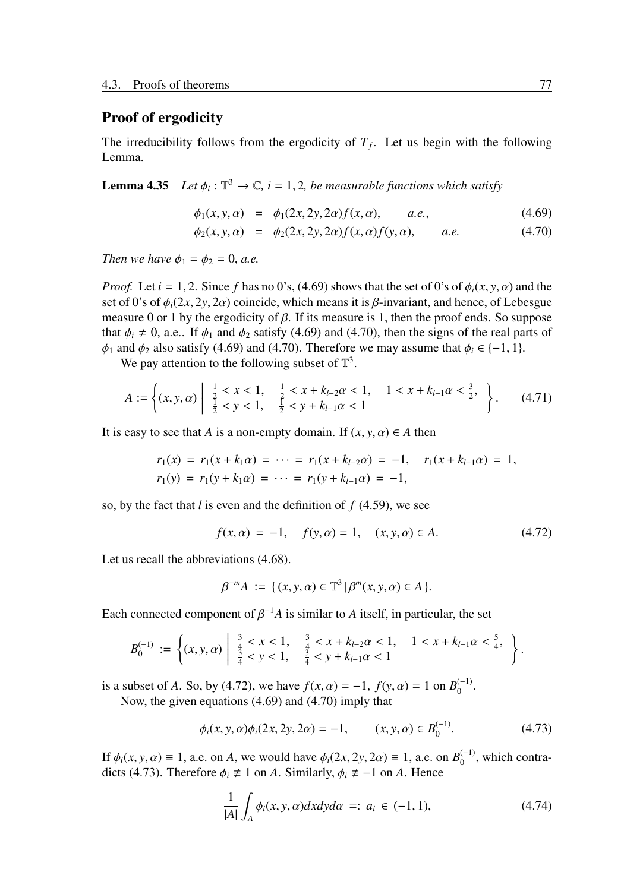## Proof of ergodicity

The irreducibility follows from the ergodicity of $T_f$. Let us begin with the following Lemma.

**Lemma 4.35** *Let $\phi_i : \mathbb{T}^3 \to \mathbb{C}$, $i = 1, 2$, be measurable functions which satisfy*

$$\phi_1(x, y, \alpha) = \phi_1(2x, 2y, 2\alpha) f(x, \alpha), \qquad a.e., \tag{4.69}$$

$$\phi_2(x, y, \alpha) = \phi_2(2x, 2y, 2\alpha) f(x, \alpha) f(y, \alpha), \qquad a.e. \tag{4.70}$$

*Then we have $\phi_1 = \phi_2 = 0$, a.e.*

*Proof.* Let $i = 1, 2$. Since $f$ has no 0's, (4.69) shows that the set of 0's of $\phi_i(x, y, \alpha)$ and the set of 0's of $\phi_i(2x, 2y, 2\alpha)$ coincide, which means it is $\beta$-invariant, and hence, of Lebesgue measure 0 or 1 by the ergodicity of $\beta$. If its measure is 1, then the proof ends. So suppose that $\phi_i \neq 0$, a.e.. If $\phi_1$ and $\phi_2$ satisfy (4.69) and (4.70), then the signs of the real parts of $\phi_1$ and $\phi_2$ also satisfy (4.69) and (4.70). Therefore we may assume that $\phi_i \in \{-1, 1\}$.

We pay attention to the following subset of $\mathbb{T}^3$.

$$A := \left\{ (x, y, \alpha) \;\middle|\; \begin{array}{lll} \frac{1}{2} < x < 1, & \frac{1}{2} < x + k_{l-2}\alpha < 1, & 1 < x + k_{l-1}\alpha < \frac{3}{2}, \\ \frac{1}{2} < y < 1, & \frac{1}{2} < y + k_{l-1}\alpha < 1 & \end{array} \right\}. \tag{4.71}$$

It is easy to see that $A$ is a non-empty domain. If $(x, y, \alpha) \in A$ then

$$r_1(x) = r_1(x + k_1\alpha) = \cdots = r_1(x + k_{l-2}\alpha) = -1, \quad r_1(x + k_{l-1}\alpha) = 1,$$
$$r_1(y) = r_1(y + k_1\alpha) = \cdots = r_1(y + k_{l-1}\alpha) = -1,$$

so, by the fact that $l$ is even and the definition of $f$ (4.59), we see

$$f(x, \alpha) = -1, \quad f(y, \alpha) = 1, \quad (x, y, \alpha) \in A. \tag{4.72}$$

Let us recall the abbreviations (4.68).

$$\beta^{-m}A := \{ (x, y, \alpha) \in \mathbb{T}^3 \,|\, \beta^m(x, y, \alpha) \in A \}.$$

Each connected component of $\beta^{-1}A$ is similar to $A$ itself, in particular, the set

$$B_0^{(-1)} := \left\{ (x, y, \alpha) \;\middle|\; \begin{array}{lll} \frac{3}{4} < x < 1, & \frac{3}{4} < x + k_{l-2}\alpha < 1, & 1 < x + k_{l-1}\alpha < \frac{5}{4}, \\ \frac{3}{4} < y < 1, & \frac{3}{4} < y + k_{l-1}\alpha < 1 & \end{array} \right\}.$$

is a subset of $A$. So, by (4.72), we have $f(x, \alpha) = -1$, $f(y, \alpha) = 1$ on $B_0^{(-1)}$.

Now, the given equations (4.69) and (4.70) imply that

$$\phi_i(x, y, \alpha)\phi_i(2x, 2y, 2\alpha) = -1, \qquad (x, y, \alpha) \in B_0^{(-1)}. \tag{4.73}$$

If $\phi_i(x, y, \alpha) \equiv 1$, a.e. on $A$, we would have $\phi_i(2x, 2y, 2\alpha) \equiv 1$, a.e. on $B_0^{(-1)}$, which contradicts (4.73). Therefore $\phi_i \not\equiv 1$ on $A$. Similarly, $\phi_i \not\equiv -1$ on $A$. Hence

$$\frac{1}{|A|} \int_A \phi_i(x, y, \alpha) dx dy d\alpha =: a_i \in (-1, 1), \tag{4.74}$$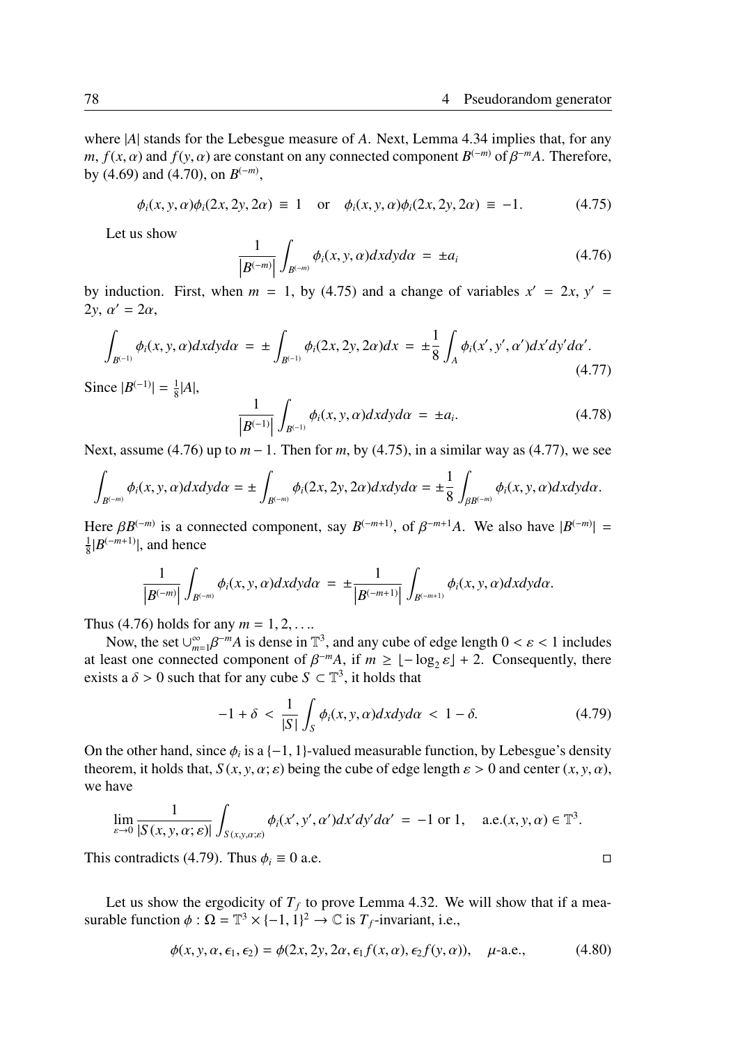where $|A|$ stands for the Lebesgue measure of $A$. Next, Lemma 4.34 implies that, for any $m$, $f(x,\alpha)$ and $f(y,\alpha)$ are constant on any connected component $B^{(-m)}$ of $\beta^{-m}A$. Therefore, by (4.69) and (4.70), on $B^{(-m)}$,

$$\phi_i(x,y,\alpha)\phi_i(2x,2y,2\alpha) \equiv 1 \quad \text{or} \quad \phi_i(x,y,\alpha)\phi_i(2x,2y,2\alpha) \equiv -1. \tag{4.75}$$

Let us show

$$\frac{1}{\left|B^{(-m)}\right|}\int_{B^{(-m)}} \phi_i(x,y,\alpha)dxdyd\alpha = \pm a_i \tag{4.76}$$

by induction. First, when $m = 1$, by (4.75) and a change of variables $x' = 2x$, $y' = 2y$, $\alpha' = 2\alpha$,

$$\int_{B^{(-1)}} \phi_i(x,y,\alpha)dxdyd\alpha = \pm\int_{B^{(-1)}} \phi_i(2x,2y,2\alpha)dx = \pm\frac{1}{8}\int_A \phi_i(x',y',\alpha')dx'dy'd\alpha'. \tag{4.77}$$

Since $|B^{(-1)}| = \frac{1}{8}|A|$,

$$\frac{1}{\left|B^{(-1)}\right|}\int_{B^{(-1)}} \phi_i(x,y,\alpha)dxdyd\alpha = \pm a_i. \tag{4.78}$$

Next, assume (4.76) up to $m-1$. Then for $m$, by (4.75), in a similar way as (4.77), we see

$$\int_{B^{(-m)}} \phi_i(x,y,\alpha)dxdyd\alpha = \pm\int_{B^{(-m)}} \phi_i(2x,2y,2\alpha)dxdyd\alpha = \pm\frac{1}{8}\int_{\beta B^{(-m)}} \phi_i(x,y,\alpha)dxdyd\alpha.$$

Here $\beta B^{(-m)}$ is a connected component, say $B^{(-m+1)}$, of $\beta^{-m+1}A$. We also have $|B^{(-m)}| = \frac{1}{8}|B^{(-m+1)}|$, and hence

$$\frac{1}{\left|B^{(-m)}\right|}\int_{B^{(-m)}} \phi_i(x,y,\alpha)dxdyd\alpha = \pm\frac{1}{\left|B^{(-m+1)}\right|}\int_{B^{(-m+1)}} \phi_i(x,y,\alpha)dxdyd\alpha.$$

Thus (4.76) holds for any $m = 1,2,\ldots$.

Now, the set $\cup_{m=1}^{\infty}\beta^{-m}A$ is dense in $\mathbb{T}^3$, and any cube of edge length $0 < \varepsilon < 1$ includes at least one connected component of $\beta^{-m}A$, if $m \geq \lfloor -\log_2\varepsilon\rfloor + 2$. Consequently, there exists a $\delta > 0$ such that for any cube $S \subset \mathbb{T}^3$, it holds that

$$-1+\delta < \frac{1}{|S|}\int_S \phi_i(x,y,\alpha)dxdyd\alpha < 1-\delta. \tag{4.79}$$

On the other hand, since $\phi_i$ is a $\{-1,1\}$-valued measurable function, by Lebesgue's density theorem, it holds that, $S(x,y,\alpha;\varepsilon)$ being the cube of edge length $\varepsilon > 0$ and center $(x,y,\alpha)$, we have

$$\lim_{\varepsilon\to 0}\frac{1}{|S(x,y,\alpha;\varepsilon)|}\int_{S(x,y,\alpha;\varepsilon)} \phi_i(x',y',\alpha')dx'dy'd\alpha' = -1 \text{ or } 1, \quad \text{a.e.}(x,y,\alpha) \in \mathbb{T}^3.$$

This contradicts (4.79). Thus $\phi_i \equiv 0$ a.e. $\square$

Let us show the ergodicity of $T_f$ to prove Lemma 4.32. We will show that if a measurable function $\phi : \Omega = \mathbb{T}^3 \times \{-1,1\}^2 \to \mathbb{C}$ is $T_f$-invariant, i.e.,

$$\phi(x,y,\alpha,\epsilon_1,\epsilon_2) = \phi(2x,2y,2\alpha,\epsilon_1 f(x,\alpha),\epsilon_2 f(y,\alpha)), \quad \mu\text{-a.e.}, \tag{4.80}$$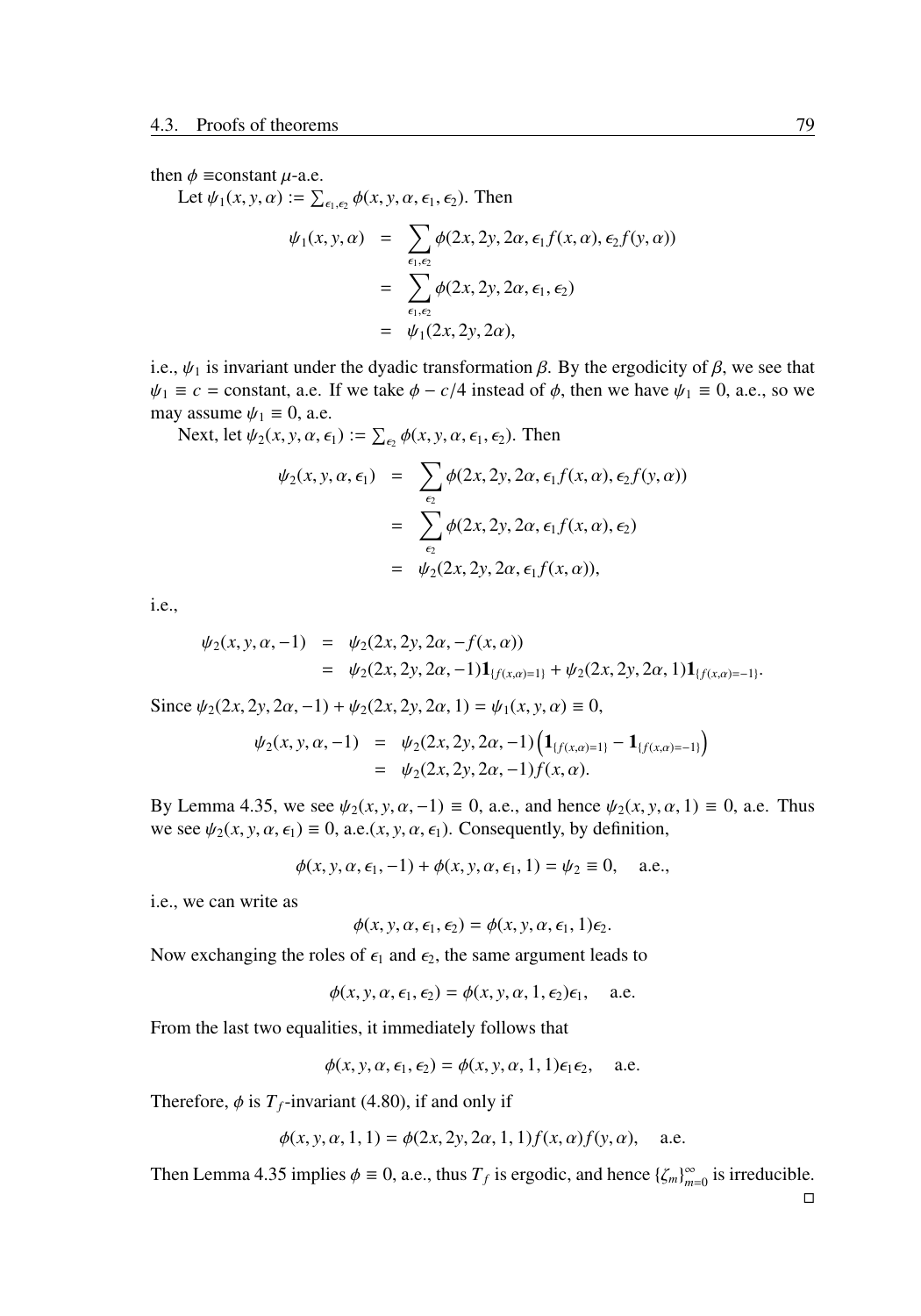then $\phi \equiv$constant $\mu$-a.e.

Let $\psi_1(x, y, \alpha) := \sum_{\epsilon_1,\epsilon_2} \phi(x, y, \alpha, \epsilon_1, \epsilon_2)$. Then

$$
\begin{aligned}
\psi_1(x, y, \alpha) &= \sum_{\epsilon_1,\epsilon_2} \phi(2x, 2y, 2\alpha, \epsilon_1 f(x, \alpha), \epsilon_2 f(y, \alpha)) \\
&= \sum_{\epsilon_1,\epsilon_2} \phi(2x, 2y, 2\alpha, \epsilon_1, \epsilon_2) \\
&= \psi_1(2x, 2y, 2\alpha),
\end{aligned}
$$

i.e., $\psi_1$ is invariant under the dyadic transformation $\beta$. By the ergodicity of $\beta$, we see that $\psi_1 \equiv c =$ constant, a.e. If we take $\phi - c/4$ instead of $\phi$, then we have $\psi_1 \equiv 0$, a.e., so we may assume $\psi_1 \equiv 0$, a.e.

Next, let $\psi_2(x, y, \alpha, \epsilon_1) := \sum_{\epsilon_2} \phi(x, y, \alpha, \epsilon_1, \epsilon_2)$. Then

$$
\begin{aligned}
\psi_2(x, y, \alpha, \epsilon_1) &= \sum_{\epsilon_2} \phi(2x, 2y, 2\alpha, \epsilon_1 f(x, \alpha), \epsilon_2 f(y, \alpha)) \\
&= \sum_{\epsilon_2} \phi(2x, 2y, 2\alpha, \epsilon_1 f(x, \alpha), \epsilon_2) \\
&= \psi_2(2x, 2y, 2\alpha, \epsilon_1 f(x, \alpha)),
\end{aligned}
$$

i.e.,

$$
\begin{aligned}
\psi_2(x, y, \alpha, -1) &= \psi_2(2x, 2y, 2\alpha, -f(x, \alpha)) \\
&= \psi_2(2x, 2y, 2\alpha, -1)\mathbf{1}_{\{f(x,\alpha)=1\}} + \psi_2(2x, 2y, 2\alpha, 1)\mathbf{1}_{\{f(x,\alpha)=-1\}}.
\end{aligned}
$$

Since $\psi_2(2x, 2y, 2\alpha, -1) + \psi_2(2x, 2y, 2\alpha, 1) = \psi_1(x, y, \alpha) \equiv 0$,

$$
\begin{aligned}
\psi_2(x, y, \alpha, -1) &= \psi_2(2x, 2y, 2\alpha, -1)\left(\mathbf{1}_{\{f(x,\alpha)=1\}} - \mathbf{1}_{\{f(x,\alpha)=-1\}}\right) \\
&= \psi_2(2x, 2y, 2\alpha, -1) f(x, \alpha).
\end{aligned}
$$

By Lemma 4.35, we see $\psi_2(x, y, \alpha, -1) \equiv 0$, a.e., and hence $\psi_2(x, y, \alpha, 1) \equiv 0$, a.e. Thus we see $\psi_2(x, y, \alpha, \epsilon_1) \equiv 0$, a.e.$(x, y, \alpha, \epsilon_1)$. Consequently, by definition,

$$
\phi(x, y, \alpha, \epsilon_1, -1) + \phi(x, y, \alpha, \epsilon_1, 1) = \psi_2 \equiv 0, \quad \text{a.e.,}
$$

i.e., we can write as

$$
\phi(x, y, \alpha, \epsilon_1, \epsilon_2) = \phi(x, y, \alpha, \epsilon_1, 1)\epsilon_2.
$$

Now exchanging the roles of $\epsilon_1$ and $\epsilon_2$, the same argument leads to

$$
\phi(x, y, \alpha, \epsilon_1, \epsilon_2) = \phi(x, y, \alpha, 1, \epsilon_2)\epsilon_1, \quad \text{a.e.}
$$

From the last two equalities, it immediately follows that

$$
\phi(x, y, \alpha, \epsilon_1, \epsilon_2) = \phi(x, y, \alpha, 1, 1)\epsilon_1\epsilon_2, \quad \text{a.e.}
$$

Therefore, $\phi$ is $T_f$-invariant (4.80), if and only if

$$
\phi(x, y, \alpha, 1, 1) = \phi(2x, 2y, 2\alpha, 1, 1) f(x, \alpha) f(y, \alpha), \quad \text{a.e.}
$$

Then Lemma 4.35 implies $\phi \equiv 0$, a.e., thus $T_f$ is ergodic, and hence $\{\zeta_m\}_{m=0}^{\infty}$ is irreducible. □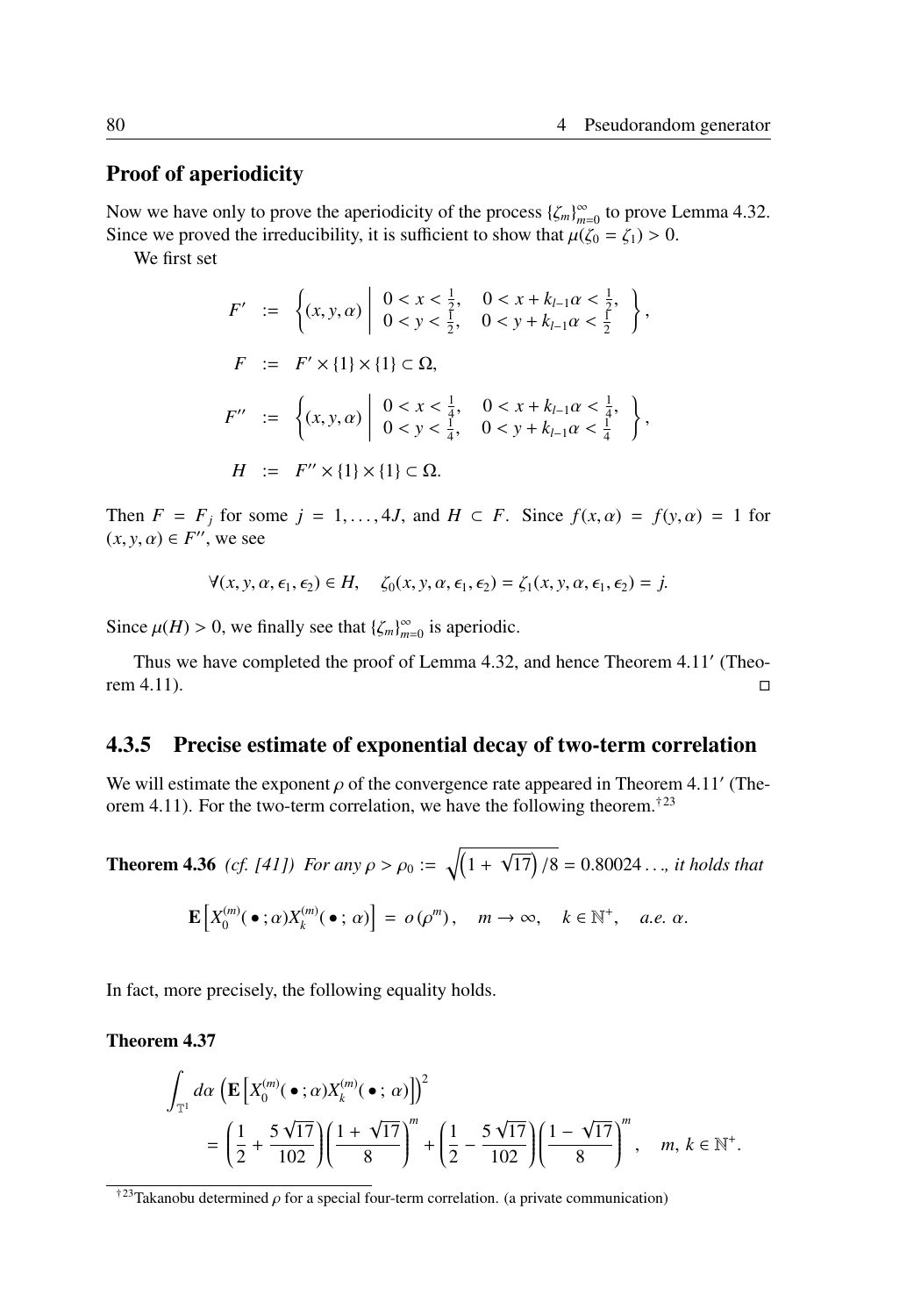## Proof of aperiodicity

Now we have only to prove the aperiodicity of the process $\{\zeta_m\}_{m=0}^{\infty}$ to prove Lemma 4.32. Since we proved the irreducibility, it is sufficient to show that $\mu(\zeta_0 = \zeta_1) > 0$.

We first set

$$
\begin{aligned}
F' &:= \left\{ (x, y, \alpha) \,\middle|\, \begin{array}{ll} 0 < x < \frac{1}{2}, & 0 < x + k_{l-1}\alpha < \frac{1}{2}, \\ 0 < y < \frac{1}{2}, & 0 < y + k_{l-1}\alpha < \frac{1}{2} \end{array} \right\}, \\
F &:= F' \times \{1\} \times \{1\} \subset \Omega, \\
F'' &:= \left\{ (x, y, \alpha) \,\middle|\, \begin{array}{ll} 0 < x < \frac{1}{4}, & 0 < x + k_{l-1}\alpha < \frac{1}{4}, \\ 0 < y < \frac{1}{4}, & 0 < y + k_{l-1}\alpha < \frac{1}{4} \end{array} \right\}, \\
H &:= F'' \times \{1\} \times \{1\} \subset \Omega.
\end{aligned}
$$

Then $F = F_j$ for some $j = 1, \ldots, 4J$, and $H \subset F$. Since $f(x, \alpha) = f(y, \alpha) = 1$ for $(x, y, \alpha) \in F''$, we see

$$
\forall (x, y, \alpha, \epsilon_1, \epsilon_2) \in H, \quad \zeta_0(x, y, \alpha, \epsilon_1, \epsilon_2) = \zeta_1(x, y, \alpha, \epsilon_1, \epsilon_2) = j.
$$

Since $\mu(H) > 0$, we finally see that $\{\zeta_m\}_{m=0}^{\infty}$ is aperiodic.

Thus we have completed the proof of Lemma 4.32, and hence Theorem 4.11′ (Theorem 4.11). □

### 4.3.5 Precise estimate of exponential decay of two-term correlation

We will estimate the exponent $\rho$ of the convergence rate appeared in Theorem 4.11′ (Theorem 4.11). For the two-term correlation, we have the following theorem.[†23]

**Theorem 4.36** *(cf. [41]) For any $\rho > \rho_0 := \sqrt{\left(1 + \sqrt{17}\right)/8} = 0.80024\ldots$, it holds that*

$$
\mathbf{E}\left[X_0^{(m)}(\,\bullet\,; \alpha) X_k^{(m)}(\,\bullet\,; \alpha)\right] = o(\rho^m), \quad m \to \infty, \quad k \in \mathbb{N}^+, \quad a.e.\ \alpha.
$$

In fact, more precisely, the following equality holds.

**Theorem 4.37**

$$
\begin{aligned}
&\int_{\mathbb{T}^1} d\alpha \left( \mathbf{E}\left[X_0^{(m)}(\,\bullet\,; \alpha) X_k^{(m)}(\,\bullet\,; \alpha)\right] \right)^2 \\
&\quad = \left( \frac{1}{2} + \frac{5\sqrt{17}}{102} \right) \left( \frac{1 + \sqrt{17}}{8} \right)^m + \left( \frac{1}{2} - \frac{5\sqrt{17}}{102} \right) \left( \frac{1 - \sqrt{17}}{8} \right)^m, \quad m, k \in \mathbb{N}^+.
\end{aligned}
$$

---

[†23] Takanobu determined $\rho$ for a special four-term correlation. (a private communication)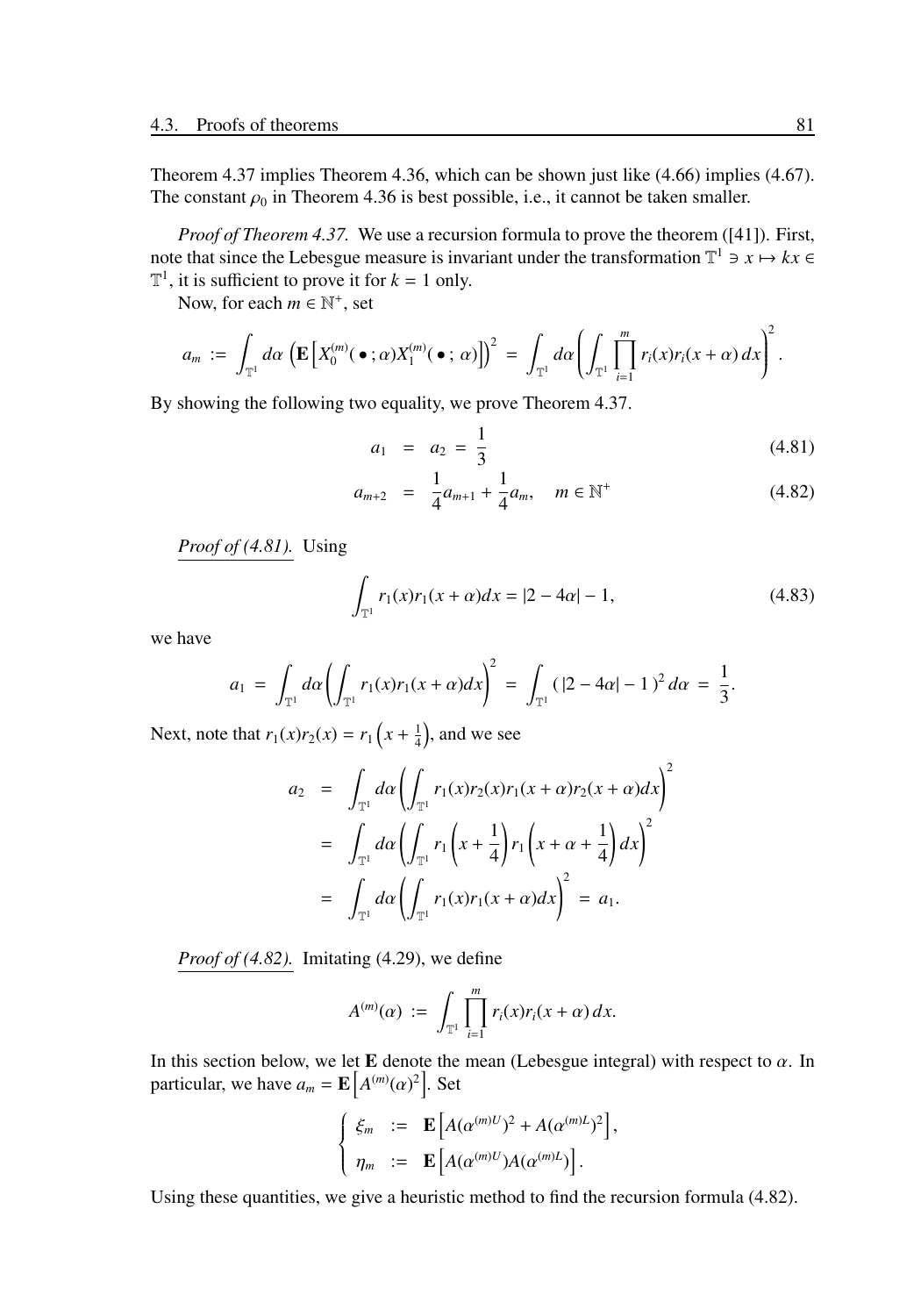Theorem 4.37 implies Theorem 4.36, which can be shown just like (4.66) implies (4.67). The constant $\rho_0$ in Theorem 4.36 is best possible, i.e., it cannot be taken smaller.

*Proof of Theorem 4.37.* We use a recursion formula to prove the theorem ([41]). First, note that since the Lebesgue measure is invariant under the transformation $\mathbb{T}^1 \ni x \mapsto kx \in \mathbb{T}^1$, it is sufficient to prove it for $k = 1$ only.

Now, for each $m \in \mathbb{N}^+$, set

$$a_m := \int_{\mathbb{T}^1} d\alpha \left( \mathbf{E}\left[ X_0^{(m)}(\,\bullet\,; \alpha) X_1^{(m)}(\,\bullet\,; \alpha) \right] \right)^2 = \int_{\mathbb{T}^1} d\alpha \left( \int_{\mathbb{T}^1} \prod_{i=1}^m r_i(x) r_i(x+\alpha)\, dx \right)^2 .$$

By showing the following two equality, we prove Theorem 4.37.

$$a_1 = a_2 = \frac{1}{3} \tag{4.81}$$

$$a_{m+2} = \frac{1}{4} a_{m+1} + \frac{1}{4} a_m, \quad m \in \mathbb{N}^+ \tag{4.82}$$

*Proof of (4.81).* Using

$$\int_{\mathbb{T}^1} r_1(x) r_1(x+\alpha) dx = |2 - 4\alpha| - 1, \tag{4.83}$$

we have

$$a_1 = \int_{\mathbb{T}^1} d\alpha \left( \int_{\mathbb{T}^1} r_1(x) r_1(x+\alpha) dx \right)^2 = \int_{\mathbb{T}^1} (\,|2 - 4\alpha| - 1\,)^2\, d\alpha = \frac{1}{3}.$$

Next, note that $r_1(x) r_2(x) = r_1\left(x + \frac{1}{4}\right)$, and we see

$$\begin{aligned}
a_2 &= \int_{\mathbb{T}^1} d\alpha \left( \int_{\mathbb{T}^1} r_1(x) r_2(x) r_1(x+\alpha) r_2(x+\alpha) dx \right)^2 \\
&= \int_{\mathbb{T}^1} d\alpha \left( \int_{\mathbb{T}^1} r_1\left(x + \frac{1}{4}\right) r_1\left(x + \alpha + \frac{1}{4}\right) dx \right)^2 \\
&= \int_{\mathbb{T}^1} d\alpha \left( \int_{\mathbb{T}^1} r_1(x) r_1(x+\alpha) dx \right)^2 = a_1.
\end{aligned}$$

*Proof of (4.82).* Imitating (4.29), we define

$$A^{(m)}(\alpha) := \int_{\mathbb{T}^1} \prod_{i=1}^m r_i(x) r_i(x+\alpha)\, dx.$$

In this section below, we let $\mathbf{E}$ denote the mean (Lebesgue integral) with respect to $\alpha$. In particular, we have $a_m = \mathbf{E}\left[ A^{(m)}(\alpha)^2 \right]$. Set

$$\begin{cases} \xi_m := \mathbf{E}\left[ A(\alpha^{(m)U})^2 + A(\alpha^{(m)L})^2 \right], \\ \eta_m := \mathbf{E}\left[ A(\alpha^{(m)U}) A(\alpha^{(m)L}) \right]. \end{cases}$$

Using these quantities, we give a heuristic method to find the recursion formula (4.82).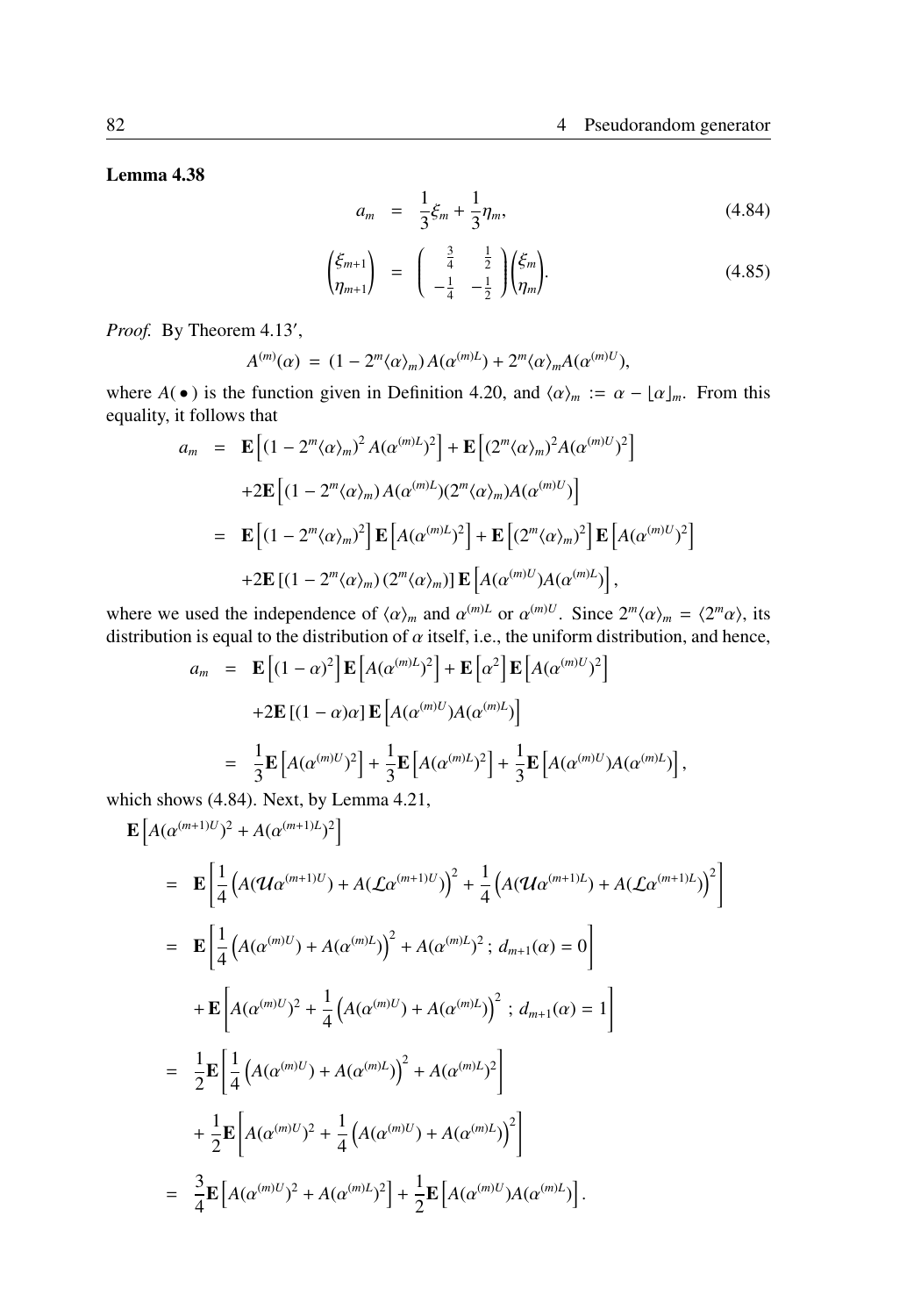**Lemma 4.38**

$$a_m = \frac{1}{3}\xi_m + \frac{1}{3}\eta_m, \tag{4.84}$$

$$\begin{pmatrix} \xi_{m+1} \\ \eta_{m+1} \end{pmatrix} = \begin{pmatrix} \frac{3}{4} & \frac{1}{2} \\ -\frac{1}{4} & -\frac{1}{2} \end{pmatrix} \begin{pmatrix} \xi_m \\ \eta_m \end{pmatrix}. \tag{4.85}$$

*Proof.* By Theorem 4.13′,

$$A^{(m)}(\alpha) = (1 - 2^m\langle\alpha\rangle_m)\,A(\alpha^{(m)L}) + 2^m\langle\alpha\rangle_m A(\alpha^{(m)U}),$$

where $A(\,\bullet\,)$ is the function given in Definition 4.20, and $\langle\alpha\rangle_m := \alpha - \lfloor\alpha\rfloor_m$. From this equality, it follows that

$$\begin{aligned}
a_m &= \mathbf{E}\left[(1 - 2^m\langle\alpha\rangle_m)^2\,A(\alpha^{(m)L})^2\right] + \mathbf{E}\left[(2^m\langle\alpha\rangle_m)^2 A(\alpha^{(m)U})^2\right] \\
&\quad + 2\mathbf{E}\left[(1 - 2^m\langle\alpha\rangle_m)\,A(\alpha^{(m)L})(2^m\langle\alpha\rangle_m)A(\alpha^{(m)U})\right] \\
&= \mathbf{E}\left[(1 - 2^m\langle\alpha\rangle_m)^2\right]\mathbf{E}\left[A(\alpha^{(m)L})^2\right] + \mathbf{E}\left[(2^m\langle\alpha\rangle_m)^2\right]\mathbf{E}\left[A(\alpha^{(m)U})^2\right] \\
&\quad + 2\mathbf{E}\left[(1 - 2^m\langle\alpha\rangle_m)\,(2^m\langle\alpha\rangle_m)\right]\mathbf{E}\left[A(\alpha^{(m)U})A(\alpha^{(m)L})\right],
\end{aligned}$$

where we used the independence of $\langle\alpha\rangle_m$ and $\alpha^{(m)L}$ or $\alpha^{(m)U}$. Since $2^m\langle\alpha\rangle_m = \langle 2^m\alpha\rangle$, its distribution is equal to the distribution of $\alpha$ itself, i.e., the uniform distribution, and hence,

$$\begin{aligned}
a_m &= \mathbf{E}\left[(1 - \alpha)^2\right]\mathbf{E}\left[A(\alpha^{(m)L})^2\right] + \mathbf{E}\left[\alpha^2\right]\mathbf{E}\left[A(\alpha^{(m)U})^2\right] \\
&\quad + 2\mathbf{E}\left[(1 - \alpha)\alpha\right]\mathbf{E}\left[A(\alpha^{(m)U})A(\alpha^{(m)L})\right] \\
&= \frac{1}{3}\mathbf{E}\left[A(\alpha^{(m)U})^2\right] + \frac{1}{3}\mathbf{E}\left[A(\alpha^{(m)L})^2\right] + \frac{1}{3}\mathbf{E}\left[A(\alpha^{(m)U})A(\alpha^{(m)L})\right],
\end{aligned}$$

which shows (4.84). Next, by Lemma 4.21,

$$\begin{aligned}
&\mathbf{E}\left[A(\alpha^{(m+1)U})^2 + A(\alpha^{(m+1)L})^2\right] \\
&= \mathbf{E}\left[\frac{1}{4}\left(A(\mathcal{U}\alpha^{(m+1)U}) + A(\mathcal{L}\alpha^{(m+1)U})\right)^2 + \frac{1}{4}\left(A(\mathcal{U}\alpha^{(m+1)L}) + A(\mathcal{L}\alpha^{(m+1)L})\right)^2\right] \\
&= \mathbf{E}\left[\frac{1}{4}\left(A(\alpha^{(m)U}) + A(\alpha^{(m)L})\right)^2 + A(\alpha^{(m)L})^2\,;\, d_{m+1}(\alpha) = 0\right] \\
&\quad + \mathbf{E}\left[A(\alpha^{(m)U})^2 + \frac{1}{4}\left(A(\alpha^{(m)U}) + A(\alpha^{(m)L})\right)^2\,;\, d_{m+1}(\alpha) = 1\right] \\
&= \frac{1}{2}\mathbf{E}\left[\frac{1}{4}\left(A(\alpha^{(m)U}) + A(\alpha^{(m)L})\right)^2 + A(\alpha^{(m)L})^2\right] \\
&\quad + \frac{1}{2}\mathbf{E}\left[A(\alpha^{(m)U})^2 + \frac{1}{4}\left(A(\alpha^{(m)U}) + A(\alpha^{(m)L})\right)^2\right] \\
&= \frac{3}{4}\mathbf{E}\left[A(\alpha^{(m)U})^2 + A(\alpha^{(m)L})^2\right] + \frac{1}{2}\mathbf{E}\left[A(\alpha^{(m)U})A(\alpha^{(m)L})\right].
\end{aligned}$$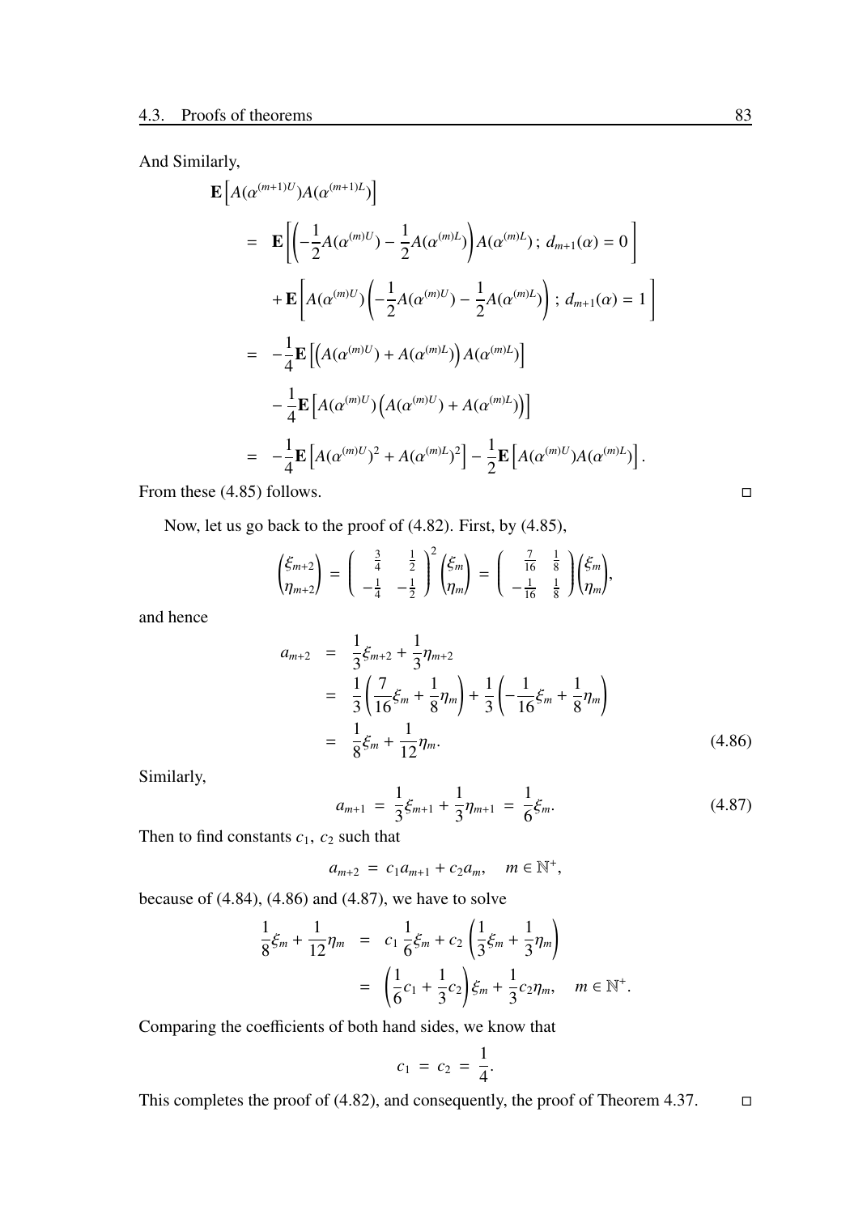And Similarly,

$$
\begin{aligned}
&\mathbf{E}\left[A(\alpha^{(m+1)U})A(\alpha^{(m+1)L})\right] \\
&= \mathbf{E}\left[\left(-\frac{1}{2}A(\alpha^{(m)U}) - \frac{1}{2}A(\alpha^{(m)L})\right)A(\alpha^{(m)L})\,;\, d_{m+1}(\alpha) = 0\right] \\
&\quad + \mathbf{E}\left[A(\alpha^{(m)U})\left(-\frac{1}{2}A(\alpha^{(m)U}) - \frac{1}{2}A(\alpha^{(m)L})\right)\,;\, d_{m+1}(\alpha) = 1\right] \\
&= -\frac{1}{4}\mathbf{E}\left[\left(A(\alpha^{(m)U}) + A(\alpha^{(m)L})\right)A(\alpha^{(m)L})\right] \\
&\quad - \frac{1}{4}\mathbf{E}\left[A(\alpha^{(m)U})\left(A(\alpha^{(m)U}) + A(\alpha^{(m)L})\right)\right] \\
&= -\frac{1}{4}\mathbf{E}\left[A(\alpha^{(m)U})^2 + A(\alpha^{(m)L})^2\right] - \frac{1}{2}\mathbf{E}\left[A(\alpha^{(m)U})A(\alpha^{(m)L})\right].
\end{aligned}
$$

From these (4.85) follows. □

Now, let us go back to the proof of (4.82). First, by (4.85),

$$
\begin{pmatrix} \xi_{m+2} \\ \eta_{m+2} \end{pmatrix} = \begin{pmatrix} \frac{3}{4} & \frac{1}{2} \\ -\frac{1}{4} & -\frac{1}{2} \end{pmatrix}^2 \begin{pmatrix} \xi_m \\ \eta_m \end{pmatrix} = \begin{pmatrix} \frac{7}{16} & \frac{1}{8} \\ -\frac{1}{16} & \frac{1}{8} \end{pmatrix} \begin{pmatrix} \xi_m \\ \eta_m \end{pmatrix},
$$

and hence

$$
\begin{aligned}
a_{m+2} &= \frac{1}{3}\xi_{m+2} + \frac{1}{3}\eta_{m+2} \\
&= \frac{1}{3}\left(\frac{7}{16}\xi_m + \frac{1}{8}\eta_m\right) + \frac{1}{3}\left(-\frac{1}{16}\xi_m + \frac{1}{8}\eta_m\right) \\
&= \frac{1}{8}\xi_m + \frac{1}{12}\eta_m. \qquad (4.86)
\end{aligned}
$$

Similarly,

$$
a_{m+1} = \frac{1}{3}\xi_{m+1} + \frac{1}{3}\eta_{m+1} = \frac{1}{6}\xi_m. \qquad (4.87)
$$

Then to find constants $c_1$, $c_2$ such that

$$
a_{m+2} = c_1 a_{m+1} + c_2 a_m, \quad m \in \mathbb{N}^+,
$$

because of (4.84), (4.86) and (4.87), we have to solve

$$
\begin{aligned}
\frac{1}{8}\xi_m + \frac{1}{12}\eta_m &= c_1\,\frac{1}{6}\xi_m + c_2\left(\frac{1}{3}\xi_m + \frac{1}{3}\eta_m\right) \\
&= \left(\frac{1}{6}c_1 + \frac{1}{3}c_2\right)\xi_m + \frac{1}{3}c_2\eta_m, \quad m \in \mathbb{N}^+.
\end{aligned}
$$

Comparing the coefficients of both hand sides, we know that

$$
c_1 = c_2 = \frac{1}{4}.
$$

This completes the proof of (4.82), and consequently, the proof of Theorem 4.37. □